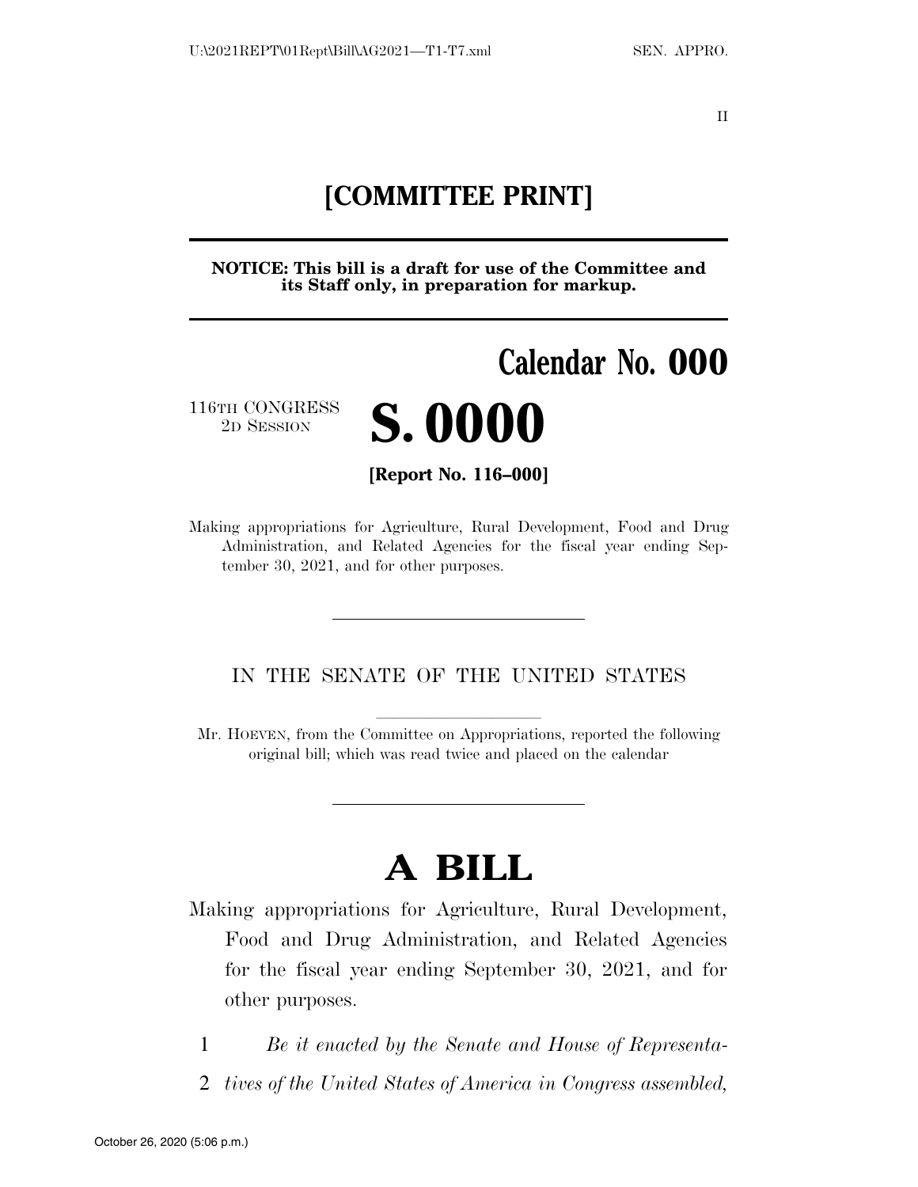II

# [COMMITTEE PRINT]

**NOTICE: This bill is a draft for use of the Committee and its Staff only, in preparation for markup.**

**Calendar No. 000**

116TH CONGRESS
2D SESSION

# S. 0000

**[Report No. 116–000]**

Making appropriations for Agriculture, Rural Development, Food and Drug Administration, and Related Agencies for the fiscal year ending September 30, 2021, and for other purposes.

---

IN THE SENATE OF THE UNITED STATES

Mr. HOEVEN, from the Committee on Appropriations, reported the following original bill; which was read twice and placed on the calendar

---

# A BILL

Making appropriations for Agriculture, Rural Development, Food and Drug Administration, and Related Agencies for the fiscal year ending September 30, 2021, and for other purposes.

1 *Be it enacted by the Senate and House of Representa-*
2 *tives of the United States of America in Congress assembled,*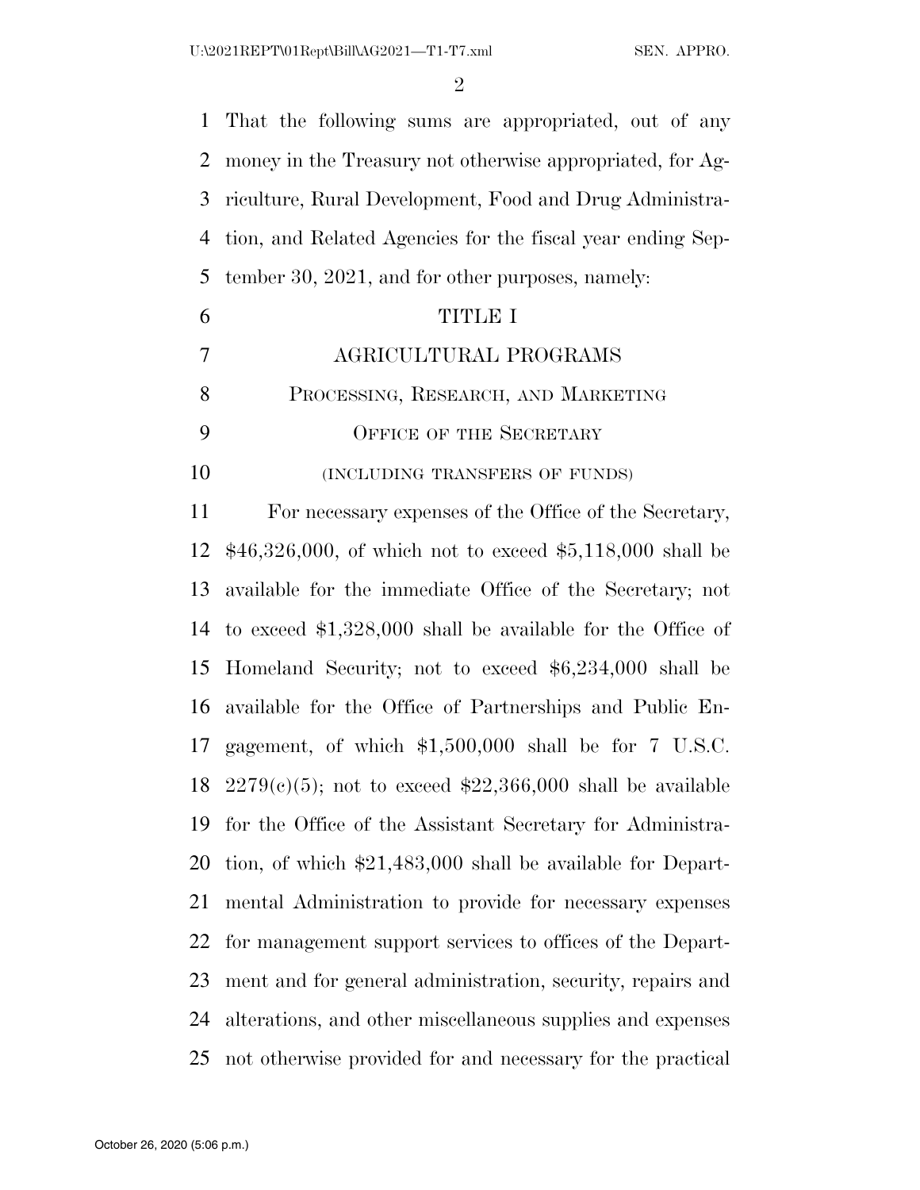That the following sums are appropriated, out of any money in the Treasury not otherwise appropriated, for Agriculture, Rural Development, Food and Drug Administration, and Related Agencies for the fiscal year ending September 30, 2021, and for other purposes, namely:

# TITLE I

# AGRICULTURAL PROGRAMS

## PROCESSING, RESEARCH, AND MARKETING

### OFFICE OF THE SECRETARY

(INCLUDING TRANSFERS OF FUNDS)

For necessary expenses of the Office of the Secretary, $46,326,000, of which not to exceed $5,118,000 shall be available for the immediate Office of the Secretary; not to exceed $1,328,000 shall be available for the Office of Homeland Security; not to exceed $6,234,000 shall be available for the Office of Partnerships and Public Engagement, of which $1,500,000 shall be for 7 U.S.C. 2279(c)(5); not to exceed $22,366,000 shall be available for the Office of the Assistant Secretary for Administration, of which $21,483,000 shall be available for Departmental Administration to provide for necessary expenses for management support services to offices of the Department and for general administration, security, repairs and alterations, and other miscellaneous supplies and expenses not otherwise provided for and necessary for the practical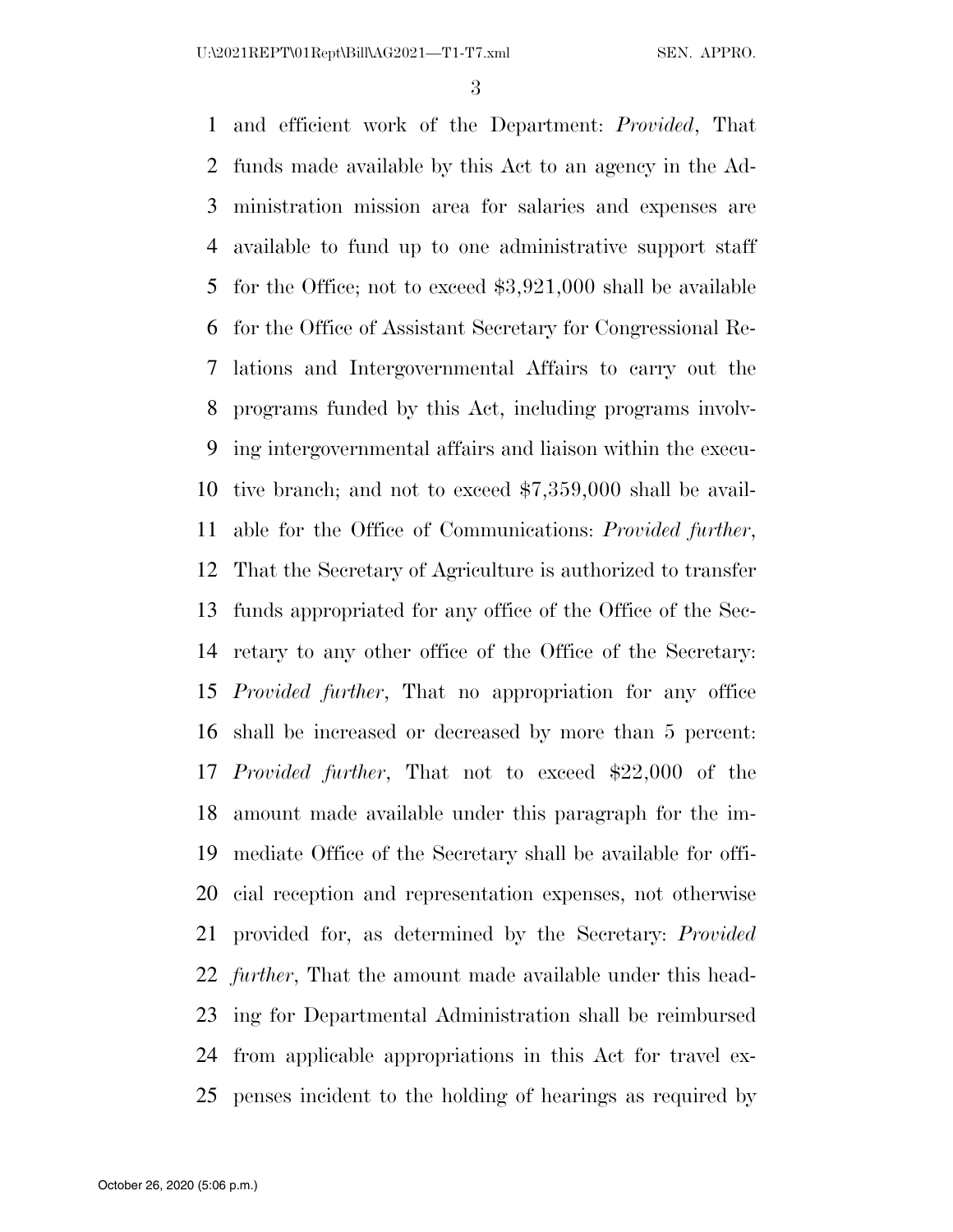and efficient work of the Department: *Provided*, That funds made available by this Act to an agency in the Administration mission area for salaries and expenses are available to fund up to one administrative support staff for the Office; not to exceed $3,921,000 shall be available for the Office of Assistant Secretary for Congressional Relations and Intergovernmental Affairs to carry out the programs funded by this Act, including programs involving intergovernmental affairs and liaison within the executive branch; and not to exceed $7,359,000 shall be available for the Office of Communications: *Provided further*, That the Secretary of Agriculture is authorized to transfer funds appropriated for any office of the Office of the Secretary to any other office of the Office of the Secretary: *Provided further*, That no appropriation for any office shall be increased or decreased by more than 5 percent: *Provided further*, That not to exceed $22,000 of the amount made available under this paragraph for the immediate Office of the Secretary shall be available for official reception and representation expenses, not otherwise provided for, as determined by the Secretary: *Provided further*, That the amount made available under this heading for Departmental Administration shall be reimbursed from applicable appropriations in this Act for travel expenses incident to the holding of hearings as required by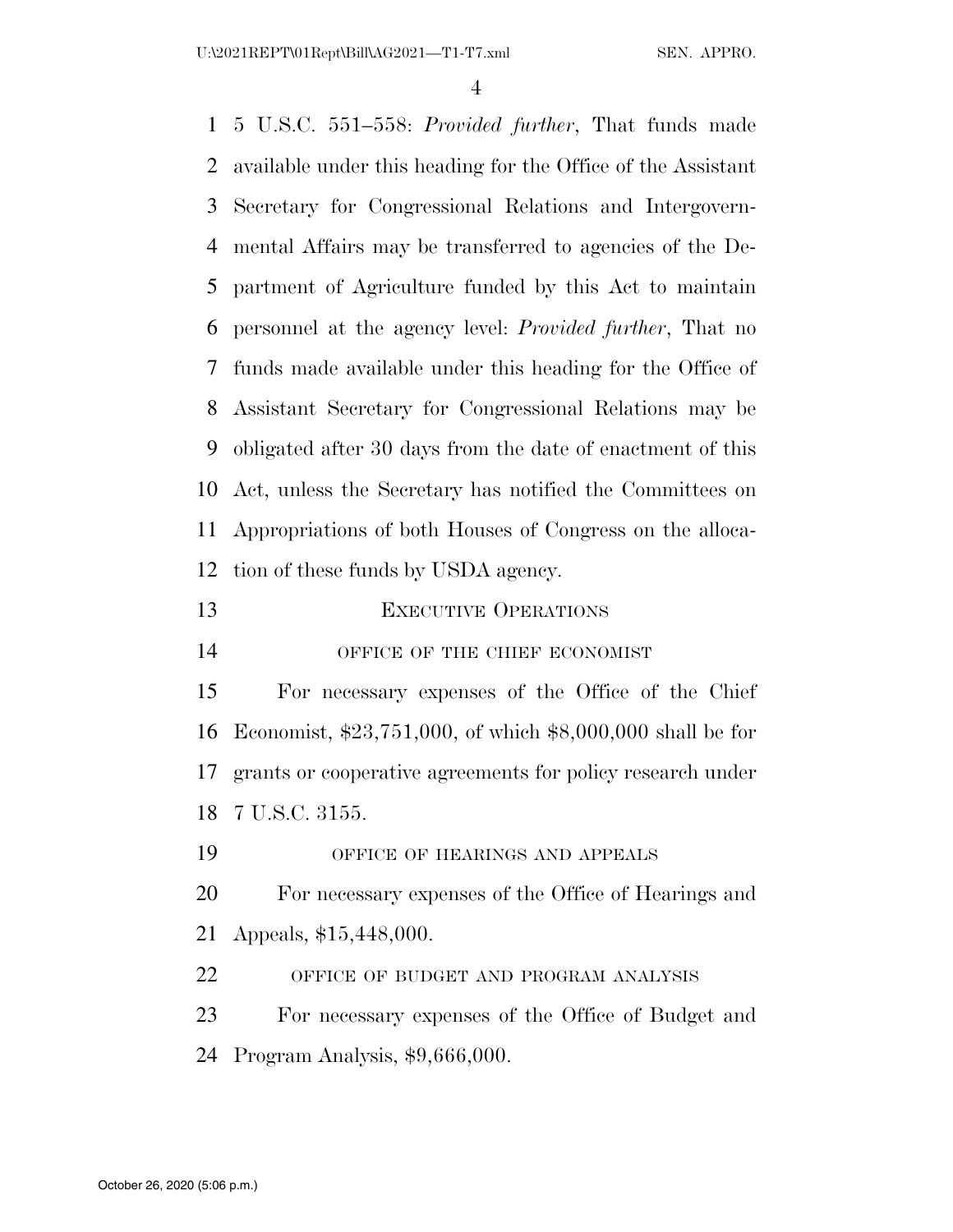5 U.S.C. 551–558: *Provided further*, That funds made available under this heading for the Office of the Assistant Secretary for Congressional Relations and Intergovernmental Affairs may be transferred to agencies of the Department of Agriculture funded by this Act to maintain personnel at the agency level: *Provided further*, That no funds made available under this heading for the Office of Assistant Secretary for Congressional Relations may be obligated after 30 days from the date of enactment of this Act, unless the Secretary has notified the Committees on Appropriations of both Houses of Congress on the allocation of these funds by USDA agency.

## EXECUTIVE OPERATIONS

### OFFICE OF THE CHIEF ECONOMIST

For necessary expenses of the Office of the Chief Economist, $23,751,000, of which $8,000,000 shall be for grants or cooperative agreements for policy research under 7 U.S.C. 3155.

### OFFICE OF HEARINGS AND APPEALS

For necessary expenses of the Office of Hearings and Appeals, $15,448,000.

### OFFICE OF BUDGET AND PROGRAM ANALYSIS

For necessary expenses of the Office of Budget and Program Analysis, $9,666,000.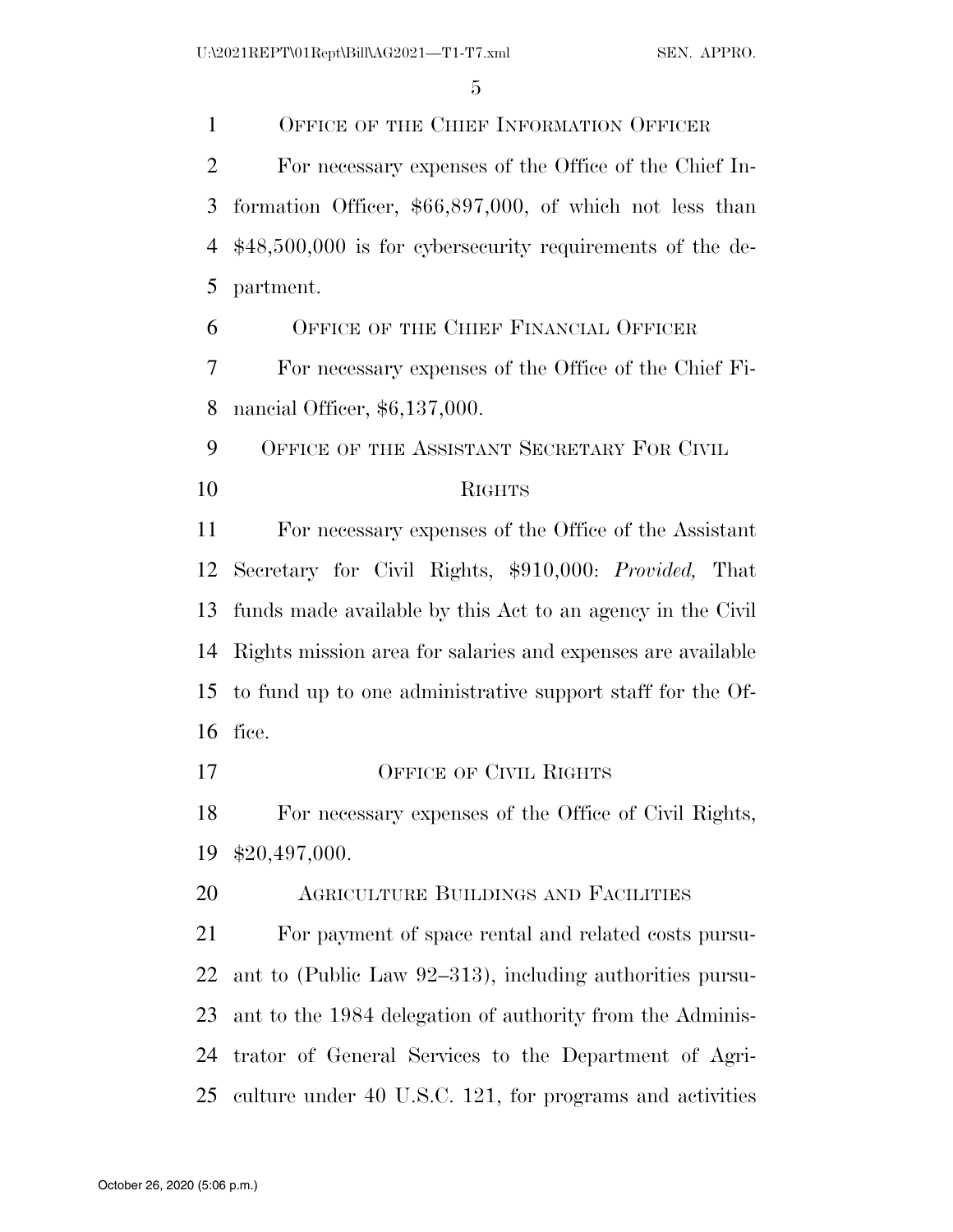OFFICE OF THE CHIEF INFORMATION OFFICER

For necessary expenses of the Office of the Chief Information Officer, $66,897,000, of which not less than $48,500,000 is for cybersecurity requirements of the department.

OFFICE OF THE CHIEF FINANCIAL OFFICER

For necessary expenses of the Office of the Chief Financial Officer, $6,137,000.

OFFICE OF THE ASSISTANT SECRETARY FOR CIVIL RIGHTS

For necessary expenses of the Office of the Assistant Secretary for Civil Rights, $910,000: *Provided,* That funds made available by this Act to an agency in the Civil Rights mission area for salaries and expenses are available to fund up to one administrative support staff for the Office.

OFFICE OF CIVIL RIGHTS

For necessary expenses of the Office of Civil Rights, $20,497,000.

AGRICULTURE BUILDINGS AND FACILITIES

For payment of space rental and related costs pursuant to (Public Law 92–313), including authorities pursuant to the 1984 delegation of authority from the Administrator of General Services to the Department of Agriculture under 40 U.S.C. 121, for programs and activities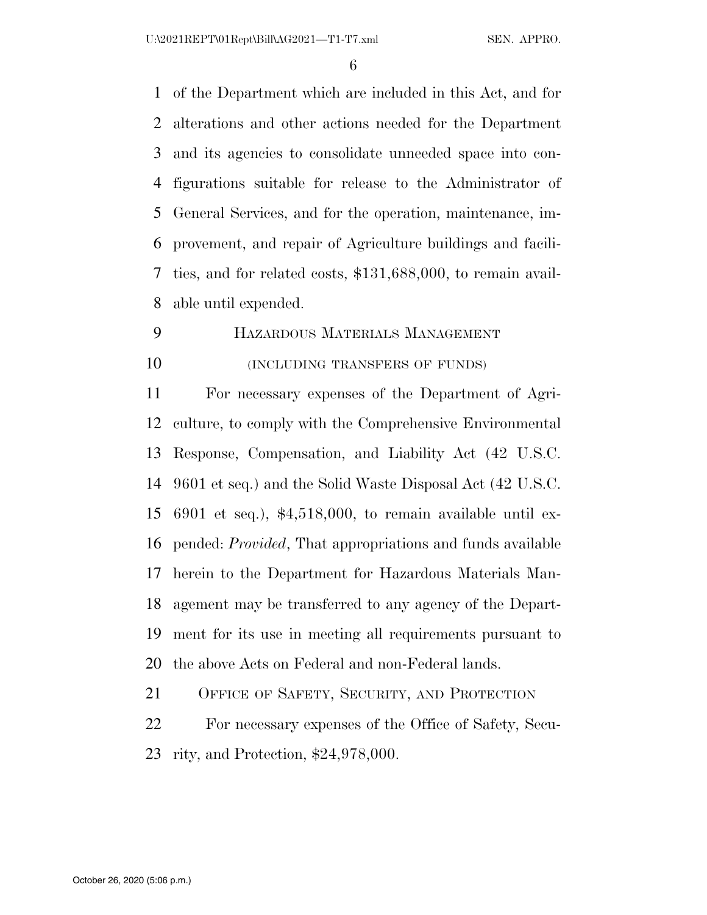of the Department which are included in this Act, and for alterations and other actions needed for the Department and its agencies to consolidate unneeded space into configurations suitable for release to the Administrator of General Services, and for the operation, maintenance, improvement, and repair of Agriculture buildings and facilities, and for related costs, $131,688,000, to remain available until expended.

HAZARDOUS MATERIALS MANAGEMENT

(INCLUDING TRANSFERS OF FUNDS)

For necessary expenses of the Department of Agriculture, to comply with the Comprehensive Environmental Response, Compensation, and Liability Act (42 U.S.C. 9601 et seq.) and the Solid Waste Disposal Act (42 U.S.C. 6901 et seq.), $4,518,000, to remain available until expended: *Provided*, That appropriations and funds available herein to the Department for Hazardous Materials Management may be transferred to any agency of the Department for its use in meeting all requirements pursuant to the above Acts on Federal and non-Federal lands.

OFFICE OF SAFETY, SECURITY, AND PROTECTION

For necessary expenses of the Office of Safety, Security, and Protection, $24,978,000.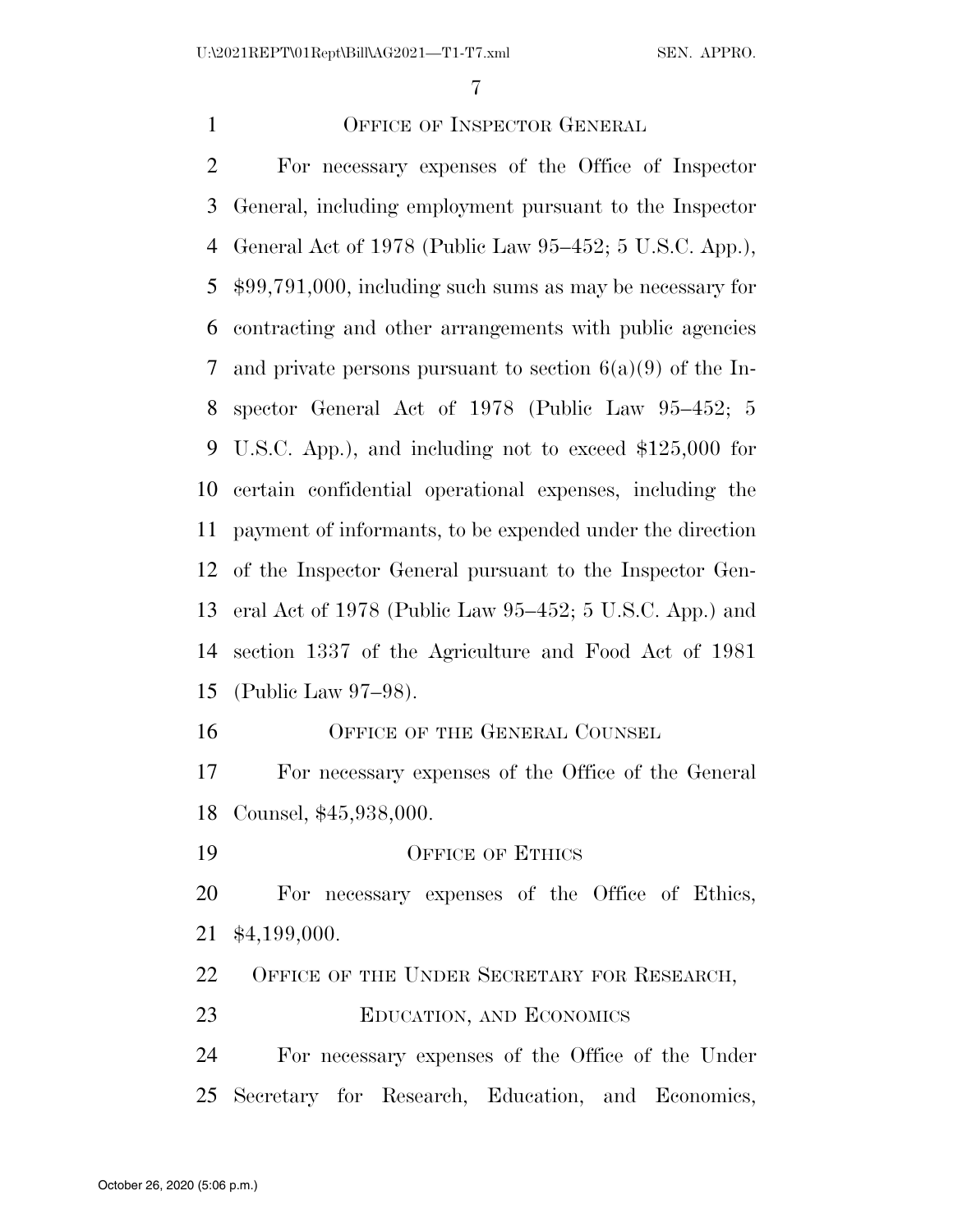## OFFICE OF INSPECTOR GENERAL

For necessary expenses of the Office of Inspector General, including employment pursuant to the Inspector General Act of 1978 (Public Law 95–452; 5 U.S.C. App.), $99,791,000, including such sums as may be necessary for contracting and other arrangements with public agencies and private persons pursuant to section 6(a)(9) of the Inspector General Act of 1978 (Public Law 95–452; 5 U.S.C. App.), and including not to exceed $125,000 for certain confidential operational expenses, including the payment of informants, to be expended under the direction of the Inspector General pursuant to the Inspector General Act of 1978 (Public Law 95–452; 5 U.S.C. App.) and section 1337 of the Agriculture and Food Act of 1981 (Public Law 97–98).

## OFFICE OF THE GENERAL COUNSEL

For necessary expenses of the Office of the General Counsel, $45,938,000.

## OFFICE OF ETHICS

For necessary expenses of the Office of Ethics, $4,199,000.

## OFFICE OF THE UNDER SECRETARY FOR RESEARCH, EDUCATION, AND ECONOMICS

For necessary expenses of the Office of the Under Secretary for Research, Education, and Economics,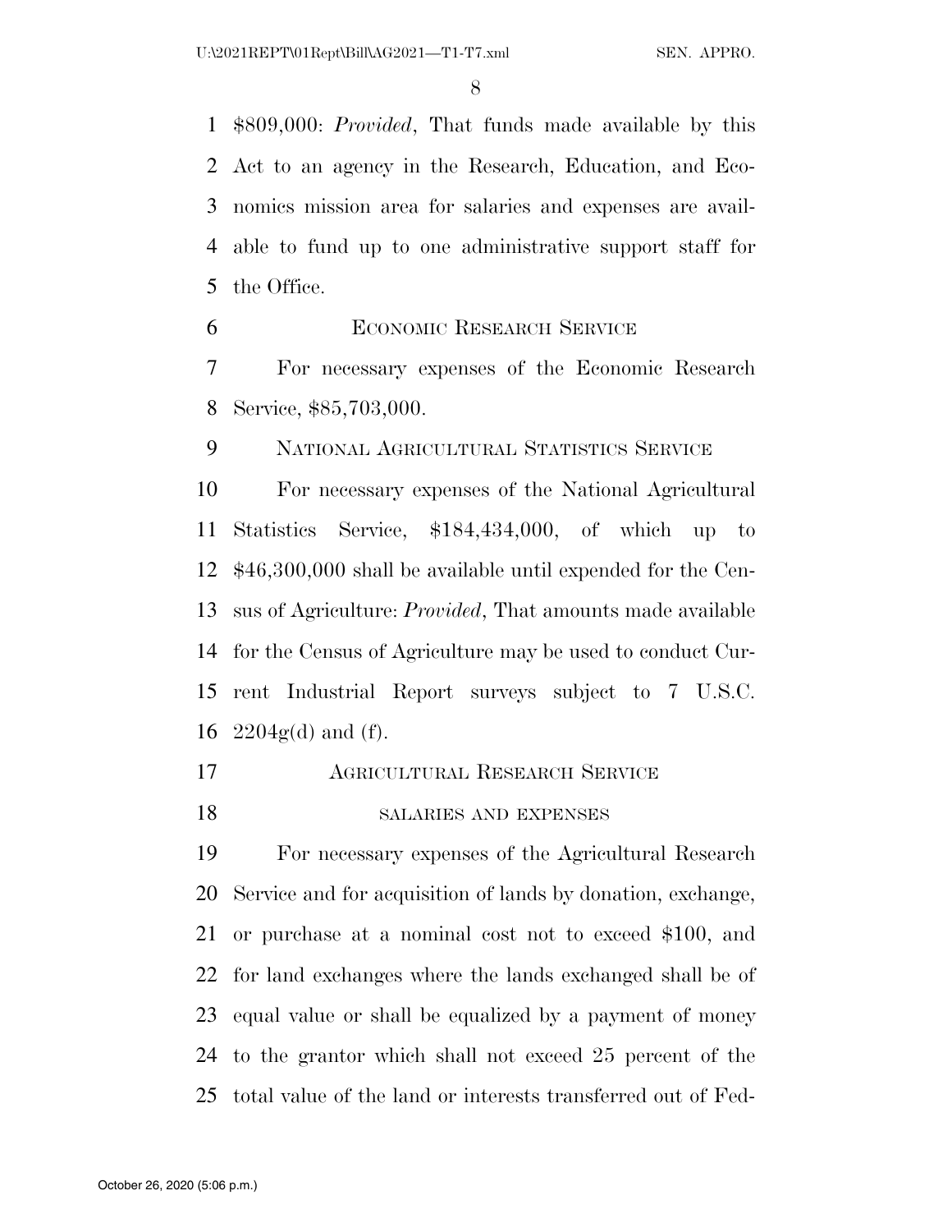$809,000: *Provided*, That funds made available by this Act to an agency in the Research, Education, and Economics mission area for salaries and expenses are available to fund up to one administrative support staff for the Office.

ECONOMIC RESEARCH SERVICE

For necessary expenses of the Economic Research Service, $85,703,000.

NATIONAL AGRICULTURAL STATISTICS SERVICE

For necessary expenses of the National Agricultural Statistics Service, $184,434,000, of which up to $46,300,000 shall be available until expended for the Census of Agriculture: *Provided*, That amounts made available for the Census of Agriculture may be used to conduct Current Industrial Report surveys subject to 7 U.S.C. 2204g(d) and (f).

AGRICULTURAL RESEARCH SERVICE

SALARIES AND EXPENSES

For necessary expenses of the Agricultural Research Service and for acquisition of lands by donation, exchange, or purchase at a nominal cost not to exceed $100, and for land exchanges where the lands exchanged shall be of equal value or shall be equalized by a payment of money to the grantor which shall not exceed 25 percent of the total value of the land or interests transferred out of Fed-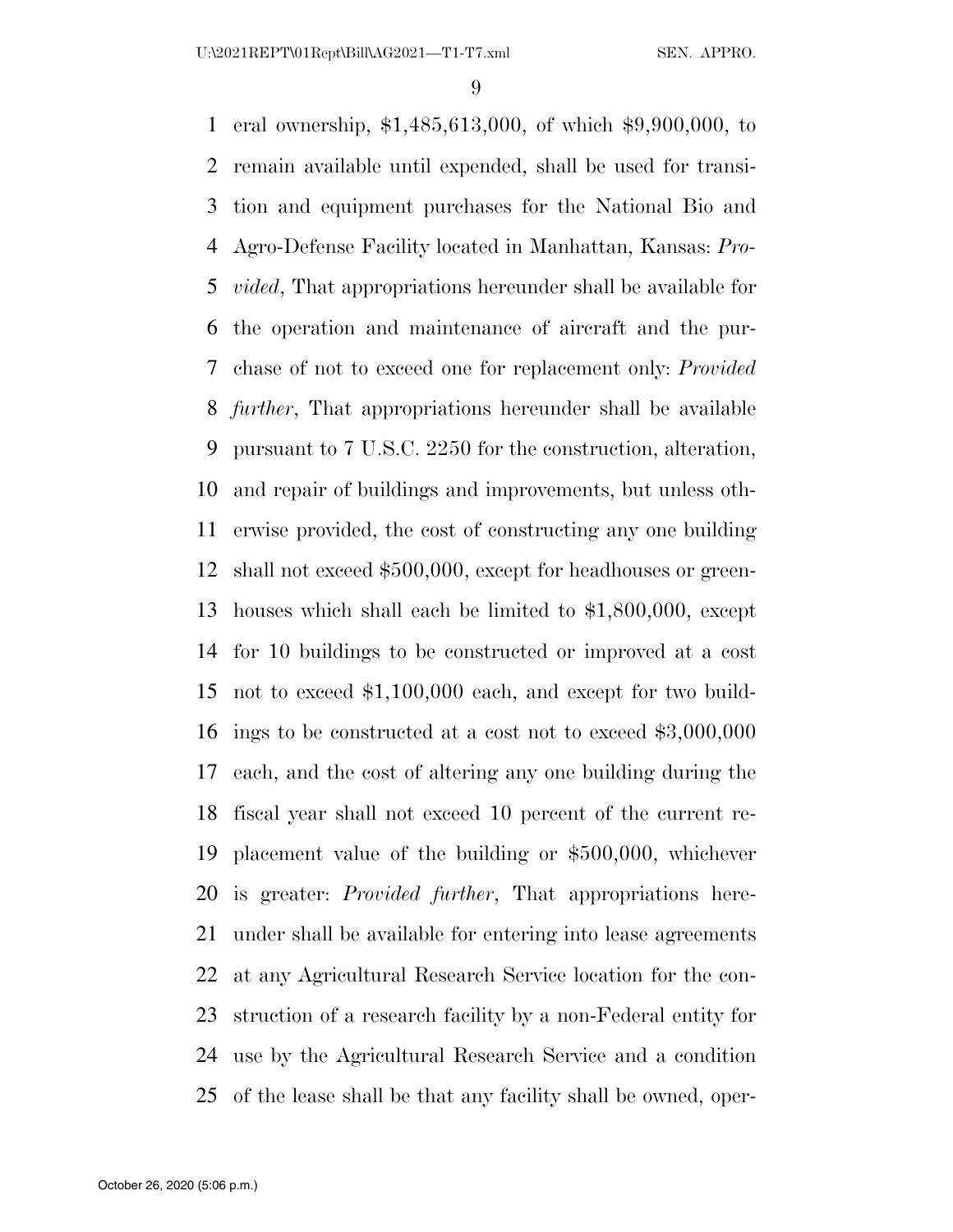eral ownership, $1,485,613,000, of which $9,900,000, to remain available until expended, shall be used for transition and equipment purchases for the National Bio and Agro-Defense Facility located in Manhattan, Kansas: *Provided*, That appropriations hereunder shall be available for the operation and maintenance of aircraft and the purchase of not to exceed one for replacement only: *Provided further*, That appropriations hereunder shall be available pursuant to 7 U.S.C. 2250 for the construction, alteration, and repair of buildings and improvements, but unless otherwise provided, the cost of constructing any one building shall not exceed $500,000, except for headhouses or greenhouses which shall each be limited to $1,800,000, except for 10 buildings to be constructed or improved at a cost not to exceed $1,100,000 each, and except for two buildings to be constructed at a cost not to exceed $3,000,000 each, and the cost of altering any one building during the fiscal year shall not exceed 10 percent of the current replacement value of the building or $500,000, whichever is greater: *Provided further*, That appropriations hereunder shall be available for entering into lease agreements at any Agricultural Research Service location for the construction of a research facility by a non-Federal entity for use by the Agricultural Research Service and a condition of the lease shall be that any facility shall be owned, oper-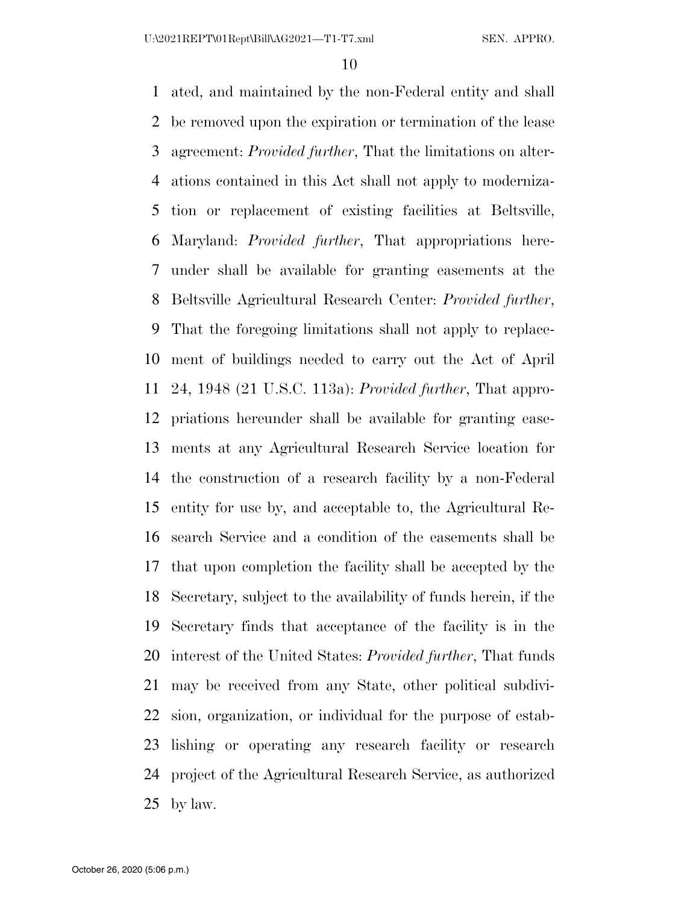ated, and maintained by the non-Federal entity and shall be removed upon the expiration or termination of the lease agreement: *Provided further*, That the limitations on alterations contained in this Act shall not apply to modernization or replacement of existing facilities at Beltsville, Maryland: *Provided further*, That appropriations hereunder shall be available for granting easements at the Beltsville Agricultural Research Center: *Provided further*, That the foregoing limitations shall not apply to replacement of buildings needed to carry out the Act of April 24, 1948 (21 U.S.C. 113a): *Provided further*, That appropriations hereunder shall be available for granting easements at any Agricultural Research Service location for the construction of a research facility by a non-Federal entity for use by, and acceptable to, the Agricultural Research Service and a condition of the easements shall be that upon completion the facility shall be accepted by the Secretary, subject to the availability of funds herein, if the Secretary finds that acceptance of the facility is in the interest of the United States: *Provided further*, That funds may be received from any State, other political subdivision, organization, or individual for the purpose of establishing or operating any research facility or research project of the Agricultural Research Service, as authorized by law.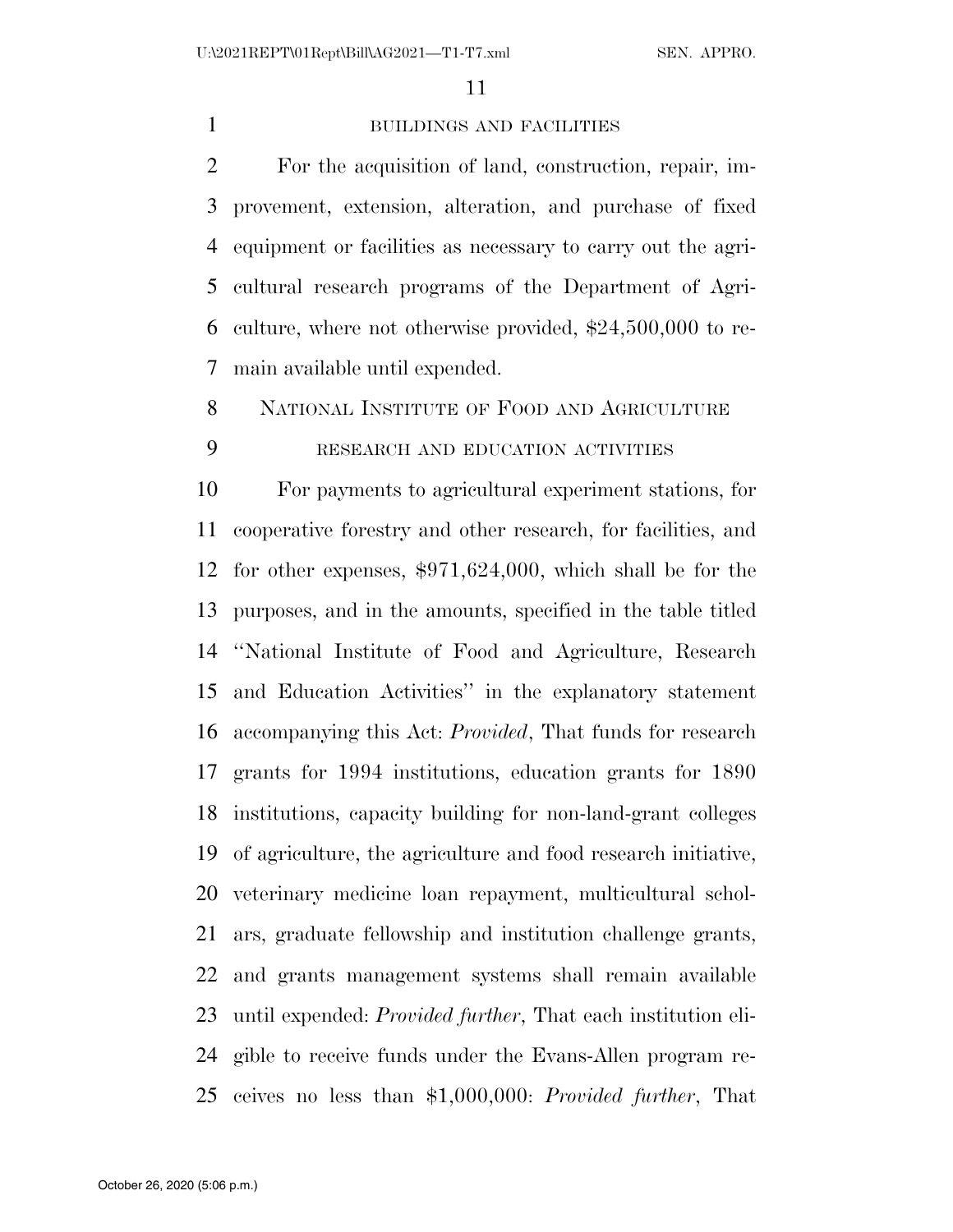BUILDINGS AND FACILITIES

For the acquisition of land, construction, repair, improvement, extension, alteration, and purchase of fixed equipment or facilities as necessary to carry out the agricultural research programs of the Department of Agriculture, where not otherwise provided, $24,500,000 to remain available until expended.

NATIONAL INSTITUTE OF FOOD AND AGRICULTURE

RESEARCH AND EDUCATION ACTIVITIES

For payments to agricultural experiment stations, for cooperative forestry and other research, for facilities, and for other expenses, $971,624,000, which shall be for the purposes, and in the amounts, specified in the table titled ''National Institute of Food and Agriculture, Research and Education Activities'' in the explanatory statement accompanying this Act: *Provided*, That funds for research grants for 1994 institutions, education grants for 1890 institutions, capacity building for non-land-grant colleges of agriculture, the agriculture and food research initiative, veterinary medicine loan repayment, multicultural scholars, graduate fellowship and institution challenge grants, and grants management systems shall remain available until expended: *Provided further*, That each institution eligible to receive funds under the Evans-Allen program receives no less than $1,000,000: *Provided further*, That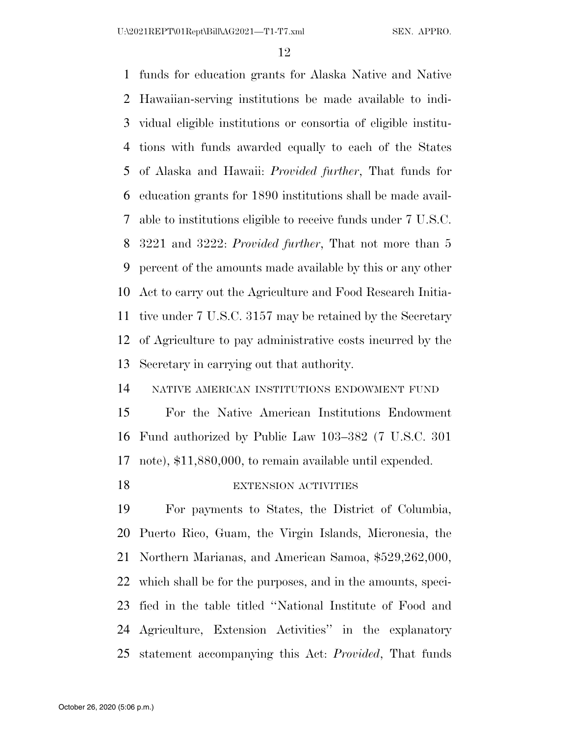funds for education grants for Alaska Native and Native Hawaiian-serving institutions be made available to individual eligible institutions or consortia of eligible institutions with funds awarded equally to each of the States of Alaska and Hawaii: *Provided further*, That funds for education grants for 1890 institutions shall be made available to institutions eligible to receive funds under 7 U.S.C. 3221 and 3222: *Provided further*, That not more than 5 percent of the amounts made available by this or any other Act to carry out the Agriculture and Food Research Initiative under 7 U.S.C. 3157 may be retained by the Secretary of Agriculture to pay administrative costs incurred by the Secretary in carrying out that authority.

NATIVE AMERICAN INSTITUTIONS ENDOWMENT FUND

For the Native American Institutions Endowment Fund authorized by Public Law 103–382 (7 U.S.C. 301 note), $11,880,000, to remain available until expended.

EXTENSION ACTIVITIES

For payments to States, the District of Columbia, Puerto Rico, Guam, the Virgin Islands, Micronesia, the Northern Marianas, and American Samoa, $529,262,000, which shall be for the purposes, and in the amounts, specified in the table titled ''National Institute of Food and Agriculture, Extension Activities'' in the explanatory statement accompanying this Act: *Provided*, That funds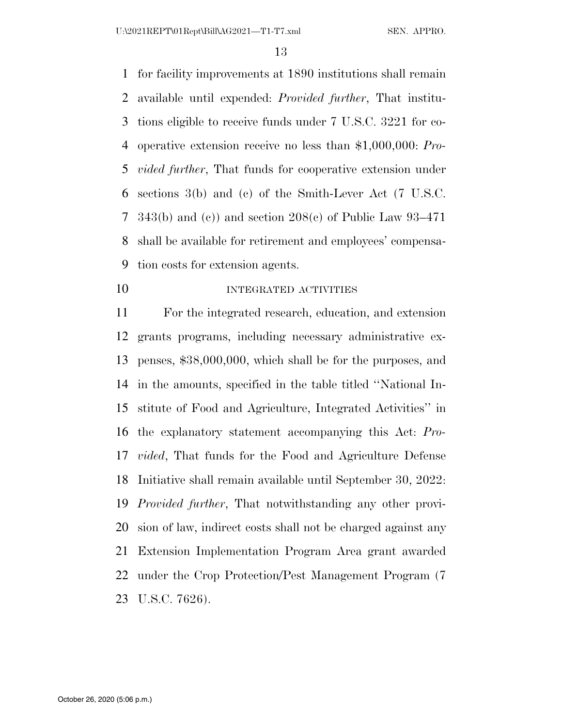for facility improvements at 1890 institutions shall remain available until expended: *Provided further*, That institutions eligible to receive funds under 7 U.S.C. 3221 for cooperative extension receive no less than $1,000,000: *Provided further*, That funds for cooperative extension under sections 3(b) and (c) of the Smith-Lever Act (7 U.S.C. 343(b) and (c)) and section 208(c) of Public Law 93–471 shall be available for retirement and employees' compensation costs for extension agents.

INTEGRATED ACTIVITIES

For the integrated research, education, and extension grants programs, including necessary administrative expenses, $38,000,000, which shall be for the purposes, and in the amounts, specified in the table titled ''National Institute of Food and Agriculture, Integrated Activities'' in the explanatory statement accompanying this Act: *Provided*, That funds for the Food and Agriculture Defense Initiative shall remain available until September 30, 2022: *Provided further*, That notwithstanding any other provision of law, indirect costs shall not be charged against any Extension Implementation Program Area grant awarded under the Crop Protection/Pest Management Program (7 U.S.C. 7626).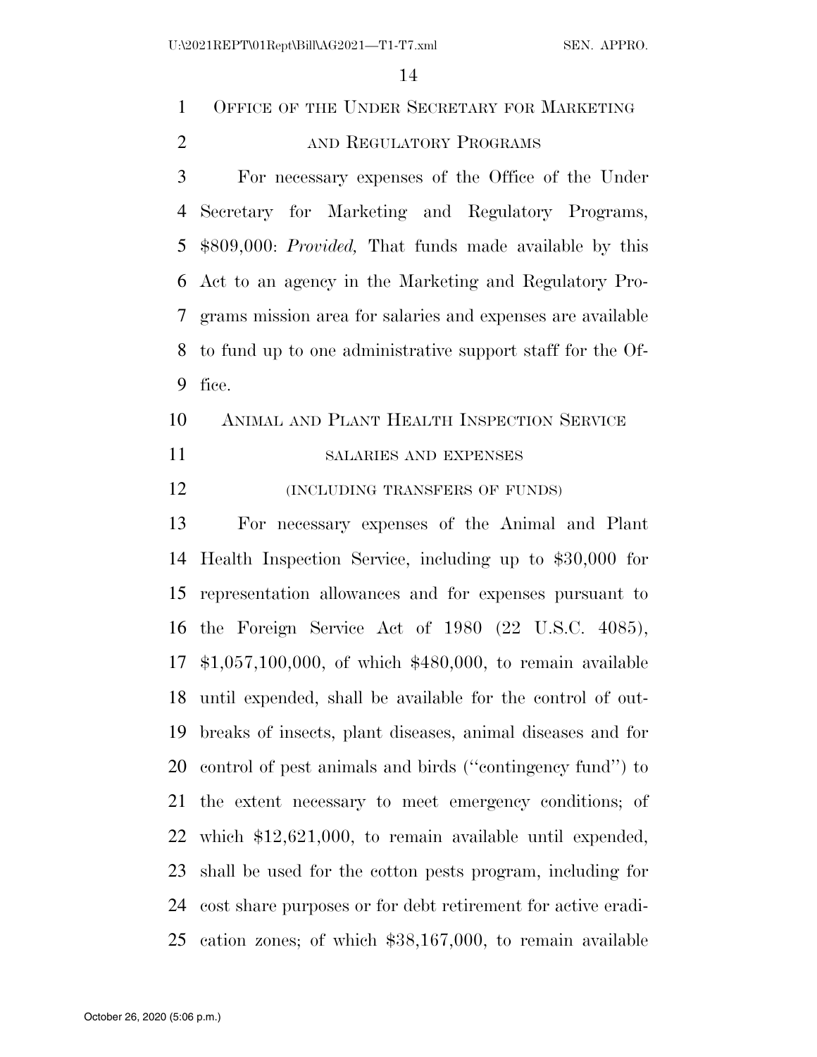OFFICE OF THE UNDER SECRETARY FOR MARKETING AND REGULATORY PROGRAMS

For necessary expenses of the Office of the Under Secretary for Marketing and Regulatory Programs, $809,000: *Provided,* That funds made available by this Act to an agency in the Marketing and Regulatory Programs mission area for salaries and expenses are available to fund up to one administrative support staff for the Office.

ANIMAL AND PLANT HEALTH INSPECTION SERVICE

SALARIES AND EXPENSES

(INCLUDING TRANSFERS OF FUNDS)

For necessary expenses of the Animal and Plant Health Inspection Service, including up to $30,000 for representation allowances and for expenses pursuant to the Foreign Service Act of 1980 (22 U.S.C. 4085), $1,057,100,000, of which $480,000, to remain available until expended, shall be available for the control of outbreaks of insects, plant diseases, animal diseases and for control of pest animals and birds (''contingency fund'') to the extent necessary to meet emergency conditions; of which $12,621,000, to remain available until expended, shall be used for the cotton pests program, including for cost share purposes or for debt retirement for active eradication zones; of which $38,167,000, to remain available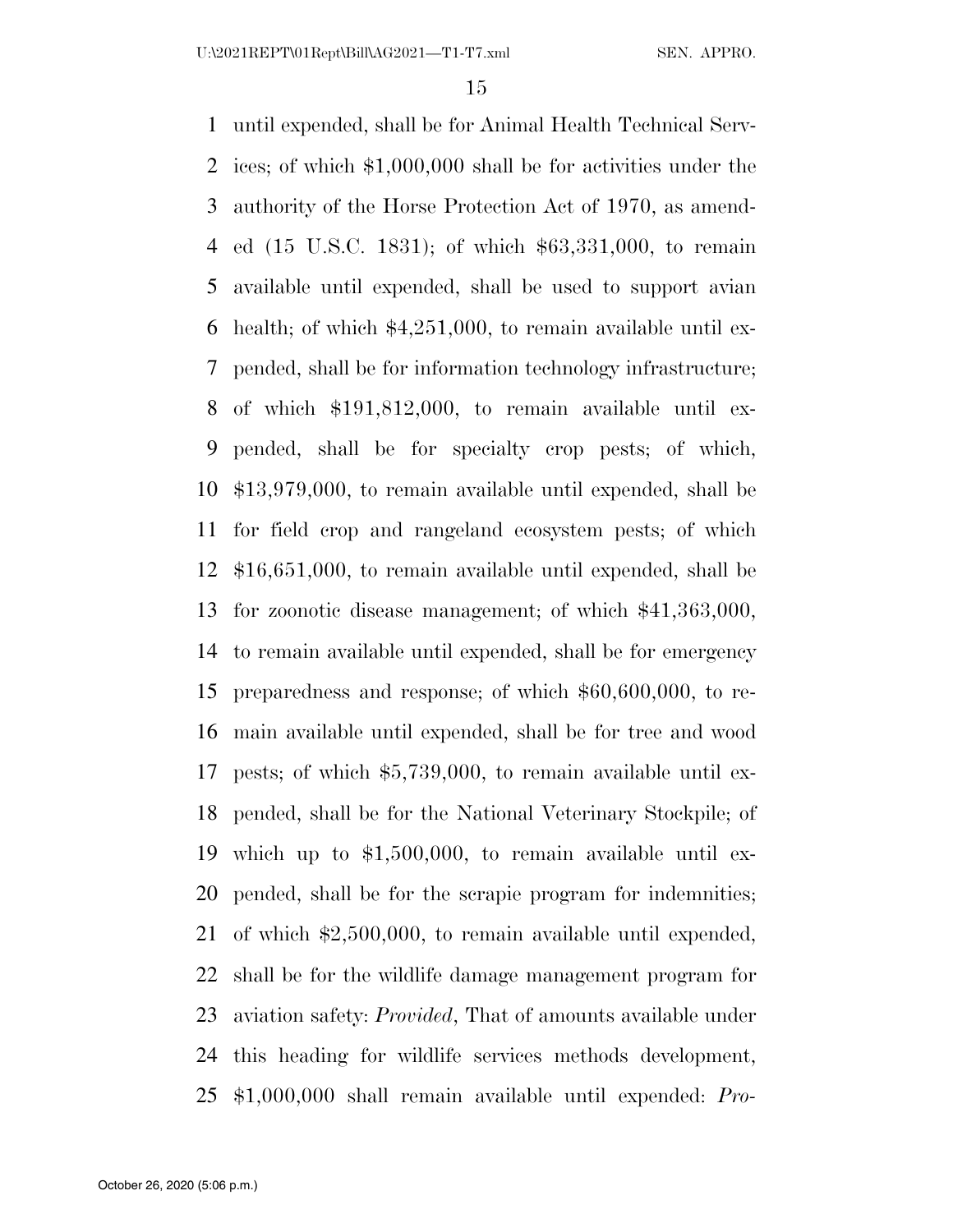until expended, shall be for Animal Health Technical Services; of which $1,000,000 shall be for activities under the authority of the Horse Protection Act of 1970, as amended (15 U.S.C. 1831); of which $63,331,000, to remain available until expended, shall be used to support avian health; of which $4,251,000, to remain available until expended, shall be for information technology infrastructure; of which $191,812,000, to remain available until expended, shall be for specialty crop pests; of which, $13,979,000, to remain available until expended, shall be for field crop and rangeland ecosystem pests; of which $16,651,000, to remain available until expended, shall be for zoonotic disease management; of which $41,363,000, to remain available until expended, shall be for emergency preparedness and response; of which $60,600,000, to remain available until expended, shall be for tree and wood pests; of which $5,739,000, to remain available until expended, shall be for the National Veterinary Stockpile; of which up to $1,500,000, to remain available until expended, shall be for the scrapie program for indemnities; of which $2,500,000, to remain available until expended, shall be for the wildlife damage management program for aviation safety: *Provided*, That of amounts available under this heading for wildlife services methods development, $1,000,000 shall remain available until expended: *Pro-*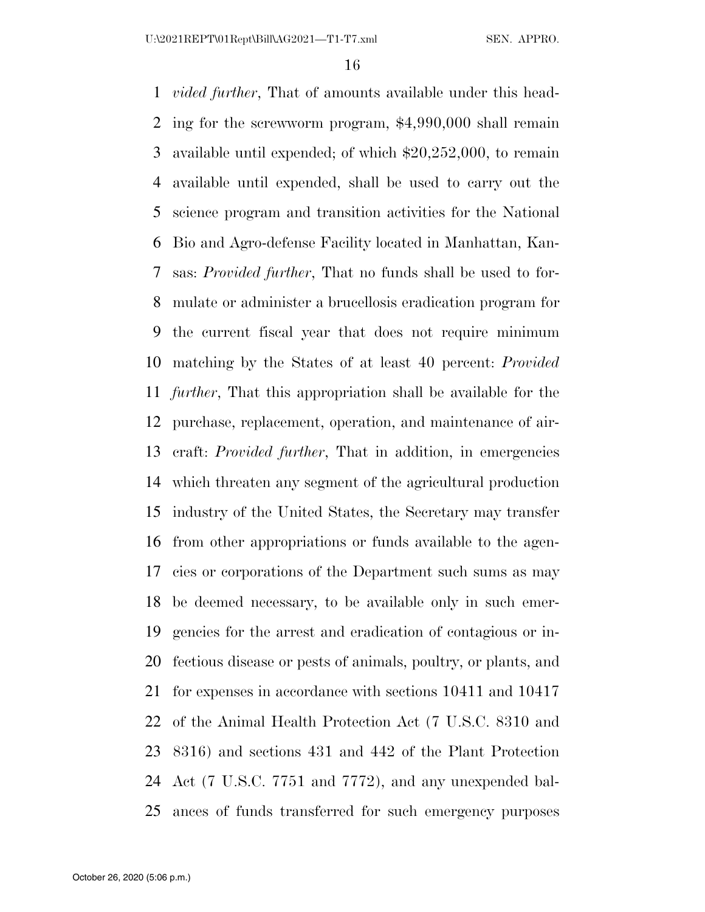*vided further*, That of amounts available under this heading for the screwworm program, $4,990,000 shall remain available until expended; of which $20,252,000, to remain available until expended, shall be used to carry out the science program and transition activities for the National Bio and Agro-defense Facility located in Manhattan, Kansas: *Provided further*, That no funds shall be used to formulate or administer a brucellosis eradication program for the current fiscal year that does not require minimum matching by the States of at least 40 percent: *Provided further*, That this appropriation shall be available for the purchase, replacement, operation, and maintenance of aircraft: *Provided further*, That in addition, in emergencies which threaten any segment of the agricultural production industry of the United States, the Secretary may transfer from other appropriations or funds available to the agencies or corporations of the Department such sums as may be deemed necessary, to be available only in such emergencies for the arrest and eradication of contagious or infectious disease or pests of animals, poultry, or plants, and for expenses in accordance with sections 10411 and 10417 of the Animal Health Protection Act (7 U.S.C. 8310 and 8316) and sections 431 and 442 of the Plant Protection Act (7 U.S.C. 7751 and 7772), and any unexpended balances of funds transferred for such emergency purposes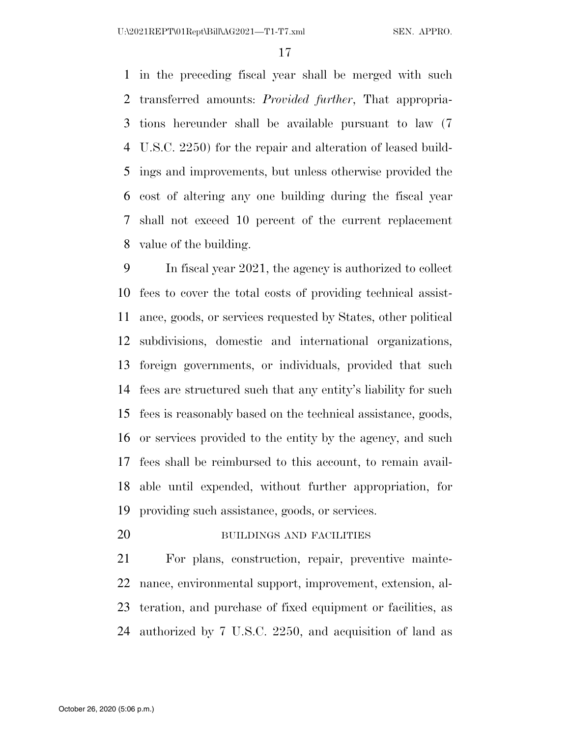in the preceding fiscal year shall be merged with such transferred amounts: *Provided further*, That appropriations hereunder shall be available pursuant to law (7 U.S.C. 2250) for the repair and alteration of leased buildings and improvements, but unless otherwise provided the cost of altering any one building during the fiscal year shall not exceed 10 percent of the current replacement value of the building.

In fiscal year 2021, the agency is authorized to collect fees to cover the total costs of providing technical assistance, goods, or services requested by States, other political subdivisions, domestic and international organizations, foreign governments, or individuals, provided that such fees are structured such that any entity's liability for such fees is reasonably based on the technical assistance, goods, or services provided to the entity by the agency, and such fees shall be reimbursed to this account, to remain available until expended, without further appropriation, for providing such assistance, goods, or services.

BUILDINGS AND FACILITIES

For plans, construction, repair, preventive maintenance, environmental support, improvement, extension, alteration, and purchase of fixed equipment or facilities, as authorized by 7 U.S.C. 2250, and acquisition of land as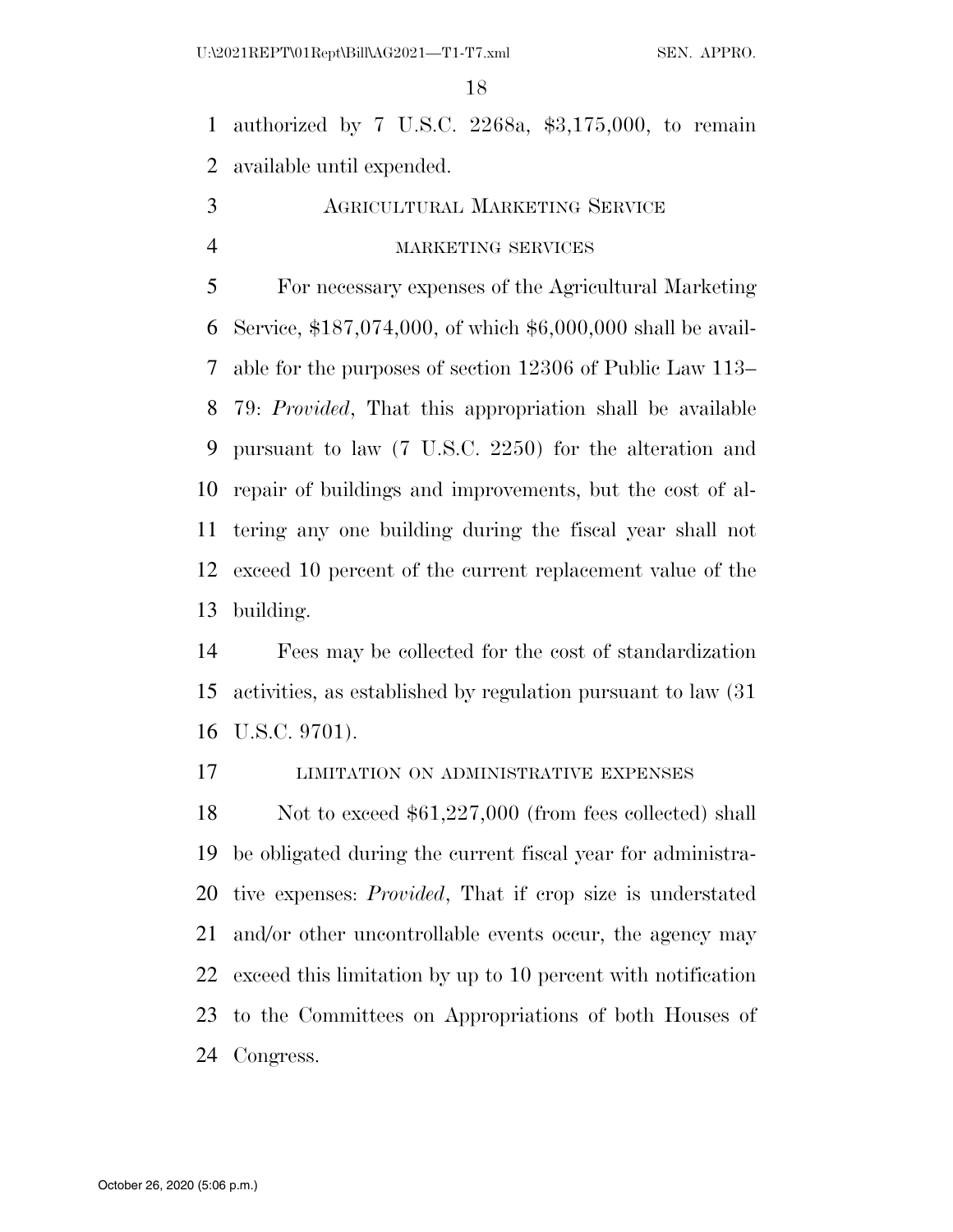authorized by 7 U.S.C. 2268a, $3,175,000, to remain available until expended.

### AGRICULTURAL MARKETING SERVICE

#### MARKETING SERVICES

For necessary expenses of the Agricultural Marketing Service, $187,074,000, of which $6,000,000 shall be available for the purposes of section 12306 of Public Law 113–79: *Provided*, That this appropriation shall be available pursuant to law (7 U.S.C. 2250) for the alteration and repair of buildings and improvements, but the cost of altering any one building during the fiscal year shall not exceed 10 percent of the current replacement value of the building.

Fees may be collected for the cost of standardization activities, as established by regulation pursuant to law (31 U.S.C. 9701).

#### LIMITATION ON ADMINISTRATIVE EXPENSES

Not to exceed $61,227,000 (from fees collected) shall be obligated during the current fiscal year for administrative expenses: *Provided*, That if crop size is understated and/or other uncontrollable events occur, the agency may exceed this limitation by up to 10 percent with notification to the Committees on Appropriations of both Houses of Congress.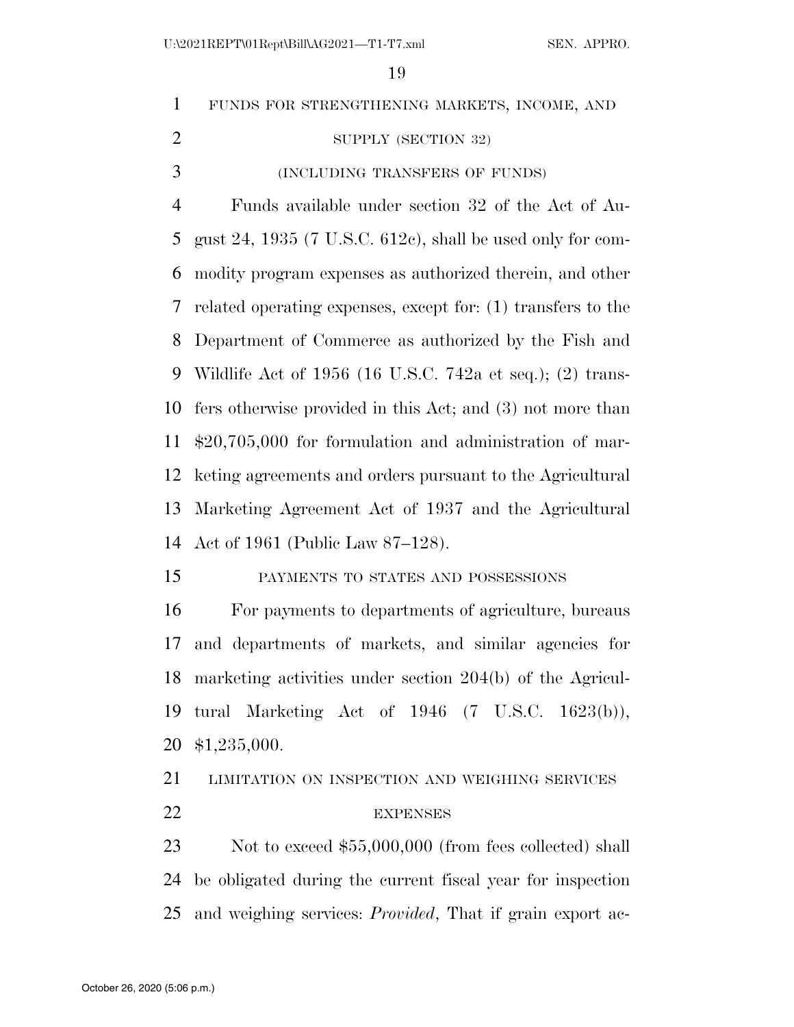FUNDS FOR STRENGTHENING MARKETS, INCOME, AND SUPPLY (SECTION 32)

(INCLUDING TRANSFERS OF FUNDS)

Funds available under section 32 of the Act of August 24, 1935 (7 U.S.C. 612c), shall be used only for commodity program expenses as authorized therein, and other related operating expenses, except for: (1) transfers to the Department of Commerce as authorized by the Fish and Wildlife Act of 1956 (16 U.S.C. 742a et seq.); (2) transfers otherwise provided in this Act; and (3) not more than $20,705,000 for formulation and administration of marketing agreements and orders pursuant to the Agricultural Marketing Agreement Act of 1937 and the Agricultural Act of 1961 (Public Law 87–128).

PAYMENTS TO STATES AND POSSESSIONS

For payments to departments of agriculture, bureaus and departments of markets, and similar agencies for marketing activities under section 204(b) of the Agricultural Marketing Act of 1946 (7 U.S.C. 1623(b)), $1,235,000.

LIMITATION ON INSPECTION AND WEIGHING SERVICES EXPENSES

Not to exceed $55,000,000 (from fees collected) shall be obligated during the current fiscal year for inspection and weighing services: *Provided*, That if grain export ac-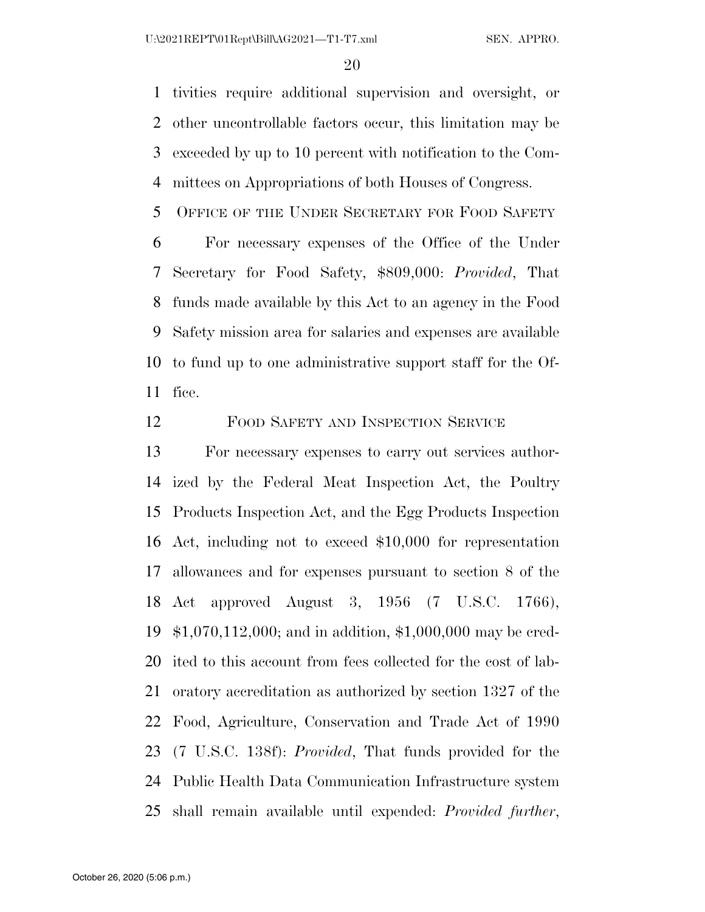tivities require additional supervision and oversight, or other uncontrollable factors occur, this limitation may be exceeded by up to 10 percent with notification to the Committees on Appropriations of both Houses of Congress.

OFFICE OF THE UNDER SECRETARY FOR FOOD SAFETY

For necessary expenses of the Office of the Under Secretary for Food Safety, $809,000: *Provided*, That funds made available by this Act to an agency in the Food Safety mission area for salaries and expenses are available to fund up to one administrative support staff for the Office.

FOOD SAFETY AND INSPECTION SERVICE

For necessary expenses to carry out services authorized by the Federal Meat Inspection Act, the Poultry Products Inspection Act, and the Egg Products Inspection Act, including not to exceed $10,000 for representation allowances and for expenses pursuant to section 8 of the Act approved August 3, 1956 (7 U.S.C. 1766), $1,070,112,000; and in addition, $1,000,000 may be credited to this account from fees collected for the cost of laboratory accreditation as authorized by section 1327 of the Food, Agriculture, Conservation and Trade Act of 1990 (7 U.S.C. 138f): *Provided*, That funds provided for the Public Health Data Communication Infrastructure system shall remain available until expended: *Provided further*,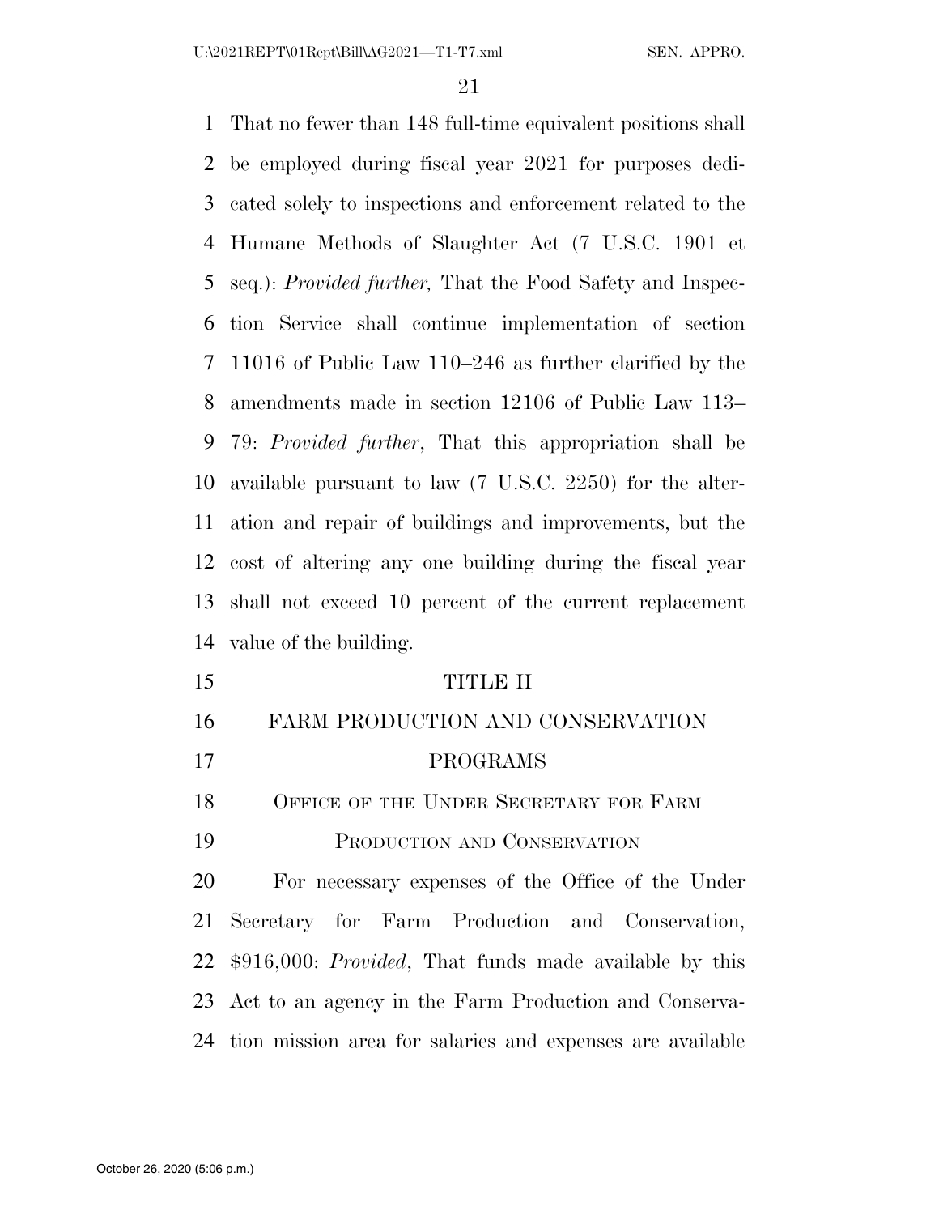That no fewer than 148 full-time equivalent positions shall be employed during fiscal year 2021 for purposes dedicated solely to inspections and enforcement related to the Humane Methods of Slaughter Act (7 U.S.C. 1901 et seq.): *Provided further,* That the Food Safety and Inspection Service shall continue implementation of section 11016 of Public Law 110–246 as further clarified by the amendments made in section 12106 of Public Law 113–79: *Provided further*, That this appropriation shall be available pursuant to law (7 U.S.C. 2250) for the alteration and repair of buildings and improvements, but the cost of altering any one building during the fiscal year shall not exceed 10 percent of the current replacement value of the building.

# TITLE II

# FARM PRODUCTION AND CONSERVATION PROGRAMS

## OFFICE OF THE UNDER SECRETARY FOR FARM PRODUCTION AND CONSERVATION

For necessary expenses of the Office of the Under Secretary for Farm Production and Conservation, $916,000: *Provided*, That funds made available by this Act to an agency in the Farm Production and Conservation mission area for salaries and expenses are available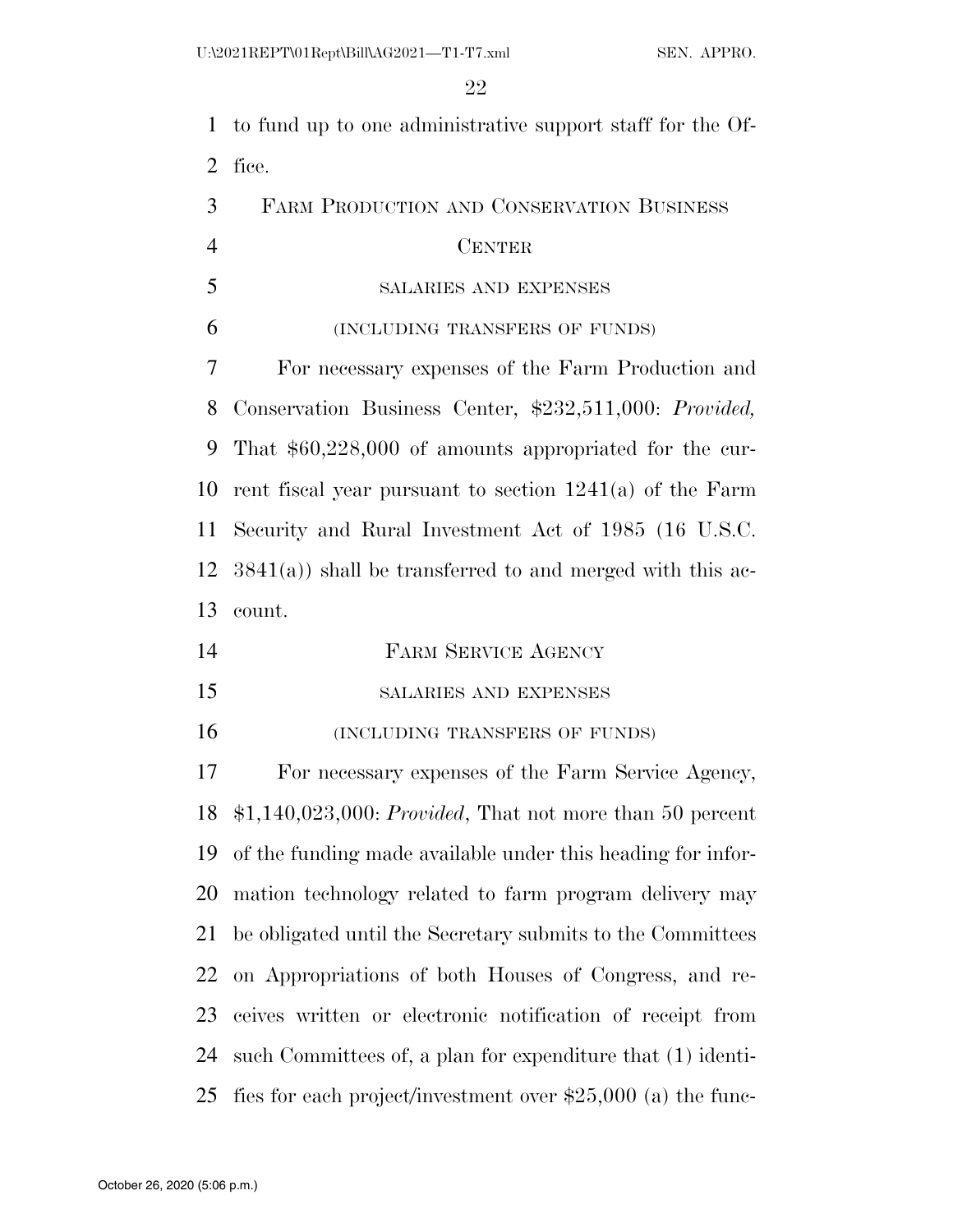to fund up to one administrative support staff for the Office.

## Farm Production and Conservation Business Center

### salaries and expenses

### (including transfers of funds)

For necessary expenses of the Farm Production and Conservation Business Center, $232,511,000: *Provided,* That $60,228,000 of amounts appropriated for the current fiscal year pursuant to section 1241(a) of the Farm Security and Rural Investment Act of 1985 (16 U.S.C. 3841(a)) shall be transferred to and merged with this account.

## Farm Service Agency

### salaries and expenses

### (including transfers of funds)

For necessary expenses of the Farm Service Agency, $1,140,023,000: *Provided*, That not more than 50 percent of the funding made available under this heading for information technology related to farm program delivery may be obligated until the Secretary submits to the Committees on Appropriations of both Houses of Congress, and receives written or electronic notification of receipt from such Committees of, a plan for expenditure that (1) identifies for each project/investment over $25,000 (a) the func-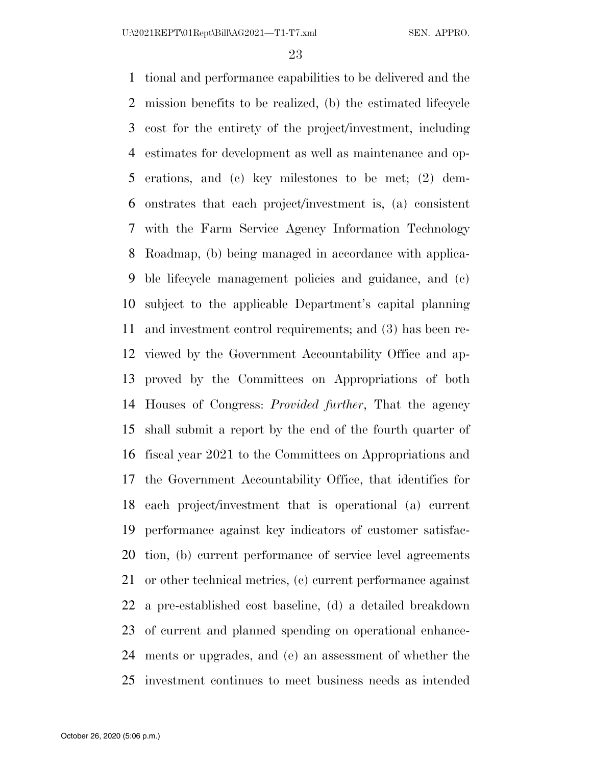tional and performance capabilities to be delivered and the mission benefits to be realized, (b) the estimated lifecycle cost for the entirety of the project/investment, including estimates for development as well as maintenance and operations, and (c) key milestones to be met; (2) demonstrates that each project/investment is, (a) consistent with the Farm Service Agency Information Technology Roadmap, (b) being managed in accordance with applicable lifecycle management policies and guidance, and (c) subject to the applicable Department's capital planning and investment control requirements; and (3) has been reviewed by the Government Accountability Office and approved by the Committees on Appropriations of both Houses of Congress: *Provided further*, That the agency shall submit a report by the end of the fourth quarter of fiscal year 2021 to the Committees on Appropriations and the Government Accountability Office, that identifies for each project/investment that is operational (a) current performance against key indicators of customer satisfaction, (b) current performance of service level agreements or other technical metrics, (c) current performance against a pre-established cost baseline, (d) a detailed breakdown of current and planned spending on operational enhancements or upgrades, and (e) an assessment of whether the investment continues to meet business needs as intended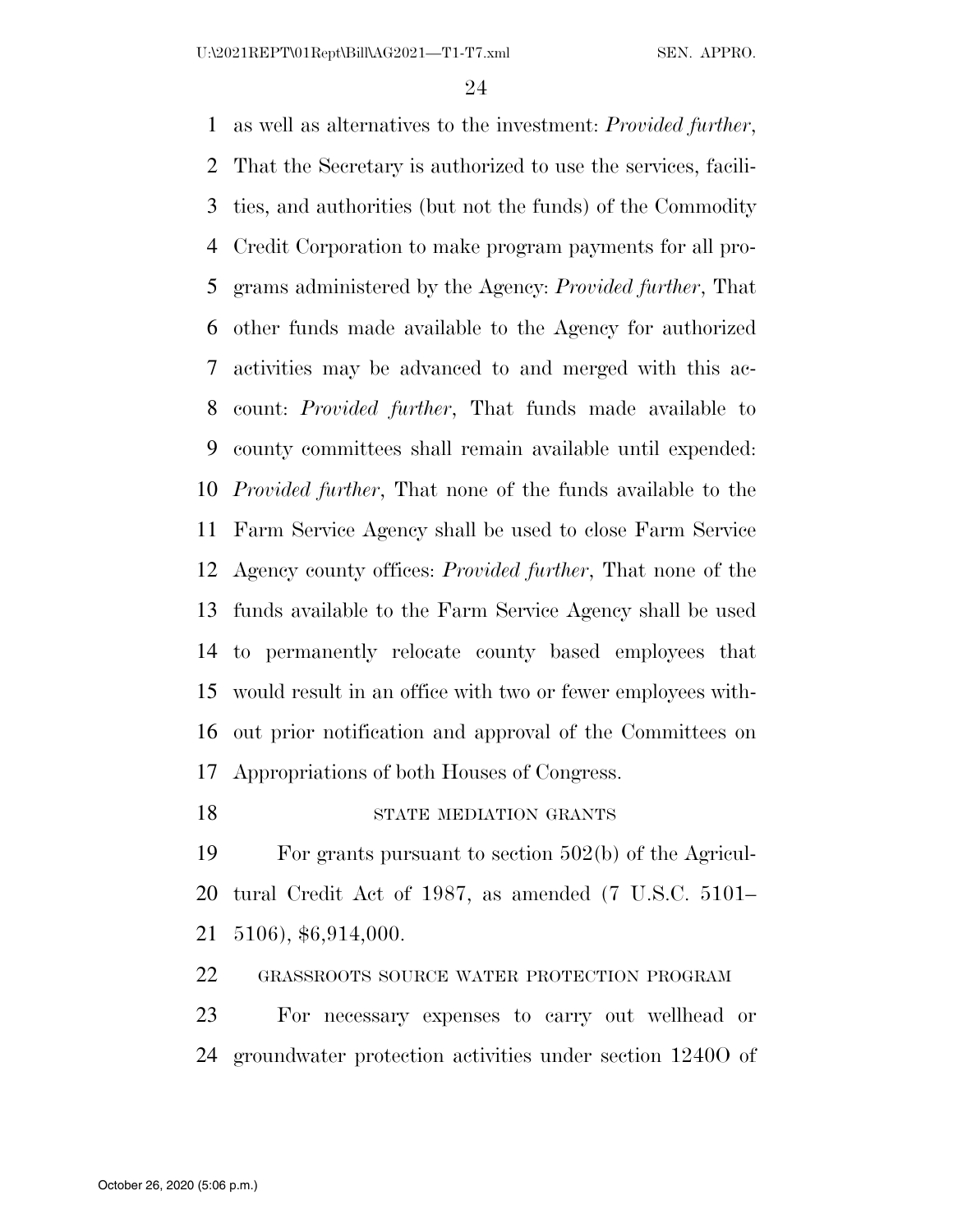as well as alternatives to the investment: *Provided further*, That the Secretary is authorized to use the services, facilities, and authorities (but not the funds) of the Commodity Credit Corporation to make program payments for all programs administered by the Agency: *Provided further*, That other funds made available to the Agency for authorized activities may be advanced to and merged with this account: *Provided further*, That funds made available to county committees shall remain available until expended: *Provided further*, That none of the funds available to the Farm Service Agency shall be used to close Farm Service Agency county offices: *Provided further*, That none of the funds available to the Farm Service Agency shall be used to permanently relocate county based employees that would result in an office with two or fewer employees without prior notification and approval of the Committees on Appropriations of both Houses of Congress.

STATE MEDIATION GRANTS

For grants pursuant to section 502(b) of the Agricultural Credit Act of 1987, as amended (7 U.S.C. 5101–5106), $6,914,000.

GRASSROOTS SOURCE WATER PROTECTION PROGRAM

For necessary expenses to carry out wellhead or groundwater protection activities under section 1240O of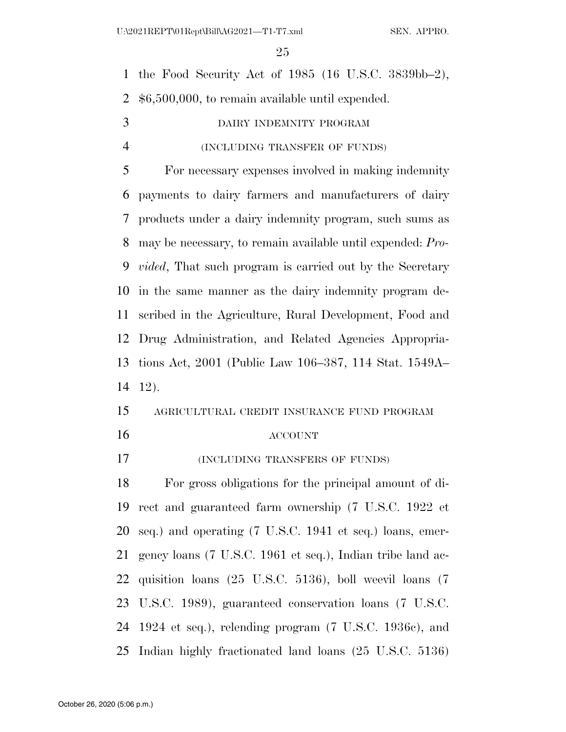the Food Security Act of 1985 (16 U.S.C. 3839bb–2), $6,500,000, to remain available until expended.

DAIRY INDEMNITY PROGRAM

(INCLUDING TRANSFER OF FUNDS)

For necessary expenses involved in making indemnity payments to dairy farmers and manufacturers of dairy products under a dairy indemnity program, such sums as may be necessary, to remain available until expended: *Provided*, That such program is carried out by the Secretary in the same manner as the dairy indemnity program described in the Agriculture, Rural Development, Food and Drug Administration, and Related Agencies Appropriations Act, 2001 (Public Law 106–387, 114 Stat. 1549A–12).

AGRICULTURAL CREDIT INSURANCE FUND PROGRAM ACCOUNT

(INCLUDING TRANSFERS OF FUNDS)

For gross obligations for the principal amount of direct and guaranteed farm ownership (7 U.S.C. 1922 et seq.) and operating (7 U.S.C. 1941 et seq.) loans, emergency loans (7 U.S.C. 1961 et seq.), Indian tribe land acquisition loans (25 U.S.C. 5136), boll weevil loans (7 U.S.C. 1989), guaranteed conservation loans (7 U.S.C. 1924 et seq.), relending program (7 U.S.C. 1936c), and Indian highly fractionated land loans (25 U.S.C. 5136)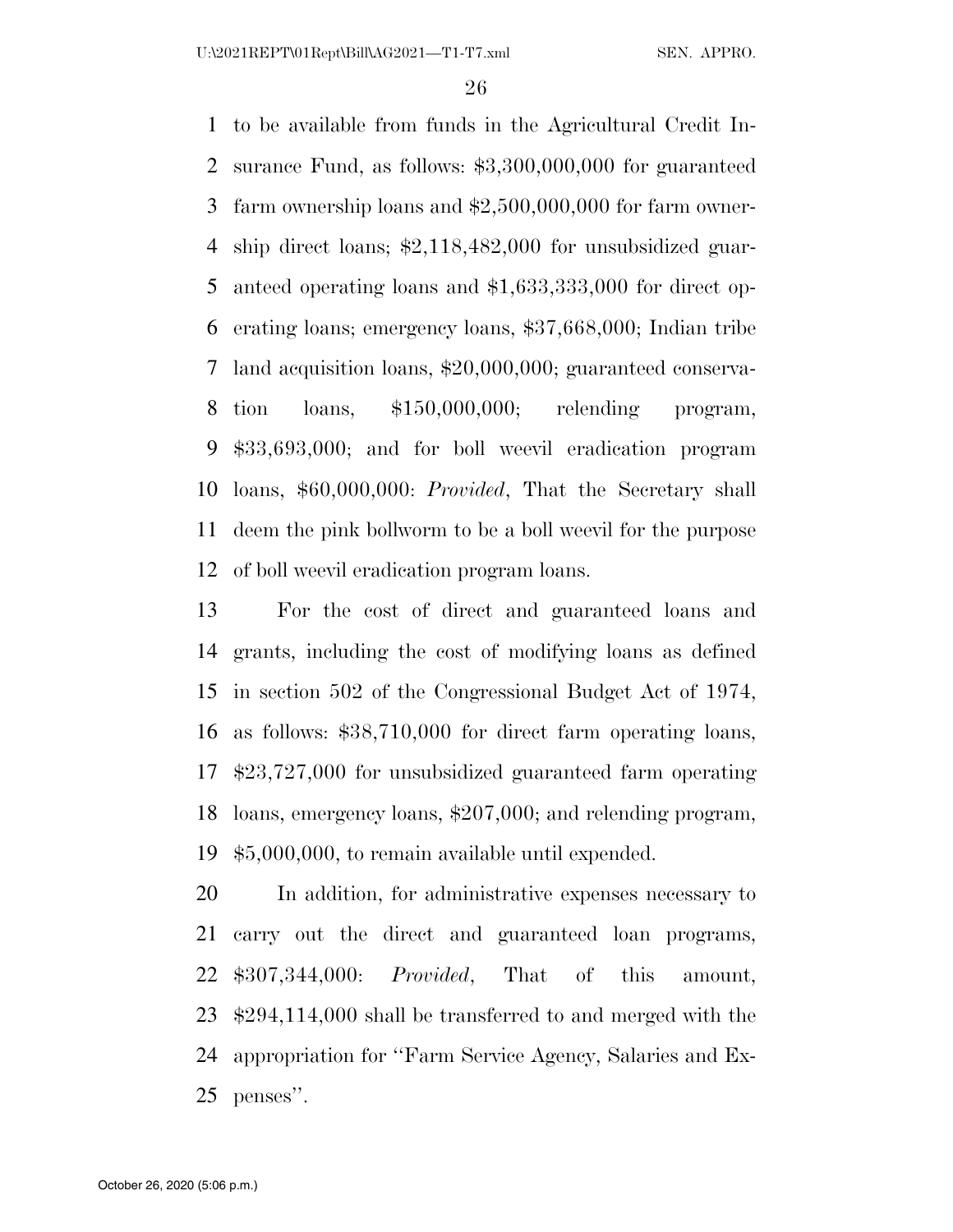to be available from funds in the Agricultural Credit Insurance Fund, as follows: $3,300,000,000 for guaranteed farm ownership loans and $2,500,000,000 for farm ownership direct loans; $2,118,482,000 for unsubsidized guaranteed operating loans and $1,633,333,000 for direct operating loans; emergency loans, $37,668,000; Indian tribe land acquisition loans, $20,000,000; guaranteed conservation loans, $150,000,000; relending program, $33,693,000; and for boll weevil eradication program loans, $60,000,000: *Provided*, That the Secretary shall deem the pink bollworm to be a boll weevil for the purpose of boll weevil eradication program loans.

For the cost of direct and guaranteed loans and grants, including the cost of modifying loans as defined in section 502 of the Congressional Budget Act of 1974, as follows: $38,710,000 for direct farm operating loans, $23,727,000 for unsubsidized guaranteed farm operating loans, emergency loans, $207,000; and relending program, $5,000,000, to remain available until expended.

In addition, for administrative expenses necessary to carry out the direct and guaranteed loan programs, $307,344,000: *Provided*, That of this amount, $294,114,000 shall be transferred to and merged with the appropriation for ''Farm Service Agency, Salaries and Expenses''.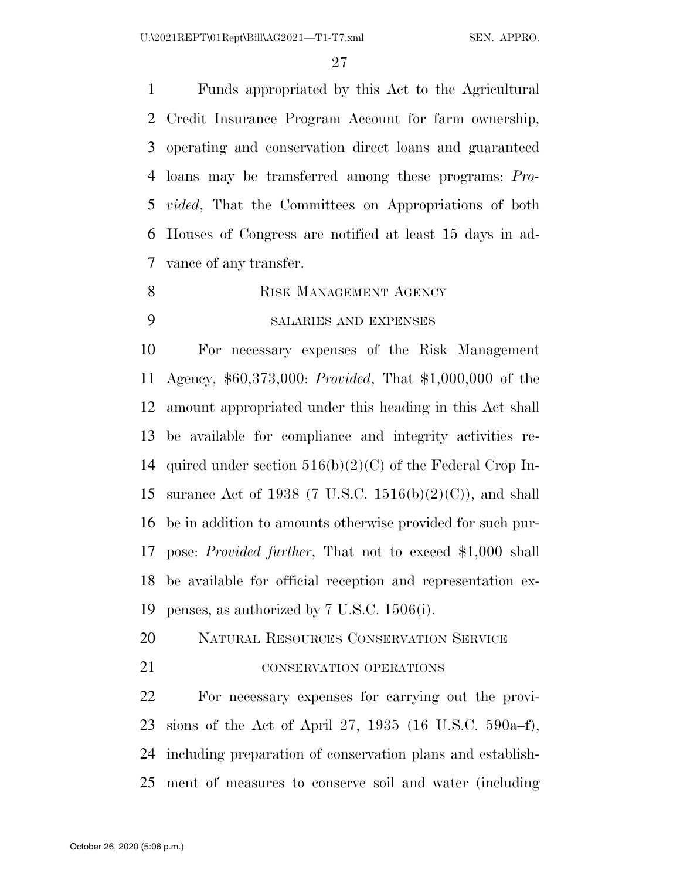Funds appropriated by this Act to the Agricultural Credit Insurance Program Account for farm ownership, operating and conservation direct loans and guaranteed loans may be transferred among these programs: *Provided*, That the Committees on Appropriations of both Houses of Congress are notified at least 15 days in advance of any transfer.

RISK MANAGEMENT AGENCY

SALARIES AND EXPENSES

For necessary expenses of the Risk Management Agency, $60,373,000: *Provided*, That $1,000,000 of the amount appropriated under this heading in this Act shall be available for compliance and integrity activities required under section 516(b)(2)(C) of the Federal Crop Insurance Act of 1938 (7 U.S.C. 1516(b)(2)(C)), and shall be in addition to amounts otherwise provided for such purpose: *Provided further*, That not to exceed $1,000 shall be available for official reception and representation expenses, as authorized by 7 U.S.C. 1506(i).

NATURAL RESOURCES CONSERVATION SERVICE

CONSERVATION OPERATIONS

For necessary expenses for carrying out the provisions of the Act of April 27, 1935 (16 U.S.C. 590a–f), including preparation of conservation plans and establishment of measures to conserve soil and water (including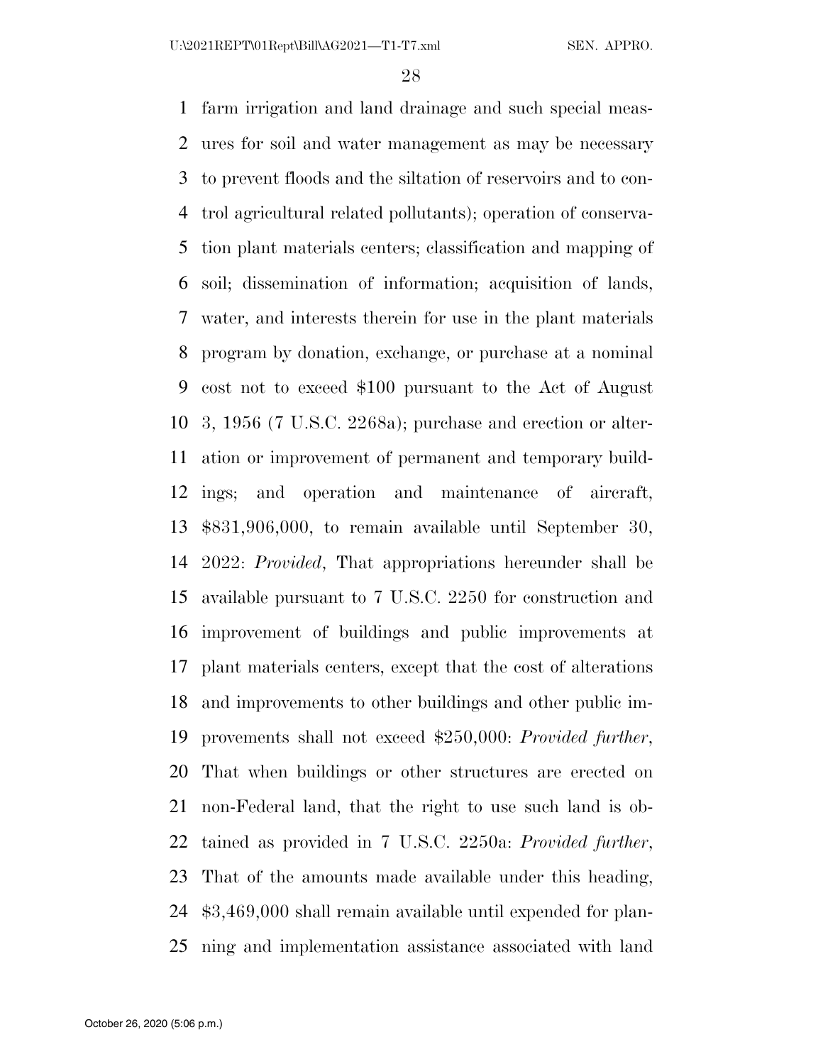farm irrigation and land drainage and such special measures for soil and water management as may be necessary to prevent floods and the siltation of reservoirs and to control agricultural related pollutants); operation of conservation plant materials centers; classification and mapping of soil; dissemination of information; acquisition of lands, water, and interests therein for use in the plant materials program by donation, exchange, or purchase at a nominal cost not to exceed $100 pursuant to the Act of August 3, 1956 (7 U.S.C. 2268a); purchase and erection or alteration or improvement of permanent and temporary buildings; and operation and maintenance of aircraft, $831,906,000, to remain available until September 30, 2022: *Provided*, That appropriations hereunder shall be available pursuant to 7 U.S.C. 2250 for construction and improvement of buildings and public improvements at plant materials centers, except that the cost of alterations and improvements to other buildings and other public improvements shall not exceed $250,000: *Provided further*, That when buildings or other structures are erected on non-Federal land, that the right to use such land is obtained as provided in 7 U.S.C. 2250a: *Provided further*, That of the amounts made available under this heading, $3,469,000 shall remain available until expended for planning and implementation assistance associated with land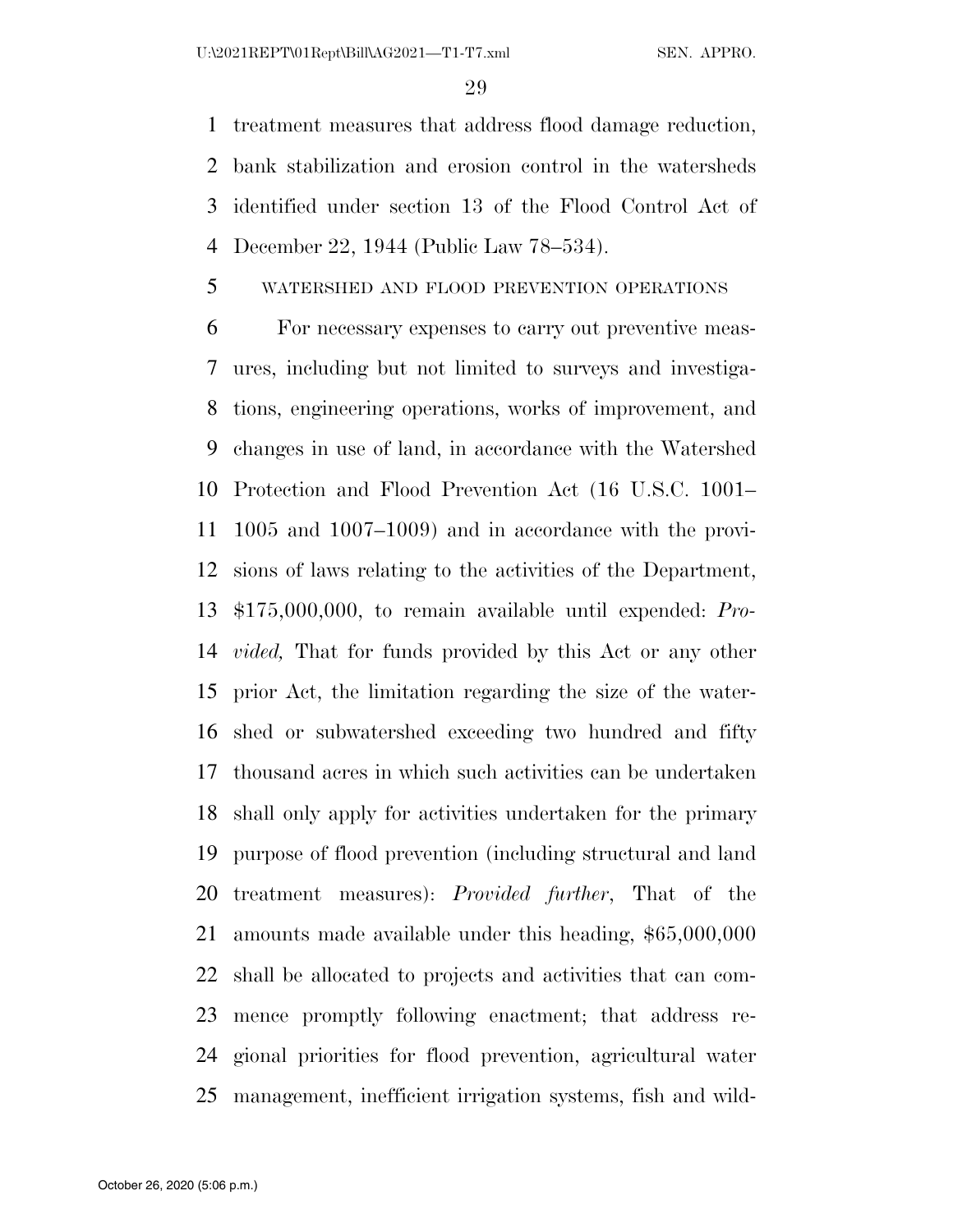treatment measures that address flood damage reduction, bank stabilization and erosion control in the watersheds identified under section 13 of the Flood Control Act of December 22, 1944 (Public Law 78–534).

WATERSHED AND FLOOD PREVENTION OPERATIONS

For necessary expenses to carry out preventive measures, including but not limited to surveys and investigations, engineering operations, works of improvement, and changes in use of land, in accordance with the Watershed Protection and Flood Prevention Act (16 U.S.C. 1001–1005 and 1007–1009) and in accordance with the provisions of laws relating to the activities of the Department, $175,000,000, to remain available until expended: *Provided,* That for funds provided by this Act or any other prior Act, the limitation regarding the size of the watershed or subwatershed exceeding two hundred and fifty thousand acres in which such activities can be undertaken shall only apply for activities undertaken for the primary purpose of flood prevention (including structural and land treatment measures): *Provided further*, That of the amounts made available under this heading, $65,000,000 shall be allocated to projects and activities that can commence promptly following enactment; that address regional priorities for flood prevention, agricultural water management, inefficient irrigation systems, fish and wild-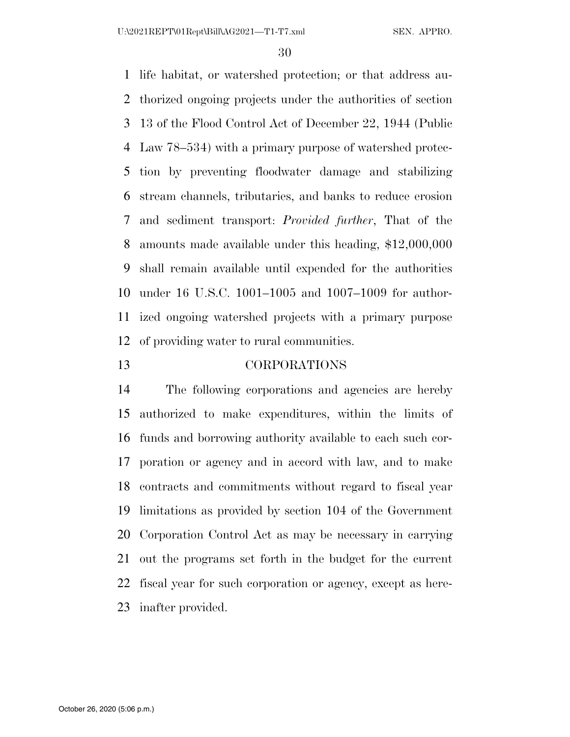life habitat, or watershed protection; or that address authorized ongoing projects under the authorities of section 13 of the Flood Control Act of December 22, 1944 (Public Law 78–534) with a primary purpose of watershed protection by preventing floodwater damage and stabilizing stream channels, tributaries, and banks to reduce erosion and sediment transport: *Provided further*, That of the amounts made available under this heading, $12,000,000 shall remain available until expended for the authorities under 16 U.S.C. 1001–1005 and 1007–1009 for authorized ongoing watershed projects with a primary purpose of providing water to rural communities.

## CORPORATIONS

The following corporations and agencies are hereby authorized to make expenditures, within the limits of funds and borrowing authority available to each such corporation or agency and in accord with law, and to make contracts and commitments without regard to fiscal year limitations as provided by section 104 of the Government Corporation Control Act as may be necessary in carrying out the programs set forth in the budget for the current fiscal year for such corporation or agency, except as hereinafter provided.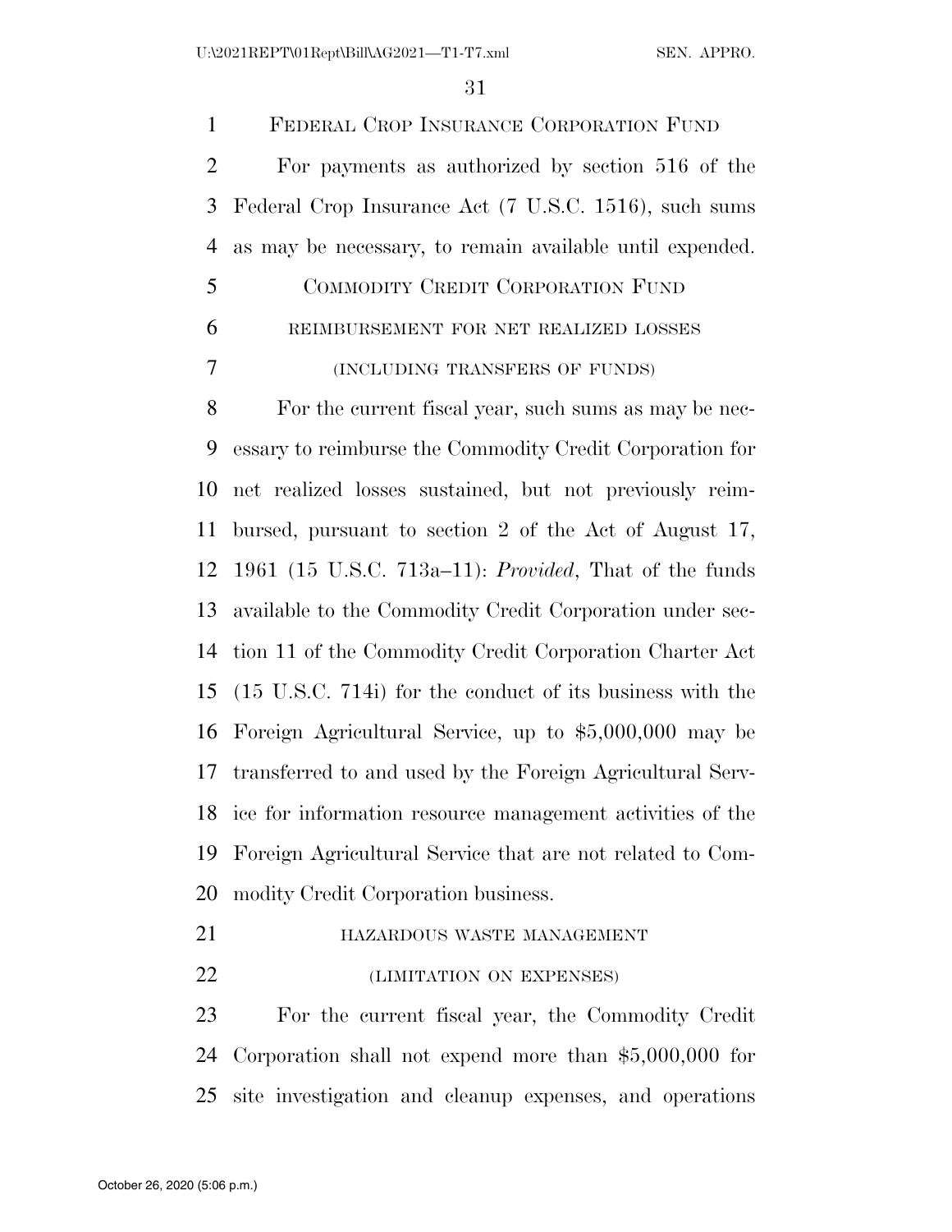FEDERAL CROP INSURANCE CORPORATION FUND

For payments as authorized by section 516 of the Federal Crop Insurance Act (7 U.S.C. 1516), such sums as may be necessary, to remain available until expended.

COMMODITY CREDIT CORPORATION FUND

REIMBURSEMENT FOR NET REALIZED LOSSES

(INCLUDING TRANSFERS OF FUNDS)

For the current fiscal year, such sums as may be necessary to reimburse the Commodity Credit Corporation for net realized losses sustained, but not previously reimbursed, pursuant to section 2 of the Act of August 17, 1961 (15 U.S.C. 713a–11): *Provided*, That of the funds available to the Commodity Credit Corporation under section 11 of the Commodity Credit Corporation Charter Act (15 U.S.C. 714i) for the conduct of its business with the Foreign Agricultural Service, up to $5,000,000 may be transferred to and used by the Foreign Agricultural Service for information resource management activities of the Foreign Agricultural Service that are not related to Commodity Credit Corporation business.

HAZARDOUS WASTE MANAGEMENT

(LIMITATION ON EXPENSES)

For the current fiscal year, the Commodity Credit Corporation shall not expend more than $5,000,000 for site investigation and cleanup expenses, and operations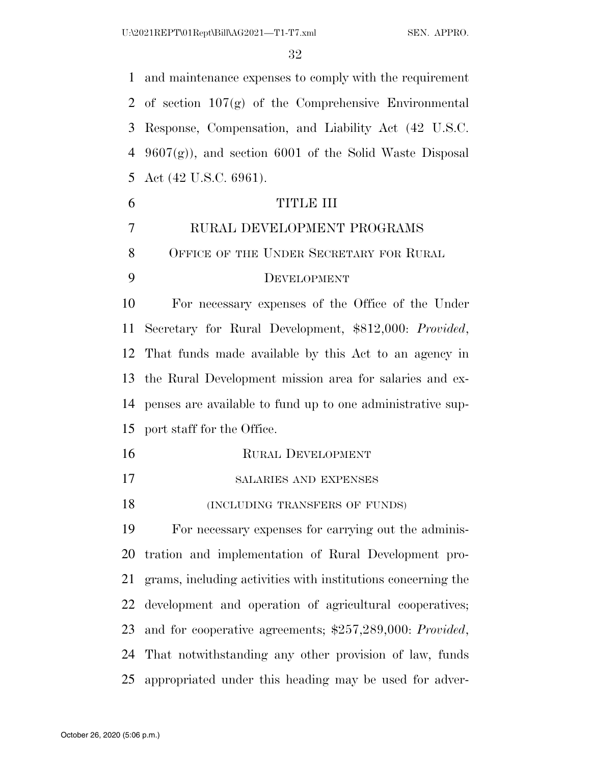and maintenance expenses to comply with the requirement of section 107(g) of the Comprehensive Environmental Response, Compensation, and Liability Act (42 U.S.C. 9607(g)), and section 6001 of the Solid Waste Disposal Act (42 U.S.C. 6961).

## TITLE III

## RURAL DEVELOPMENT PROGRAMS

### OFFICE OF THE UNDER SECRETARY FOR RURAL DEVELOPMENT

For necessary expenses of the Office of the Under Secretary for Rural Development, $812,000: *Provided*, That funds made available by this Act to an agency in the Rural Development mission area for salaries and expenses are available to fund up to one administrative support staff for the Office.

### RURAL DEVELOPMENT

#### SALARIES AND EXPENSES

#### (INCLUDING TRANSFERS OF FUNDS)

For necessary expenses for carrying out the administration and implementation of Rural Development programs, including activities with institutions concerning the development and operation of agricultural cooperatives; and for cooperative agreements; $257,289,000: *Provided*, That notwithstanding any other provision of law, funds appropriated under this heading may be used for adver-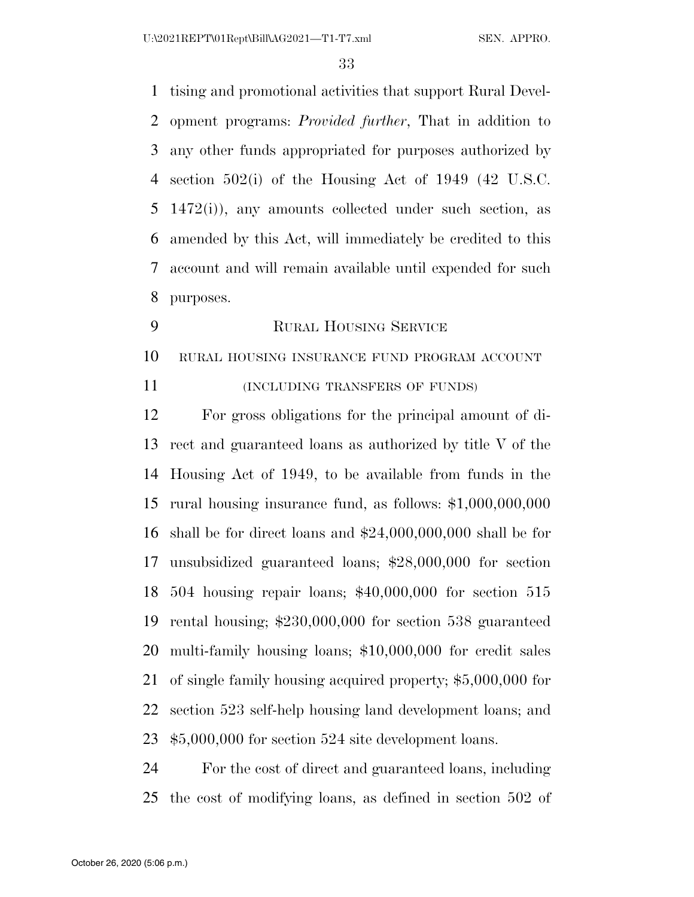tising and promotional activities that support Rural Development programs: *Provided further*, That in addition to any other funds appropriated for purposes authorized by section 502(i) of the Housing Act of 1949 (42 U.S.C. 1472(i)), any amounts collected under such section, as amended by this Act, will immediately be credited to this account and will remain available until expended for such purposes.

## Rural Housing Service

### rural housing insurance fund program account

### (including transfers of funds)

For gross obligations for the principal amount of direct and guaranteed loans as authorized by title V of the Housing Act of 1949, to be available from funds in the rural housing insurance fund, as follows: $1,000,000,000 shall be for direct loans and $24,000,000,000 shall be for unsubsidized guaranteed loans; $28,000,000 for section 504 housing repair loans; $40,000,000 for section 515 rental housing; $230,000,000 for section 538 guaranteed multi-family housing loans; $10,000,000 for credit sales of single family housing acquired property; $5,000,000 for section 523 self-help housing land development loans; and $5,000,000 for section 524 site development loans.

For the cost of direct and guaranteed loans, including the cost of modifying loans, as defined in section 502 of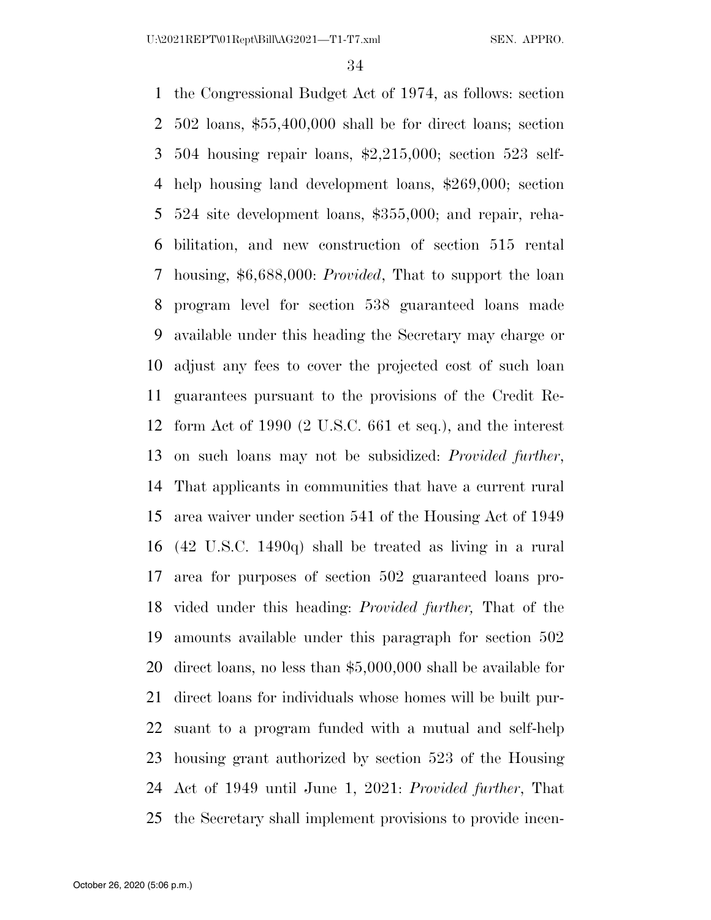the Congressional Budget Act of 1974, as follows: section 502 loans, $55,400,000 shall be for direct loans; section 504 housing repair loans, $2,215,000; section 523 self-help housing land development loans, $269,000; section 524 site development loans, $355,000; and repair, rehabilitation, and new construction of section 515 rental housing, $6,688,000: *Provided*, That to support the loan program level for section 538 guaranteed loans made available under this heading the Secretary may charge or adjust any fees to cover the projected cost of such loan guarantees pursuant to the provisions of the Credit Reform Act of 1990 (2 U.S.C. 661 et seq.), and the interest on such loans may not be subsidized: *Provided further*, That applicants in communities that have a current rural area waiver under section 541 of the Housing Act of 1949 (42 U.S.C. 1490q) shall be treated as living in a rural area for purposes of section 502 guaranteed loans provided under this heading: *Provided further,* That of the amounts available under this paragraph for section 502 direct loans, no less than $5,000,000 shall be available for direct loans for individuals whose homes will be built pursuant to a program funded with a mutual and self-help housing grant authorized by section 523 of the Housing Act of 1949 until June 1, 2021: *Provided further*, That the Secretary shall implement provisions to provide incen-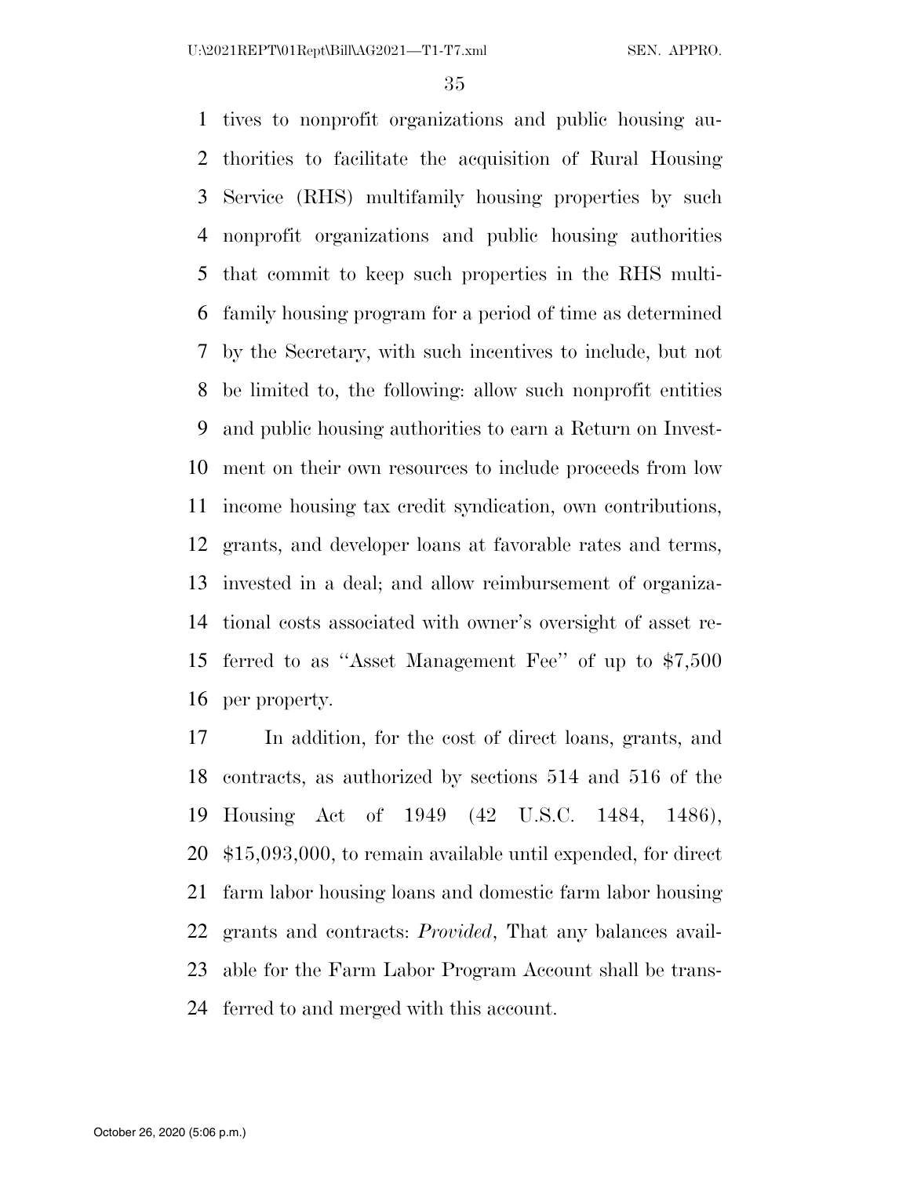tives to nonprofit organizations and public housing authorities to facilitate the acquisition of Rural Housing Service (RHS) multifamily housing properties by such nonprofit organizations and public housing authorities that commit to keep such properties in the RHS multifamily housing program for a period of time as determined by the Secretary, with such incentives to include, but not be limited to, the following: allow such nonprofit entities and public housing authorities to earn a Return on Investment on their own resources to include proceeds from low income housing tax credit syndication, own contributions, grants, and developer loans at favorable rates and terms, invested in a deal; and allow reimbursement of organizational costs associated with owner's oversight of asset referred to as "Asset Management Fee" of up to $7,500 per property.

In addition, for the cost of direct loans, grants, and contracts, as authorized by sections 514 and 516 of the Housing Act of 1949 (42 U.S.C. 1484, 1486), $15,093,000, to remain available until expended, for direct farm labor housing loans and domestic farm labor housing grants and contracts: *Provided*, That any balances available for the Farm Labor Program Account shall be transferred to and merged with this account.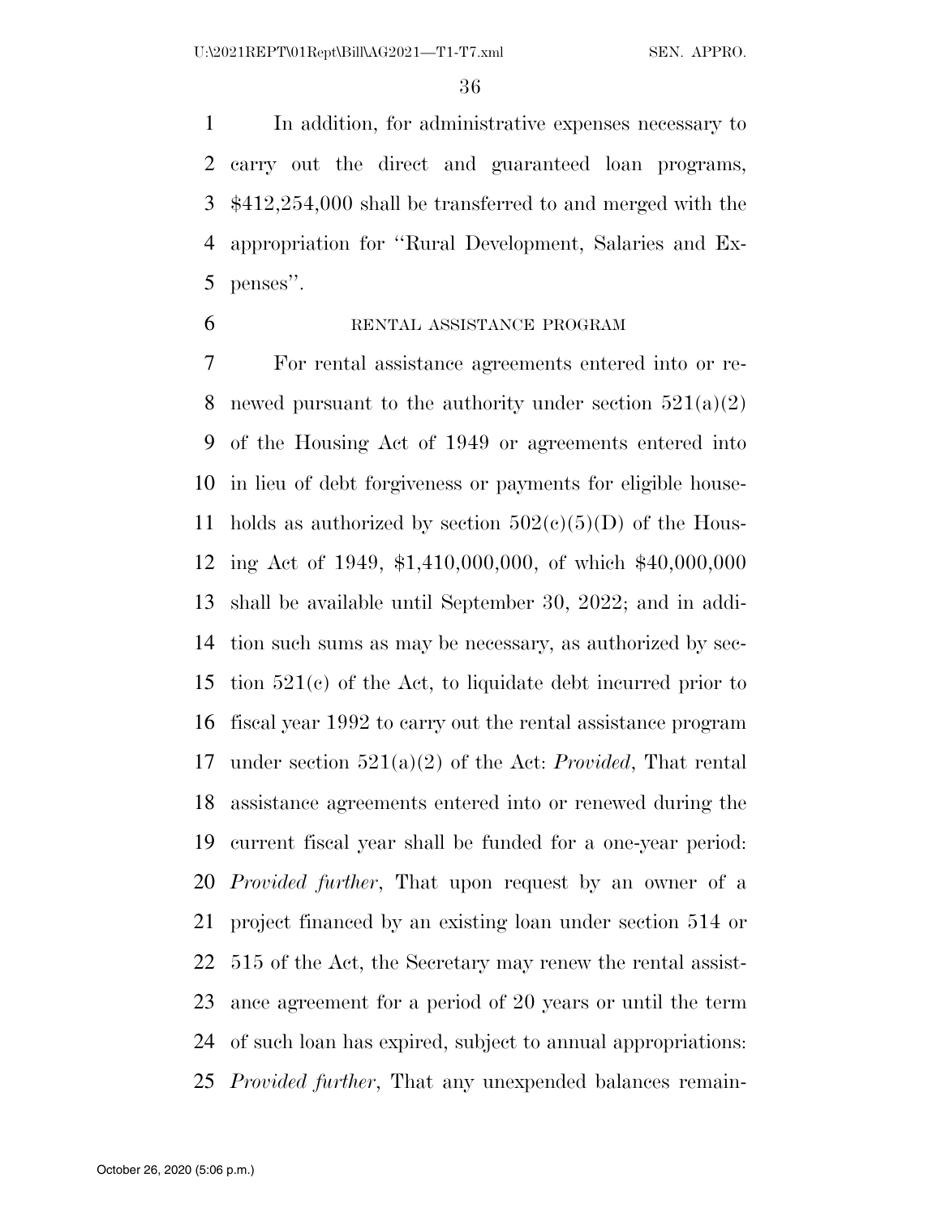In addition, for administrative expenses necessary to carry out the direct and guaranteed loan programs, $412,254,000 shall be transferred to and merged with the appropriation for "Rural Development, Salaries and Expenses".

RENTAL ASSISTANCE PROGRAM

For rental assistance agreements entered into or renewed pursuant to the authority under section 521(a)(2) of the Housing Act of 1949 or agreements entered into in lieu of debt forgiveness or payments for eligible households as authorized by section 502(c)(5)(D) of the Housing Act of 1949, $1,410,000,000, of which $40,000,000 shall be available until September 30, 2022; and in addition such sums as may be necessary, as authorized by section 521(c) of the Act, to liquidate debt incurred prior to fiscal year 1992 to carry out the rental assistance program under section 521(a)(2) of the Act: *Provided*, That rental assistance agreements entered into or renewed during the current fiscal year shall be funded for a one-year period: *Provided further*, That upon request by an owner of a project financed by an existing loan under section 514 or 515 of the Act, the Secretary may renew the rental assistance agreement for a period of 20 years or until the term of such loan has expired, subject to annual appropriations: *Provided further*, That any unexpended balances remain-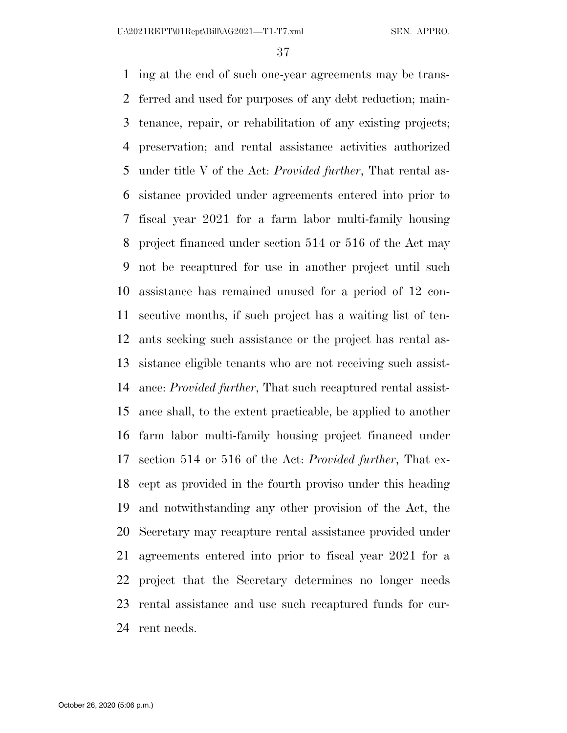ing at the end of such one-year agreements may be transferred and used for purposes of any debt reduction; maintenance, repair, or rehabilitation of any existing projects; preservation; and rental assistance activities authorized under title V of the Act: *Provided further*, That rental assistance provided under agreements entered into prior to fiscal year 2021 for a farm labor multi-family housing project financed under section 514 or 516 of the Act may not be recaptured for use in another project until such assistance has remained unused for a period of 12 consecutive months, if such project has a waiting list of tenants seeking such assistance or the project has rental assistance eligible tenants who are not receiving such assistance: *Provided further*, That such recaptured rental assistance shall, to the extent practicable, be applied to another farm labor multi-family housing project financed under section 514 or 516 of the Act: *Provided further*, That except as provided in the fourth proviso under this heading and notwithstanding any other provision of the Act, the Secretary may recapture rental assistance provided under agreements entered into prior to fiscal year 2021 for a project that the Secretary determines no longer needs rental assistance and use such recaptured funds for current needs.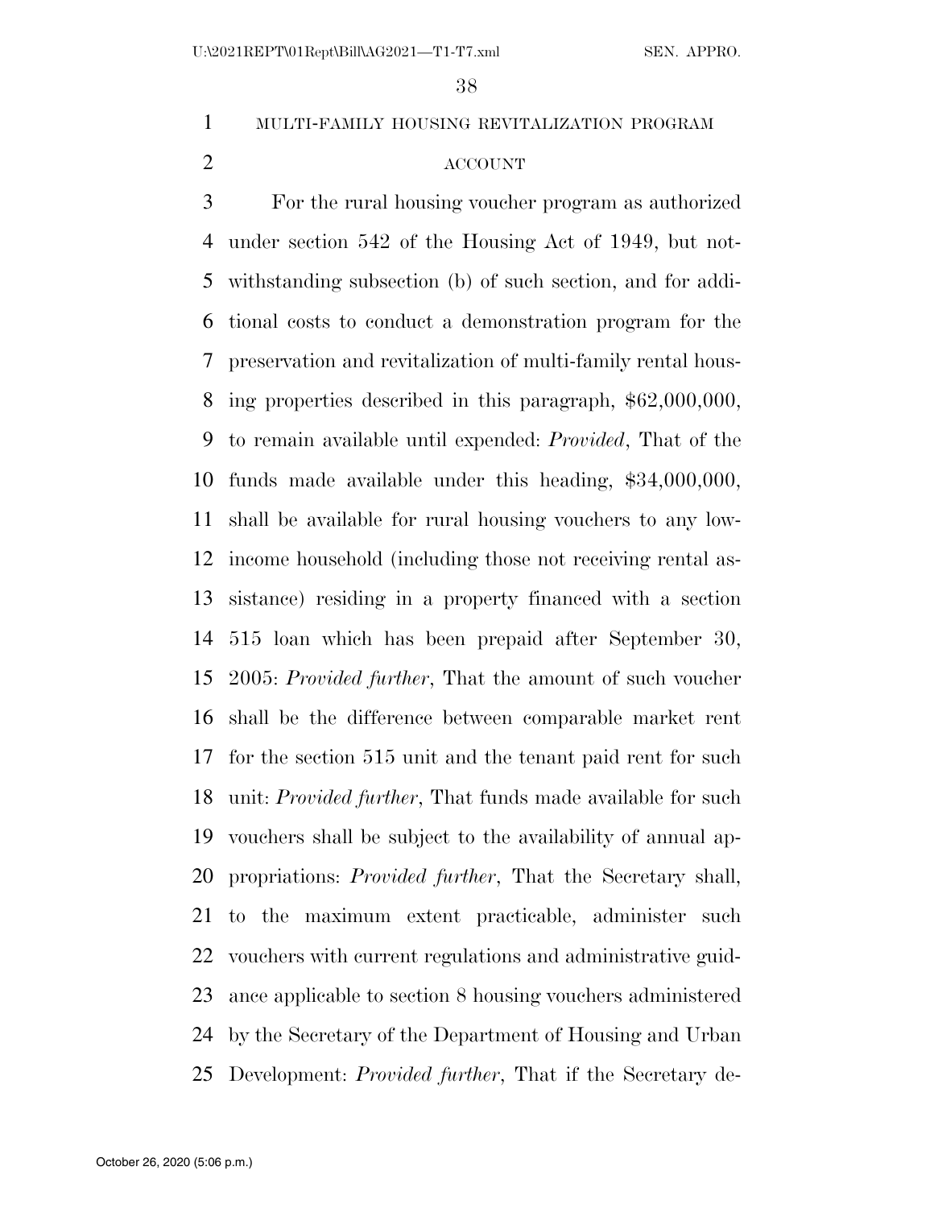MULTI-FAMILY HOUSING REVITALIZATION PROGRAM ACCOUNT

For the rural housing voucher program as authorized under section 542 of the Housing Act of 1949, but notwithstanding subsection (b) of such section, and for additional costs to conduct a demonstration program for the preservation and revitalization of multi-family rental housing properties described in this paragraph, $62,000,000, to remain available until expended: *Provided*, That of the funds made available under this heading, $34,000,000, shall be available for rural housing vouchers to any low-income household (including those not receiving rental assistance) residing in a property financed with a section 515 loan which has been prepaid after September 30, 2005: *Provided further*, That the amount of such voucher shall be the difference between comparable market rent for the section 515 unit and the tenant paid rent for such unit: *Provided further*, That funds made available for such vouchers shall be subject to the availability of annual appropriations: *Provided further*, That the Secretary shall, to the maximum extent practicable, administer such vouchers with current regulations and administrative guidance applicable to section 8 housing vouchers administered by the Secretary of the Department of Housing and Urban Development: *Provided further*, That if the Secretary de-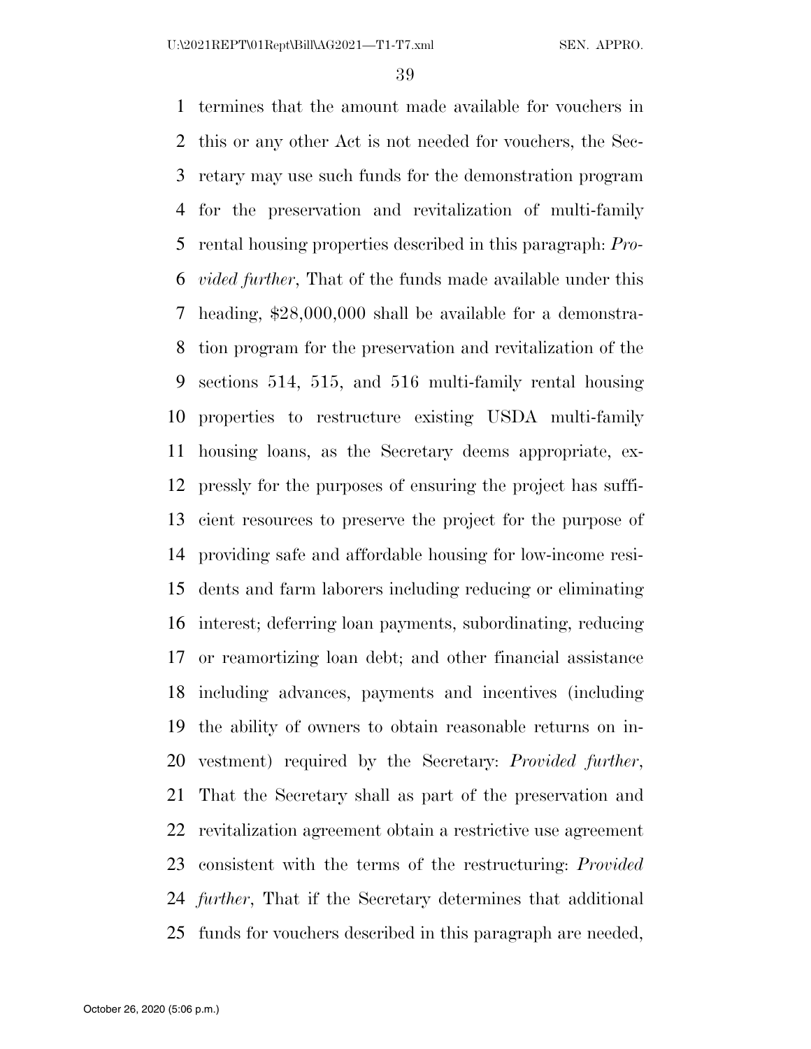termines that the amount made available for vouchers in this or any other Act is not needed for vouchers, the Secretary may use such funds for the demonstration program for the preservation and revitalization of multi-family rental housing properties described in this paragraph: *Provided further*, That of the funds made available under this heading, $28,000,000 shall be available for a demonstration program for the preservation and revitalization of the sections 514, 515, and 516 multi-family rental housing properties to restructure existing USDA multi-family housing loans, as the Secretary deems appropriate, expressly for the purposes of ensuring the project has sufficient resources to preserve the project for the purpose of providing safe and affordable housing for low-income residents and farm laborers including reducing or eliminating interest; deferring loan payments, subordinating, reducing or reamortizing loan debt; and other financial assistance including advances, payments and incentives (including the ability of owners to obtain reasonable returns on investment) required by the Secretary: *Provided further*, That the Secretary shall as part of the preservation and revitalization agreement obtain a restrictive use agreement consistent with the terms of the restructuring: *Provided further*, That if the Secretary determines that additional funds for vouchers described in this paragraph are needed,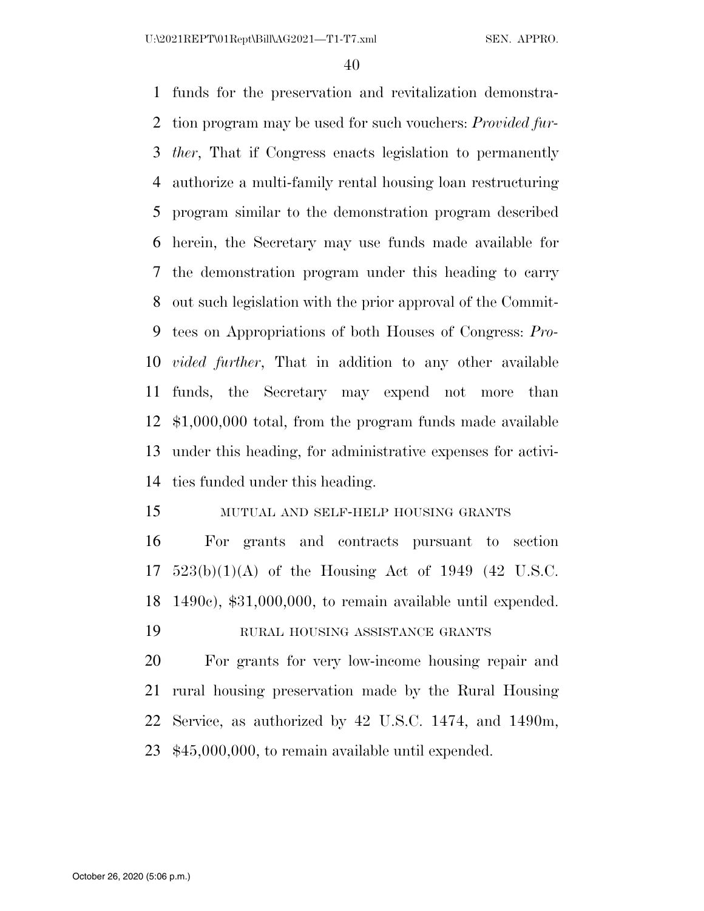funds for the preservation and revitalization demonstration program may be used for such vouchers: *Provided further*, That if Congress enacts legislation to permanently authorize a multi-family rental housing loan restructuring program similar to the demonstration program described herein, the Secretary may use funds made available for the demonstration program under this heading to carry out such legislation with the prior approval of the Committees on Appropriations of both Houses of Congress: *Provided further*, That in addition to any other available funds, the Secretary may expend not more than $1,000,000 total, from the program funds made available under this heading, for administrative expenses for activities funded under this heading.

MUTUAL AND SELF-HELP HOUSING GRANTS

For grants and contracts pursuant to section 523(b)(1)(A) of the Housing Act of 1949 (42 U.S.C. 1490c), $31,000,000, to remain available until expended.

RURAL HOUSING ASSISTANCE GRANTS

For grants for very low-income housing repair and rural housing preservation made by the Rural Housing Service, as authorized by 42 U.S.C. 1474, and 1490m, $45,000,000, to remain available until expended.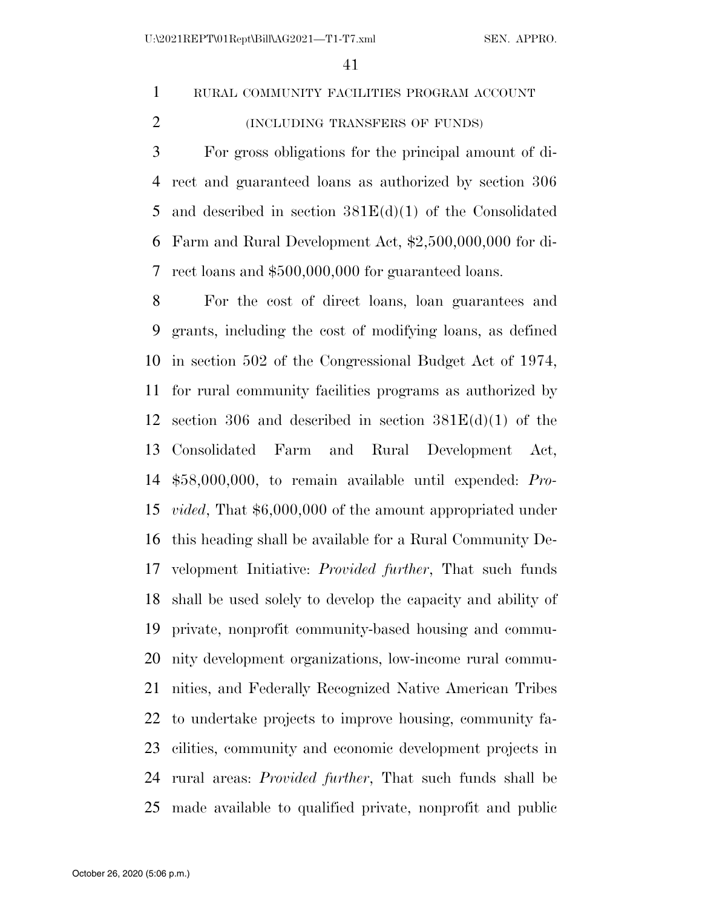RURAL COMMUNITY FACILITIES PROGRAM ACCOUNT

(INCLUDING TRANSFERS OF FUNDS)

For gross obligations for the principal amount of direct and guaranteed loans as authorized by section 306 and described in section 381E(d)(1) of the Consolidated Farm and Rural Development Act, $2,500,000,000 for direct loans and $500,000,000 for guaranteed loans.

For the cost of direct loans, loan guarantees and grants, including the cost of modifying loans, as defined in section 502 of the Congressional Budget Act of 1974, for rural community facilities programs as authorized by section 306 and described in section 381E(d)(1) of the Consolidated Farm and Rural Development Act, $58,000,000, to remain available until expended: *Provided*, That $6,000,000 of the amount appropriated under this heading shall be available for a Rural Community Development Initiative: *Provided further*, That such funds shall be used solely to develop the capacity and ability of private, nonprofit community-based housing and community development organizations, low-income rural communities, and Federally Recognized Native American Tribes to undertake projects to improve housing, community facilities, community and economic development projects in rural areas: *Provided further*, That such funds shall be made available to qualified private, nonprofit and public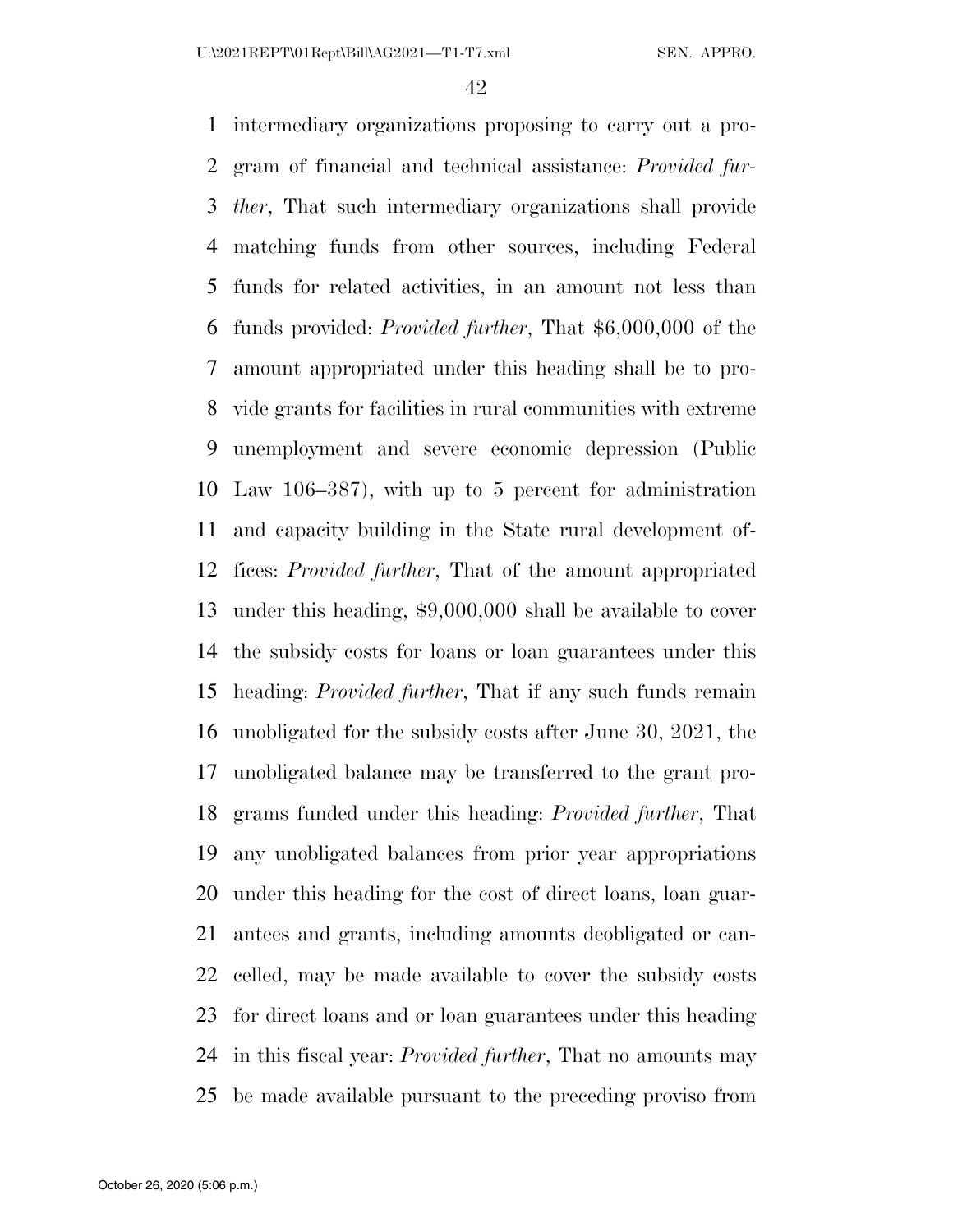intermediary organizations proposing to carry out a program of financial and technical assistance: *Provided further*, That such intermediary organizations shall provide matching funds from other sources, including Federal funds for related activities, in an amount not less than funds provided: *Provided further*, That $6,000,000 of the amount appropriated under this heading shall be to provide grants for facilities in rural communities with extreme unemployment and severe economic depression (Public Law 106–387), with up to 5 percent for administration and capacity building in the State rural development offices: *Provided further*, That of the amount appropriated under this heading, $9,000,000 shall be available to cover the subsidy costs for loans or loan guarantees under this heading: *Provided further*, That if any such funds remain unobligated for the subsidy costs after June 30, 2021, the unobligated balance may be transferred to the grant programs funded under this heading: *Provided further*, That any unobligated balances from prior year appropriations under this heading for the cost of direct loans, loan guarantees and grants, including amounts deobligated or cancelled, may be made available to cover the subsidy costs for direct loans and or loan guarantees under this heading in this fiscal year: *Provided further*, That no amounts may be made available pursuant to the preceding proviso from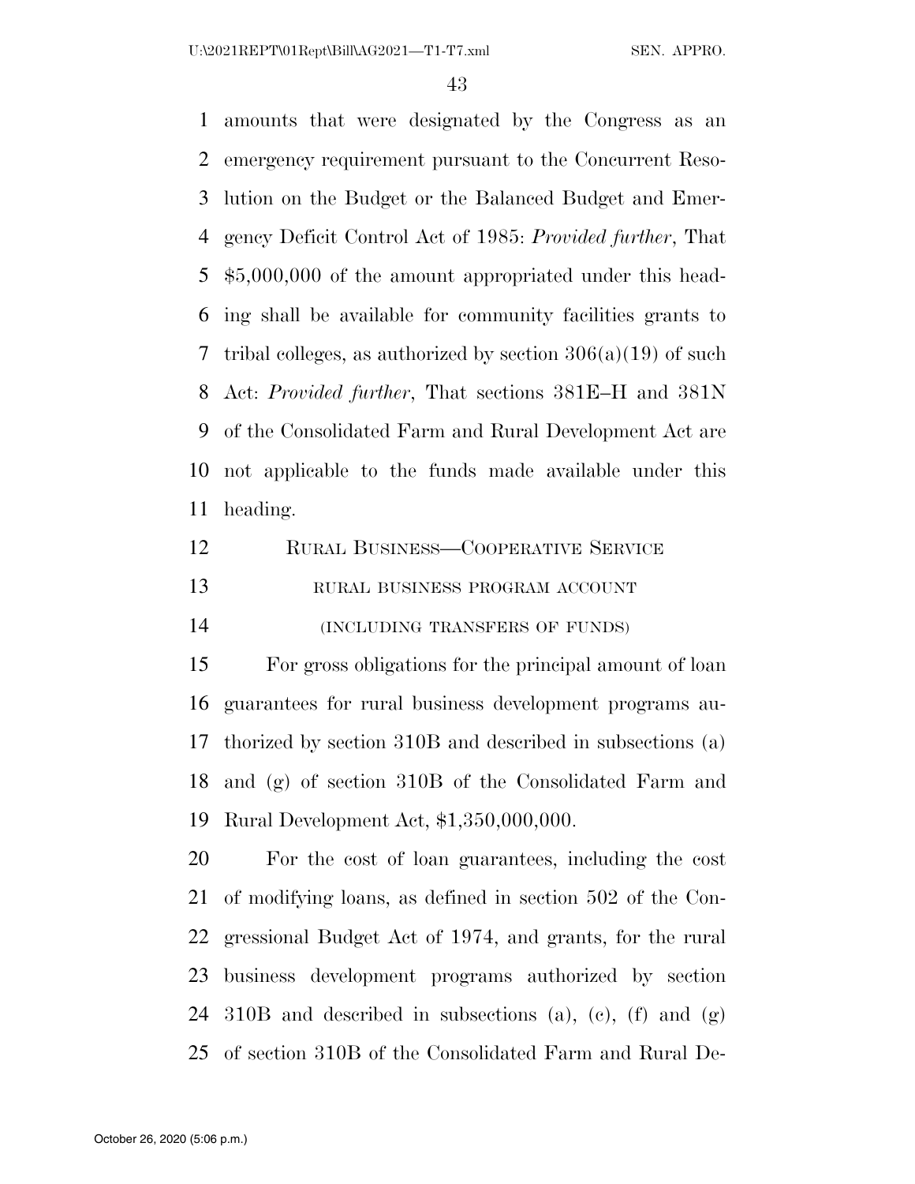amounts that were designated by the Congress as an emergency requirement pursuant to the Concurrent Resolution on the Budget or the Balanced Budget and Emergency Deficit Control Act of 1985: *Provided further*, That $5,000,000 of the amount appropriated under this heading shall be available for community facilities grants to tribal colleges, as authorized by section 306(a)(19) of such Act: *Provided further*, That sections 381E–H and 381N of the Consolidated Farm and Rural Development Act are not applicable to the funds made available under this heading.

## Rural Business—Cooperative Service

### rural business program account

### (including transfers of funds)

For gross obligations for the principal amount of loan guarantees for rural business development programs authorized by section 310B and described in subsections (a) and (g) of section 310B of the Consolidated Farm and Rural Development Act, $1,350,000,000.

For the cost of loan guarantees, including the cost of modifying loans, as defined in section 502 of the Congressional Budget Act of 1974, and grants, for the rural business development programs authorized by section 310B and described in subsections (a), (c), (f) and (g) of section 310B of the Consolidated Farm and Rural De-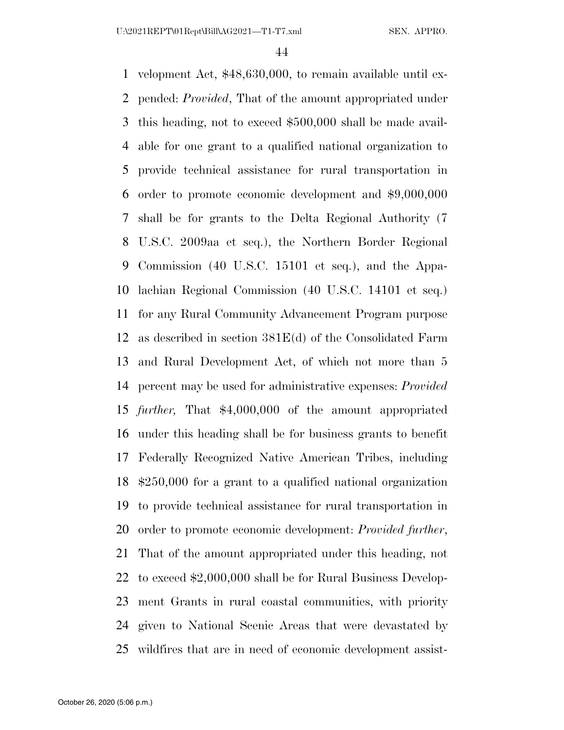velopment Act, $48,630,000, to remain available until expended: *Provided*, That of the amount appropriated under this heading, not to exceed $500,000 shall be made available for one grant to a qualified national organization to provide technical assistance for rural transportation in order to promote economic development and $9,000,000 shall be for grants to the Delta Regional Authority (7 U.S.C. 2009aa et seq.), the Northern Border Regional Commission (40 U.S.C. 15101 et seq.), and the Appalachian Regional Commission (40 U.S.C. 14101 et seq.) for any Rural Community Advancement Program purpose as described in section 381E(d) of the Consolidated Farm and Rural Development Act, of which not more than 5 percent may be used for administrative expenses: *Provided further,* That $4,000,000 of the amount appropriated under this heading shall be for business grants to benefit Federally Recognized Native American Tribes, including $250,000 for a grant to a qualified national organization to provide technical assistance for rural transportation in order to promote economic development: *Provided further*, That of the amount appropriated under this heading, not to exceed $2,000,000 shall be for Rural Business Development Grants in rural coastal communities, with priority given to National Scenic Areas that were devastated by wildfires that are in need of economic development assist-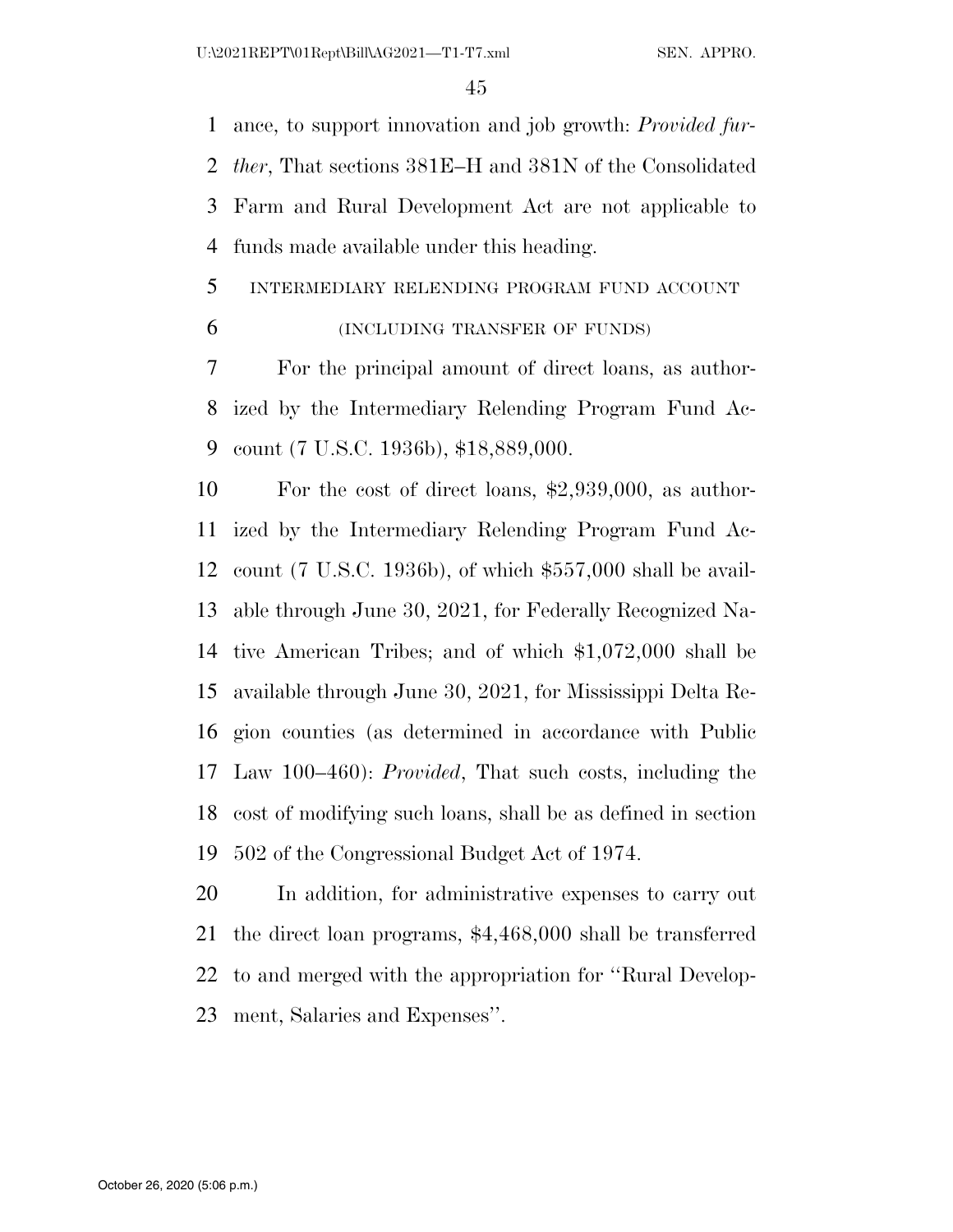ance, to support innovation and job growth: *Provided further*, That sections 381E–H and 381N of the Consolidated Farm and Rural Development Act are not applicable to funds made available under this heading.

INTERMEDIARY RELENDING PROGRAM FUND ACCOUNT

(INCLUDING TRANSFER OF FUNDS)

For the principal amount of direct loans, as authorized by the Intermediary Relending Program Fund Account (7 U.S.C. 1936b), $18,889,000.

For the cost of direct loans, $2,939,000, as authorized by the Intermediary Relending Program Fund Account (7 U.S.C. 1936b), of which $557,000 shall be available through June 30, 2021, for Federally Recognized Native American Tribes; and of which $1,072,000 shall be available through June 30, 2021, for Mississippi Delta Region counties (as determined in accordance with Public Law 100–460): *Provided*, That such costs, including the cost of modifying such loans, shall be as defined in section 502 of the Congressional Budget Act of 1974.

In addition, for administrative expenses to carry out the direct loan programs, $4,468,000 shall be transferred to and merged with the appropriation for ''Rural Development, Salaries and Expenses''.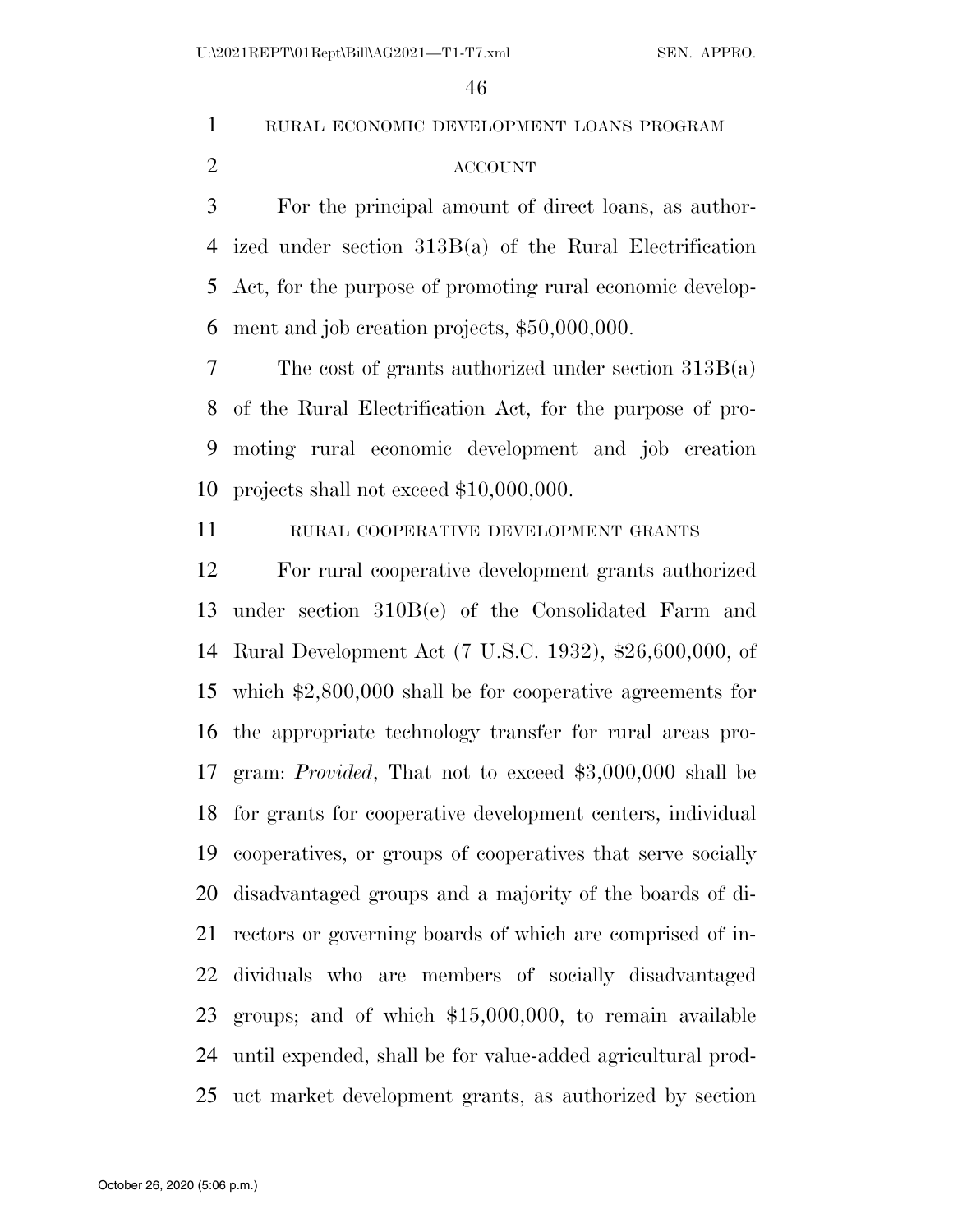RURAL ECONOMIC DEVELOPMENT LOANS PROGRAM ACCOUNT

For the principal amount of direct loans, as authorized under section 313B(a) of the Rural Electrification Act, for the purpose of promoting rural economic development and job creation projects, $50,000,000.

The cost of grants authorized under section 313B(a) of the Rural Electrification Act, for the purpose of promoting rural economic development and job creation projects shall not exceed $10,000,000.

RURAL COOPERATIVE DEVELOPMENT GRANTS

For rural cooperative development grants authorized under section 310B(e) of the Consolidated Farm and Rural Development Act (7 U.S.C. 1932), $26,600,000, of which $2,800,000 shall be for cooperative agreements for the appropriate technology transfer for rural areas program: *Provided*, That not to exceed $3,000,000 shall be for grants for cooperative development centers, individual cooperatives, or groups of cooperatives that serve socially disadvantaged groups and a majority of the boards of directors or governing boards of which are comprised of individuals who are members of socially disadvantaged groups; and of which $15,000,000, to remain available until expended, shall be for value-added agricultural product market development grants, as authorized by section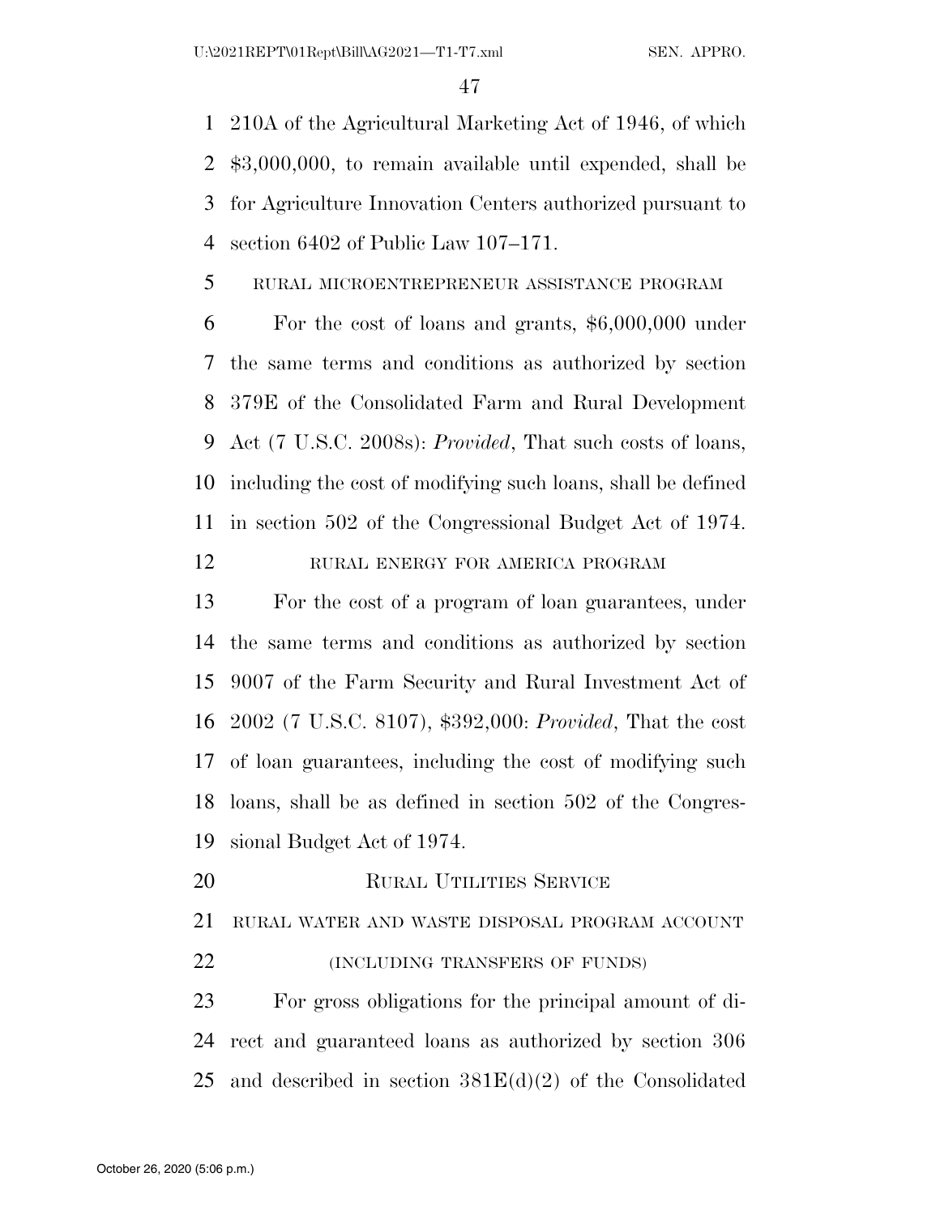210A of the Agricultural Marketing Act of 1946, of which $3,000,000, to remain available until expended, shall be for Agriculture Innovation Centers authorized pursuant to section 6402 of Public Law 107–171.

RURAL MICROENTREPRENEUR ASSISTANCE PROGRAM

For the cost of loans and grants, $6,000,000 under the same terms and conditions as authorized by section 379E of the Consolidated Farm and Rural Development Act (7 U.S.C. 2008s): *Provided*, That such costs of loans, including the cost of modifying such loans, shall be defined in section 502 of the Congressional Budget Act of 1974.

RURAL ENERGY FOR AMERICA PROGRAM

For the cost of a program of loan guarantees, under the same terms and conditions as authorized by section 9007 of the Farm Security and Rural Investment Act of 2002 (7 U.S.C. 8107), $392,000: *Provided*, That the cost of loan guarantees, including the cost of modifying such loans, shall be as defined in section 502 of the Congressional Budget Act of 1974.

## RURAL UTILITIES SERVICE

RURAL WATER AND WASTE DISPOSAL PROGRAM ACCOUNT

(INCLUDING TRANSFERS OF FUNDS)

For gross obligations for the principal amount of direct and guaranteed loans as authorized by section 306 and described in section 381E(d)(2) of the Consolidated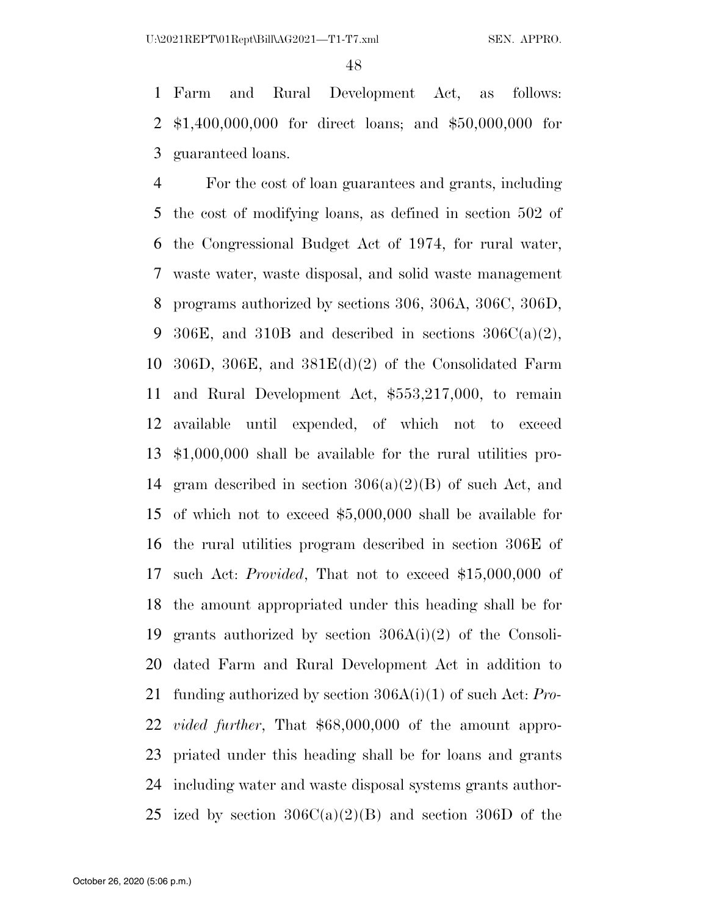Farm and Rural Development Act, as follows: $1,400,000,000 for direct loans; and $50,000,000 for guaranteed loans.

For the cost of loan guarantees and grants, including the cost of modifying loans, as defined in section 502 of the Congressional Budget Act of 1974, for rural water, waste water, waste disposal, and solid waste management programs authorized by sections 306, 306A, 306C, 306D, 306E, and 310B and described in sections 306C(a)(2), 306D, 306E, and 381E(d)(2) of the Consolidated Farm and Rural Development Act, $553,217,000, to remain available until expended, of which not to exceed $1,000,000 shall be available for the rural utilities program described in section 306(a)(2)(B) of such Act, and of which not to exceed $5,000,000 shall be available for the rural utilities program described in section 306E of such Act: *Provided*, That not to exceed $15,000,000 of the amount appropriated under this heading shall be for grants authorized by section 306A(i)(2) of the Consolidated Farm and Rural Development Act in addition to funding authorized by section 306A(i)(1) of such Act: *Provided further*, That $68,000,000 of the amount appropriated under this heading shall be for loans and grants including water and waste disposal systems grants authorized by section 306C(a)(2)(B) and section 306D of the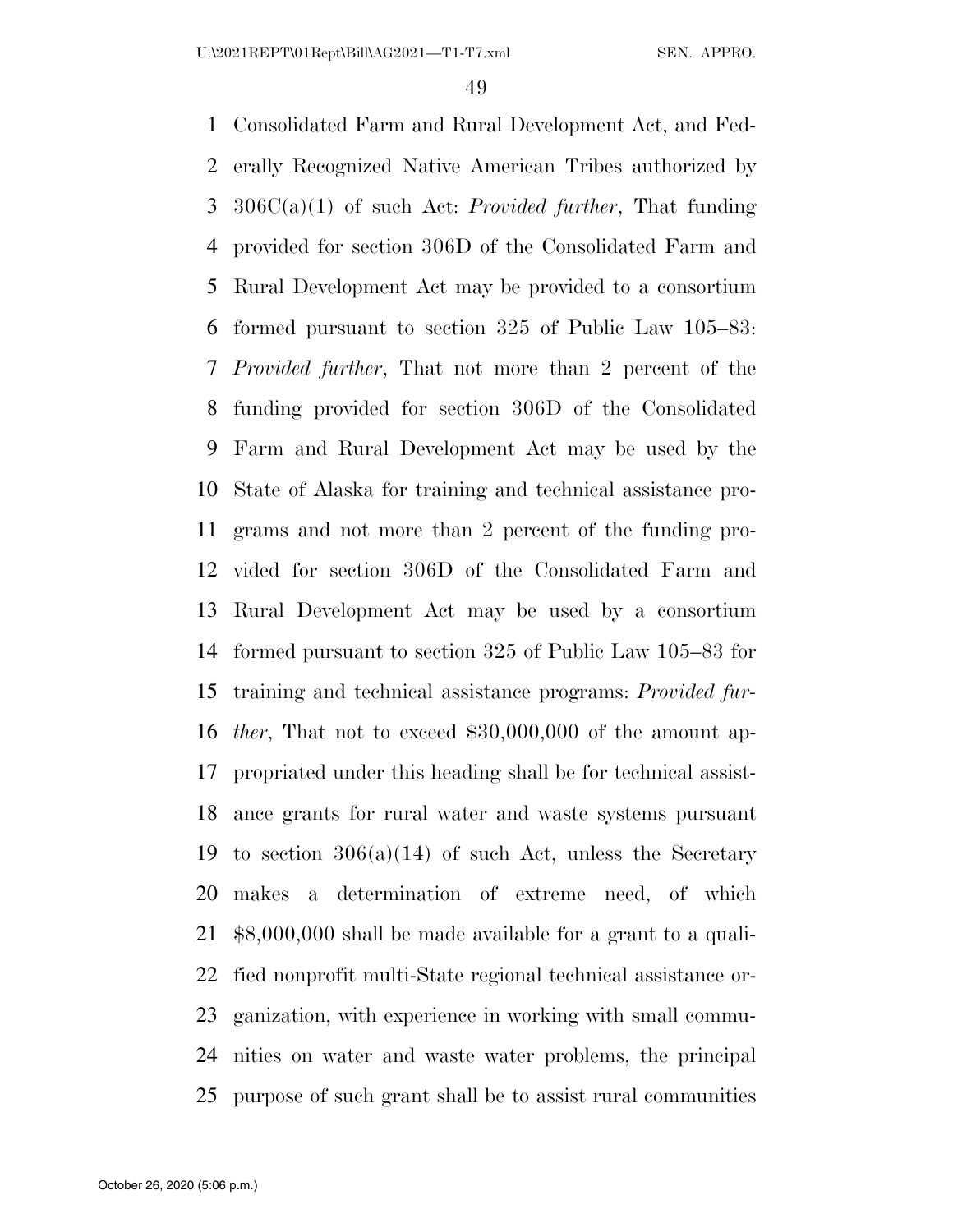Consolidated Farm and Rural Development Act, and Federally Recognized Native American Tribes authorized by 306C(a)(1) of such Act: *Provided further*, That funding provided for section 306D of the Consolidated Farm and Rural Development Act may be provided to a consortium formed pursuant to section 325 of Public Law 105–83: *Provided further*, That not more than 2 percent of the funding provided for section 306D of the Consolidated Farm and Rural Development Act may be used by the State of Alaska for training and technical assistance programs and not more than 2 percent of the funding provided for section 306D of the Consolidated Farm and Rural Development Act may be used by a consortium formed pursuant to section 325 of Public Law 105–83 for training and technical assistance programs: *Provided further*, That not to exceed $30,000,000 of the amount appropriated under this heading shall be for technical assistance grants for rural water and waste systems pursuant to section 306(a)(14) of such Act, unless the Secretary makes a determination of extreme need, of which $8,000,000 shall be made available for a grant to a qualified nonprofit multi-State regional technical assistance organization, with experience in working with small communities on water and waste water problems, the principal purpose of such grant shall be to assist rural communities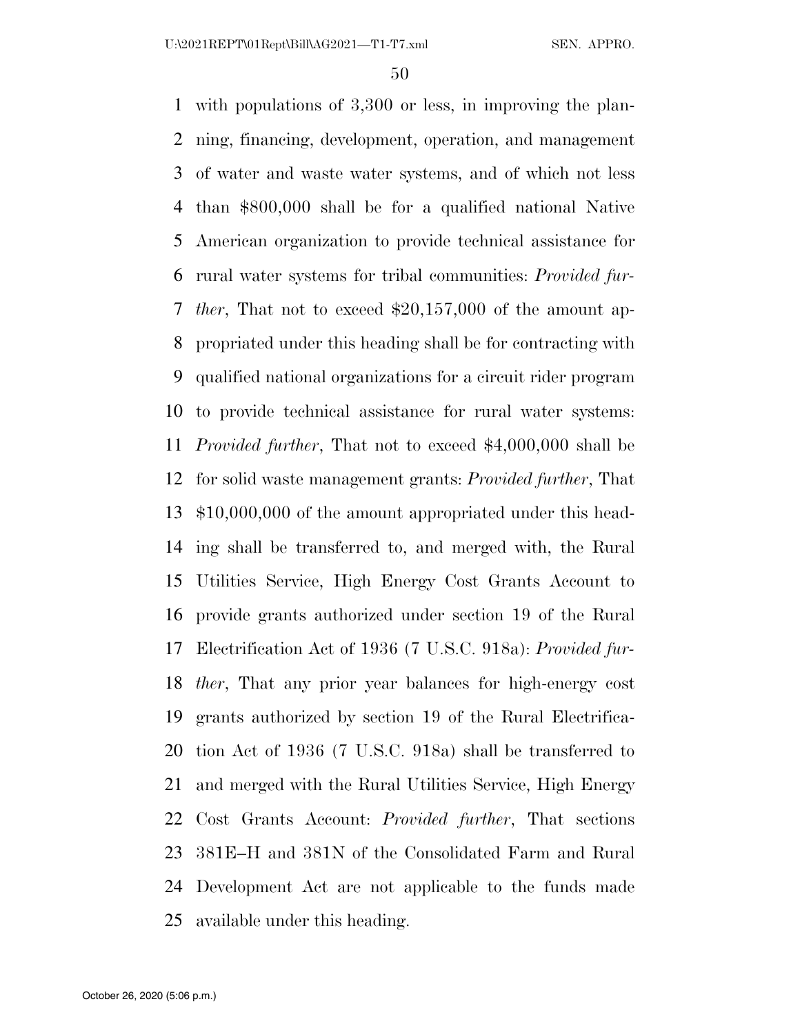with populations of 3,300 or less, in improving the planning, financing, development, operation, and management of water and waste water systems, and of which not less than $800,000 shall be for a qualified national Native American organization to provide technical assistance for rural water systems for tribal communities: *Provided further*, That not to exceed $20,157,000 of the amount appropriated under this heading shall be for contracting with qualified national organizations for a circuit rider program to provide technical assistance for rural water systems: *Provided further*, That not to exceed $4,000,000 shall be for solid waste management grants: *Provided further*, That $10,000,000 of the amount appropriated under this heading shall be transferred to, and merged with, the Rural Utilities Service, High Energy Cost Grants Account to provide grants authorized under section 19 of the Rural Electrification Act of 1936 (7 U.S.C. 918a): *Provided further*, That any prior year balances for high-energy cost grants authorized by section 19 of the Rural Electrification Act of 1936 (7 U.S.C. 918a) shall be transferred to and merged with the Rural Utilities Service, High Energy Cost Grants Account: *Provided further*, That sections 381E–H and 381N of the Consolidated Farm and Rural Development Act are not applicable to the funds made available under this heading.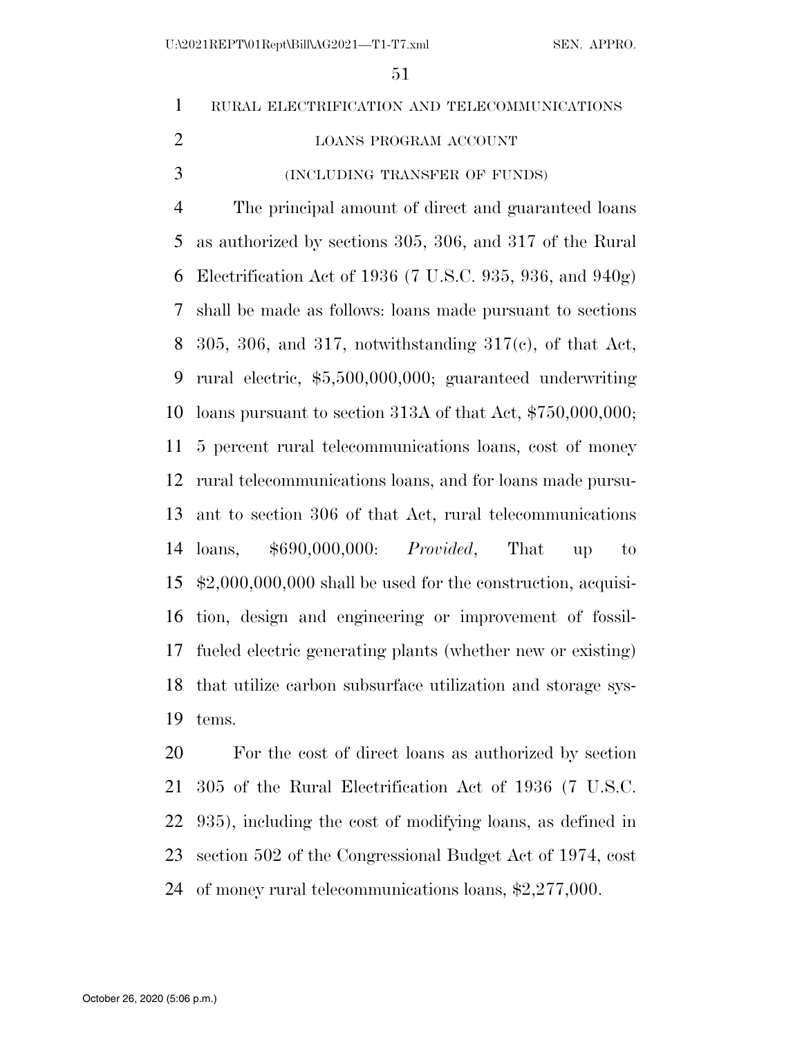RURAL ELECTRIFICATION AND TELECOMMUNICATIONS LOANS PROGRAM ACCOUNT

(INCLUDING TRANSFER OF FUNDS)

The principal amount of direct and guaranteed loans as authorized by sections 305, 306, and 317 of the Rural Electrification Act of 1936 (7 U.S.C. 935, 936, and 940g) shall be made as follows: loans made pursuant to sections 305, 306, and 317, notwithstanding 317(c), of that Act, rural electric, $5,500,000,000; guaranteed underwriting loans pursuant to section 313A of that Act, $750,000,000; 5 percent rural telecommunications loans, cost of money rural telecommunications loans, and for loans made pursuant to section 306 of that Act, rural telecommunications loans, $690,000,000: *Provided*, That up to $2,000,000,000 shall be used for the construction, acquisition, design and engineering or improvement of fossil-fueled electric generating plants (whether new or existing) that utilize carbon subsurface utilization and storage systems.

For the cost of direct loans as authorized by section 305 of the Rural Electrification Act of 1936 (7 U.S.C. 935), including the cost of modifying loans, as defined in section 502 of the Congressional Budget Act of 1974, cost of money rural telecommunications loans, $2,277,000.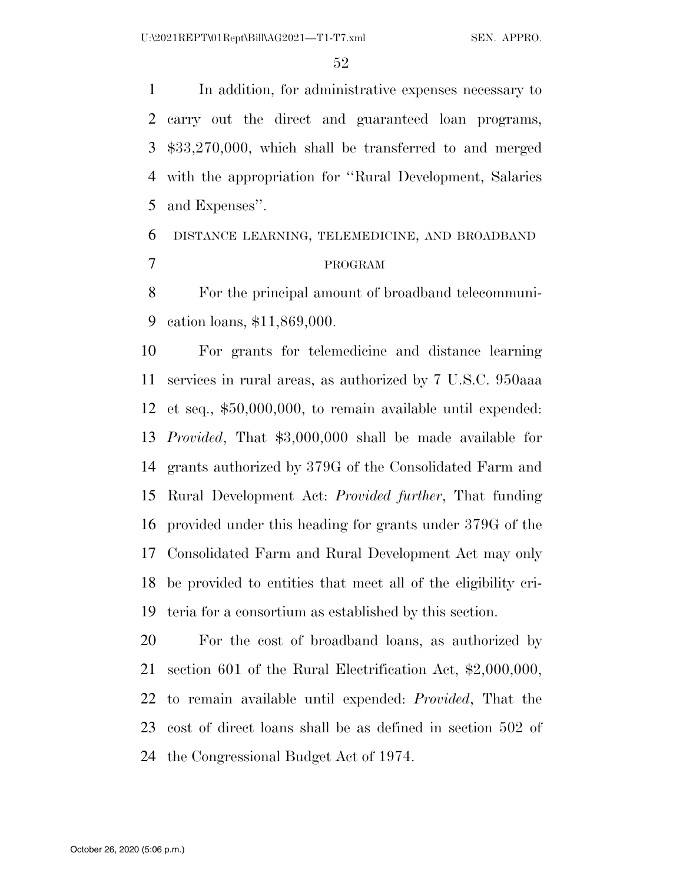In addition, for administrative expenses necessary to carry out the direct and guaranteed loan programs, $33,270,000, which shall be transferred to and merged with the appropriation for ''Rural Development, Salaries and Expenses''.

DISTANCE LEARNING, TELEMEDICINE, AND BROADBAND PROGRAM

For the principal amount of broadband telecommunication loans, $11,869,000.

For grants for telemedicine and distance learning services in rural areas, as authorized by 7 U.S.C. 950aaa et seq., $50,000,000, to remain available until expended: *Provided*, That $3,000,000 shall be made available for grants authorized by 379G of the Consolidated Farm and Rural Development Act: *Provided further*, That funding provided under this heading for grants under 379G of the Consolidated Farm and Rural Development Act may only be provided to entities that meet all of the eligibility criteria for a consortium as established by this section.

For the cost of broadband loans, as authorized by section 601 of the Rural Electrification Act, $2,000,000, to remain available until expended: *Provided*, That the cost of direct loans shall be as defined in section 502 of the Congressional Budget Act of 1974.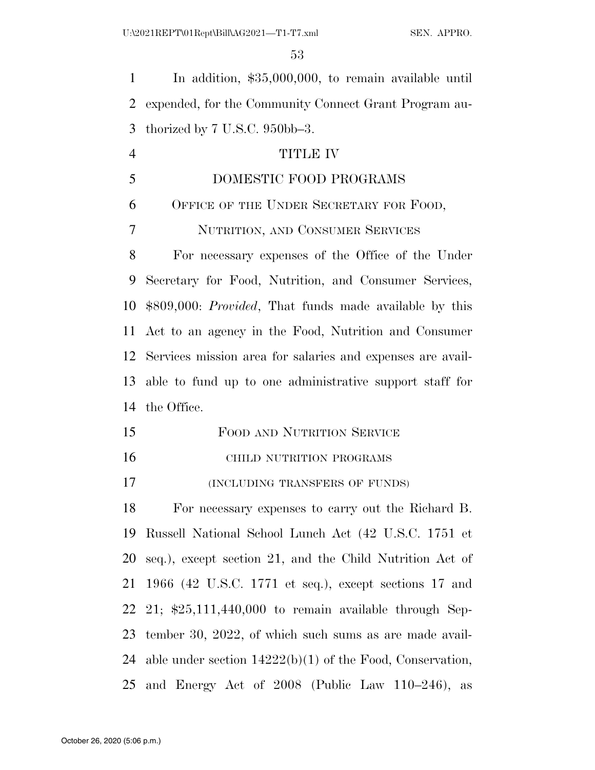In addition, $35,000,000, to remain available until expended, for the Community Connect Grant Program authorized by 7 U.S.C. 950bb–3.

# TITLE IV

# DOMESTIC FOOD PROGRAMS

## Office of the Under Secretary for Food, Nutrition, and Consumer Services

For necessary expenses of the Office of the Under Secretary for Food, Nutrition, and Consumer Services, $809,000: *Provided*, That funds made available by this Act to an agency in the Food, Nutrition and Consumer Services mission area for salaries and expenses are available to fund up to one administrative support staff for the Office.

## Food and Nutrition Service

### CHILD NUTRITION PROGRAMS

### (INCLUDING TRANSFERS OF FUNDS)

For necessary expenses to carry out the Richard B. Russell National School Lunch Act (42 U.S.C. 1751 et seq.), except section 21, and the Child Nutrition Act of 1966 (42 U.S.C. 1771 et seq.), except sections 17 and 21; $25,111,440,000 to remain available through September 30, 2022, of which such sums as are made available under section 14222(b)(1) of the Food, Conservation, and Energy Act of 2008 (Public Law 110–246), as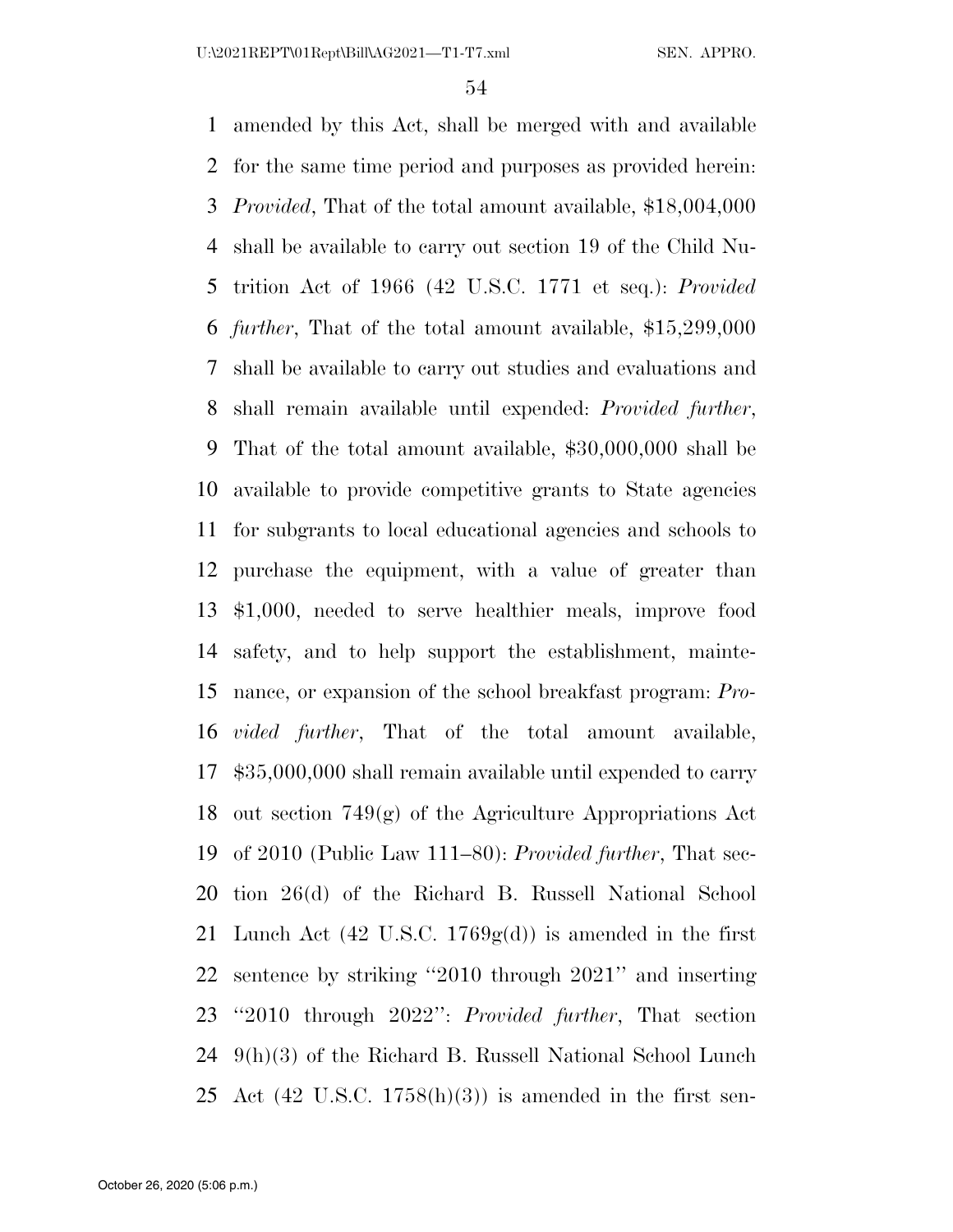amended by this Act, shall be merged with and available for the same time period and purposes as provided herein: *Provided*, That of the total amount available, $18,004,000 shall be available to carry out section 19 of the Child Nutrition Act of 1966 (42 U.S.C. 1771 et seq.): *Provided further*, That of the total amount available, $15,299,000 shall be available to carry out studies and evaluations and shall remain available until expended: *Provided further*, That of the total amount available, $30,000,000 shall be available to provide competitive grants to State agencies for subgrants to local educational agencies and schools to purchase the equipment, with a value of greater than $1,000, needed to serve healthier meals, improve food safety, and to help support the establishment, maintenance, or expansion of the school breakfast program: *Provided further*, That of the total amount available, $35,000,000 shall remain available until expended to carry out section 749(g) of the Agriculture Appropriations Act of 2010 (Public Law 111–80): *Provided further*, That section 26(d) of the Richard B. Russell National School Lunch Act (42 U.S.C. 1769g(d)) is amended in the first sentence by striking ''2010 through 2021'' and inserting ''2010 through 2022'': *Provided further*, That section 9(h)(3) of the Richard B. Russell National School Lunch Act (42 U.S.C. 1758(h)(3)) is amended in the first sen-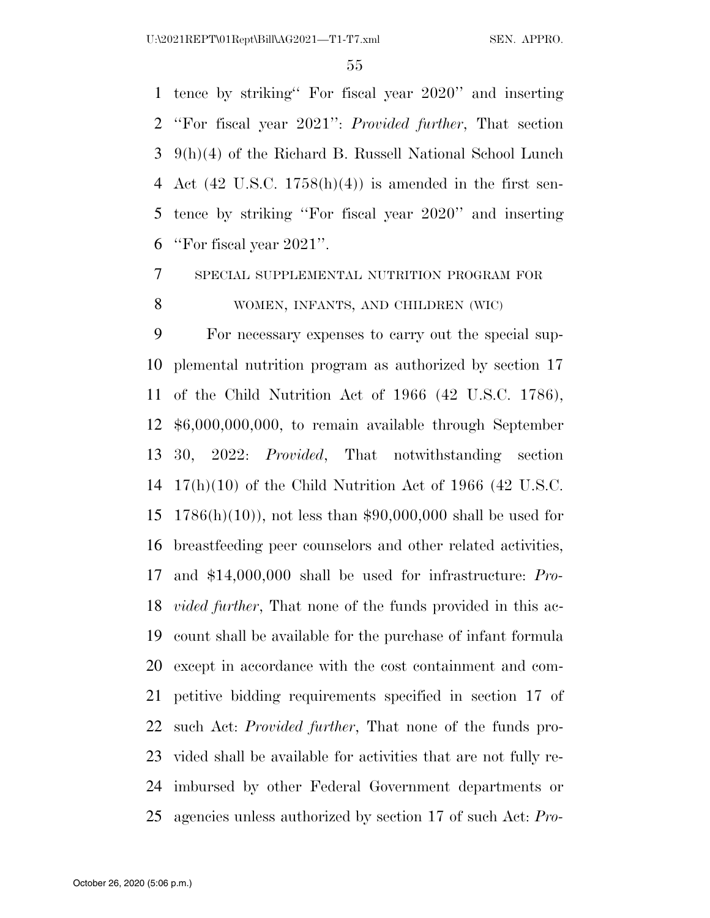tence by striking" For fiscal year 2020'' and inserting ''For fiscal year 2021'': *Provided further*, That section 9(h)(4) of the Richard B. Russell National School Lunch Act (42 U.S.C. 1758(h)(4)) is amended in the first sentence by striking ''For fiscal year 2020'' and inserting ''For fiscal year 2021''.

SPECIAL SUPPLEMENTAL NUTRITION PROGRAM FOR WOMEN, INFANTS, AND CHILDREN (WIC)

For necessary expenses to carry out the special supplemental nutrition program as authorized by section 17 of the Child Nutrition Act of 1966 (42 U.S.C. 1786), $6,000,000,000, to remain available through September 30, 2022: *Provided*, That notwithstanding section 17(h)(10) of the Child Nutrition Act of 1966 (42 U.S.C. 1786(h)(10)), not less than $90,000,000 shall be used for breastfeeding peer counselors and other related activities, and $14,000,000 shall be used for infrastructure: *Provided further*, That none of the funds provided in this account shall be available for the purchase of infant formula except in accordance with the cost containment and competitive bidding requirements specified in section 17 of such Act: *Provided further*, That none of the funds provided shall be available for activities that are not fully reimbursed by other Federal Government departments or agencies unless authorized by section 17 of such Act: *Pro-*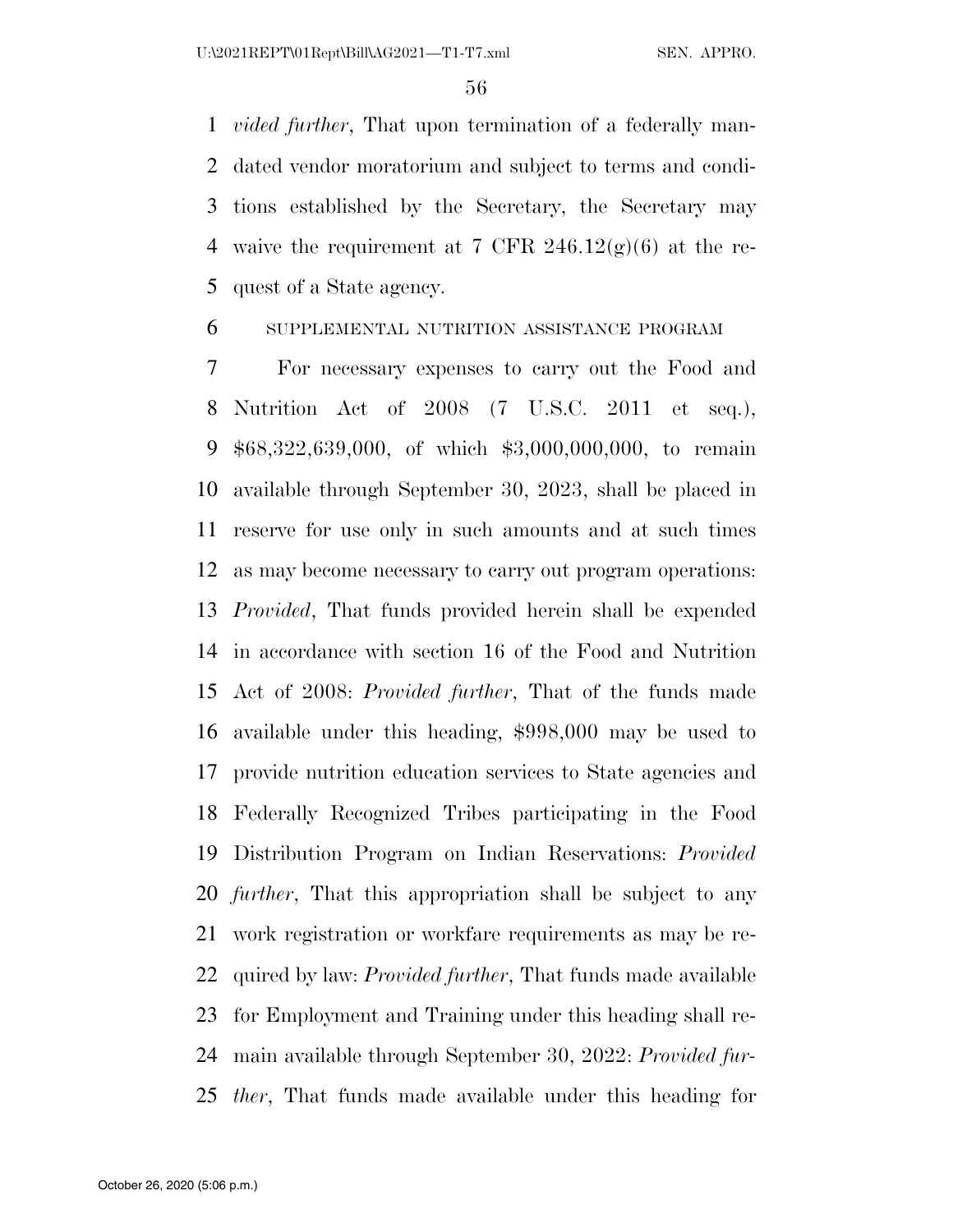*vided further*, That upon termination of a federally mandated vendor moratorium and subject to terms and conditions established by the Secretary, the Secretary may waive the requirement at 7 CFR 246.12(g)(6) at the request of a State agency.

SUPPLEMENTAL NUTRITION ASSISTANCE PROGRAM

For necessary expenses to carry out the Food and Nutrition Act of 2008 (7 U.S.C. 2011 et seq.), $68,322,639,000, of which $3,000,000,000, to remain available through September 30, 2023, shall be placed in reserve for use only in such amounts and at such times as may become necessary to carry out program operations: *Provided*, That funds provided herein shall be expended in accordance with section 16 of the Food and Nutrition Act of 2008: *Provided further*, That of the funds made available under this heading, $998,000 may be used to provide nutrition education services to State agencies and Federally Recognized Tribes participating in the Food Distribution Program on Indian Reservations: *Provided further*, That this appropriation shall be subject to any work registration or workfare requirements as may be required by law: *Provided further*, That funds made available for Employment and Training under this heading shall remain available through September 30, 2022: *Provided further*, That funds made available under this heading for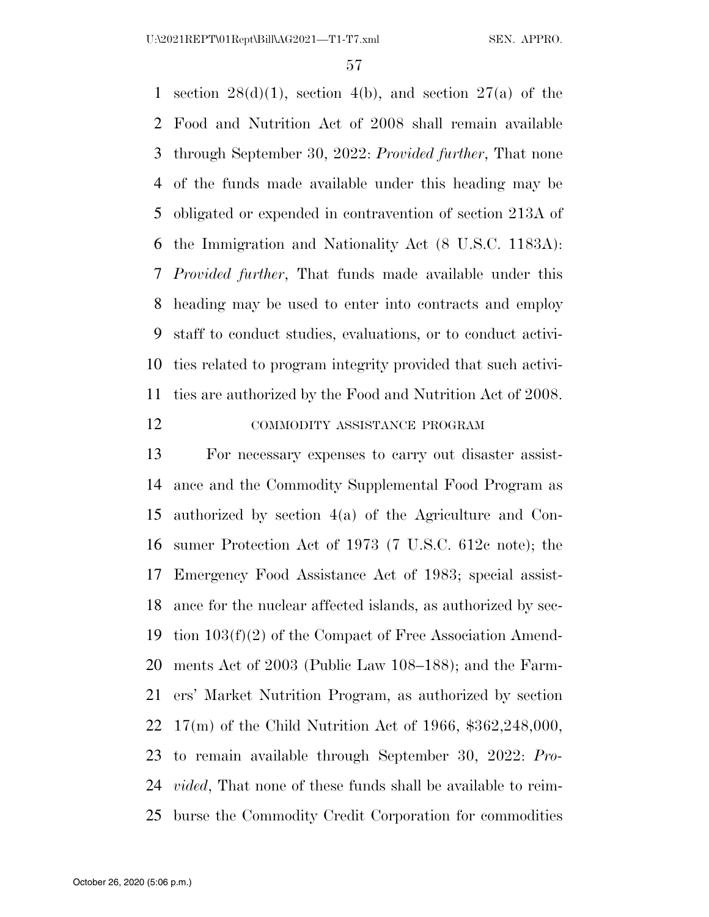section 28(d)(1), section 4(b), and section 27(a) of the Food and Nutrition Act of 2008 shall remain available through September 30, 2022: *Provided further*, That none of the funds made available under this heading may be obligated or expended in contravention of section 213A of the Immigration and Nationality Act (8 U.S.C. 1183A): *Provided further*, That funds made available under this heading may be used to enter into contracts and employ staff to conduct studies, evaluations, or to conduct activities related to program integrity provided that such activities are authorized by the Food and Nutrition Act of 2008.

COMMODITY ASSISTANCE PROGRAM

For necessary expenses to carry out disaster assistance and the Commodity Supplemental Food Program as authorized by section 4(a) of the Agriculture and Consumer Protection Act of 1973 (7 U.S.C. 612c note); the Emergency Food Assistance Act of 1983; special assistance for the nuclear affected islands, as authorized by section 103(f)(2) of the Compact of Free Association Amendments Act of 2003 (Public Law 108–188); and the Farmers' Market Nutrition Program, as authorized by section 17(m) of the Child Nutrition Act of 1966, $362,248,000, to remain available through September 30, 2022: *Provided*, That none of these funds shall be available to reimburse the Commodity Credit Corporation for commodities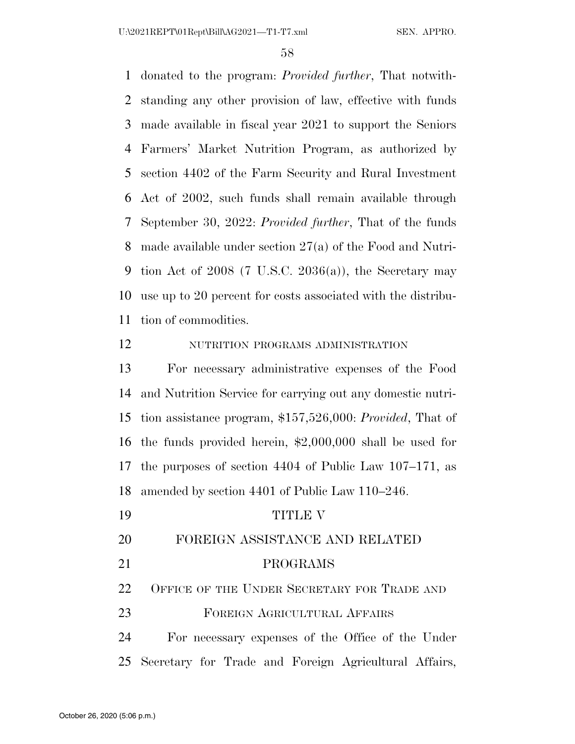donated to the program: *Provided further*, That notwithstanding any other provision of law, effective with funds made available in fiscal year 2021 to support the Seniors Farmers' Market Nutrition Program, as authorized by section 4402 of the Farm Security and Rural Investment Act of 2002, such funds shall remain available through September 30, 2022: *Provided further*, That of the funds made available under section 27(a) of the Food and Nutrition Act of 2008 (7 U.S.C. 2036(a)), the Secretary may use up to 20 percent for costs associated with the distribution of commodities.

NUTRITION PROGRAMS ADMINISTRATION

For necessary administrative expenses of the Food and Nutrition Service for carrying out any domestic nutrition assistance program, $157,526,000: *Provided*, That of the funds provided herein, $2,000,000 shall be used for the purposes of section 4404 of Public Law 107–171, as amended by section 4401 of Public Law 110–246.

# TITLE V

# FOREIGN ASSISTANCE AND RELATED PROGRAMS

## OFFICE OF THE UNDER SECRETARY FOR TRADE AND FOREIGN AGRICULTURAL AFFAIRS

For necessary expenses of the Office of the Under Secretary for Trade and Foreign Agricultural Affairs,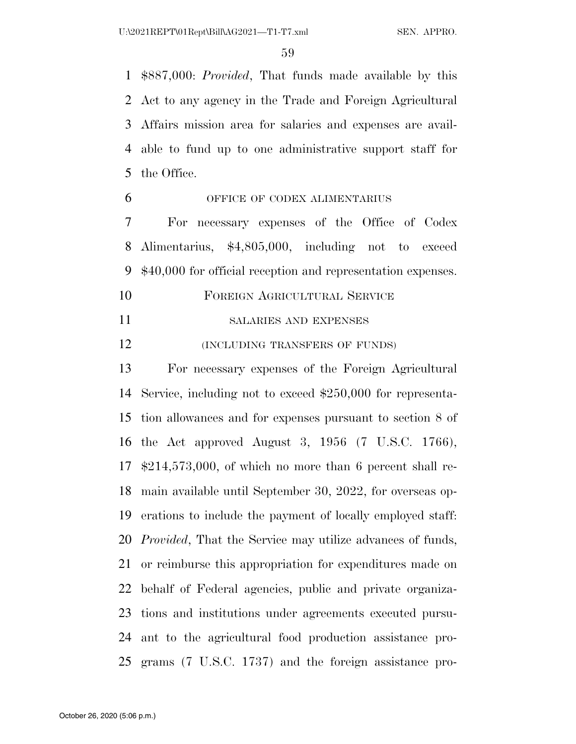$887,000: *Provided*, That funds made available by this Act to any agency in the Trade and Foreign Agricultural Affairs mission area for salaries and expenses are available to fund up to one administrative support staff for the Office.

OFFICE OF CODEX ALIMENTARIUS

For necessary expenses of the Office of Codex Alimentarius, $4,805,000, including not to exceed $40,000 for official reception and representation expenses.

## FOREIGN AGRICULTURAL SERVICE

SALARIES AND EXPENSES

(INCLUDING TRANSFERS OF FUNDS)

For necessary expenses of the Foreign Agricultural Service, including not to exceed $250,000 for representation allowances and for expenses pursuant to section 8 of the Act approved August 3, 1956 (7 U.S.C. 1766), $214,573,000, of which no more than 6 percent shall remain available until September 30, 2022, for overseas operations to include the payment of locally employed staff: *Provided*, That the Service may utilize advances of funds, or reimburse this appropriation for expenditures made on behalf of Federal agencies, public and private organizations and institutions under agreements executed pursuant to the agricultural food production assistance programs (7 U.S.C. 1737) and the foreign assistance pro-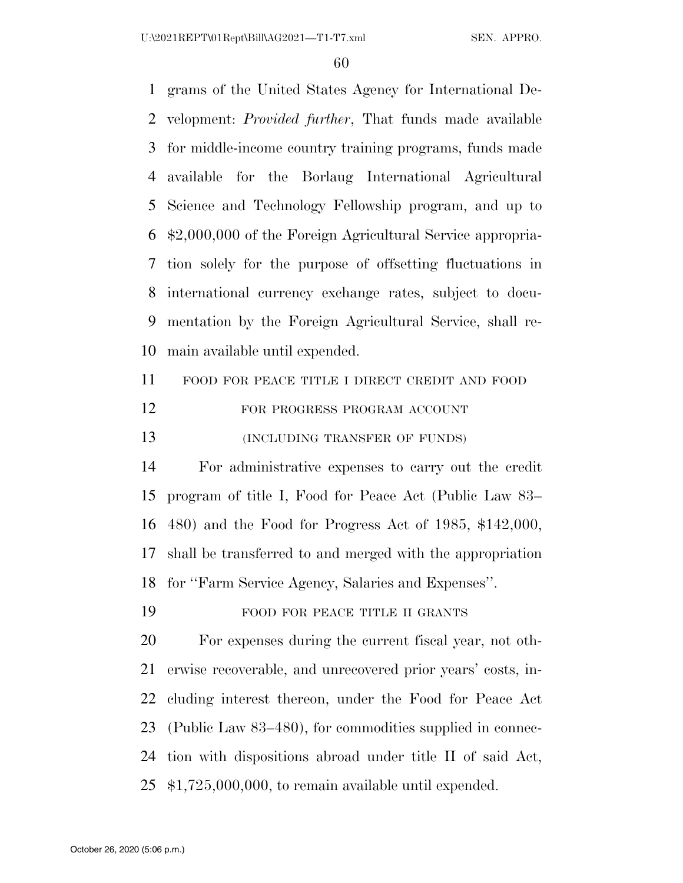grams of the United States Agency for International Development: *Provided further*, That funds made available for middle-income country training programs, funds made available for the Borlaug International Agricultural Science and Technology Fellowship program, and up to $2,000,000 of the Foreign Agricultural Service appropriation solely for the purpose of offsetting fluctuations in international currency exchange rates, subject to documentation by the Foreign Agricultural Service, shall remain available until expended.

FOOD FOR PEACE TITLE I DIRECT CREDIT AND FOOD FOR PROGRESS PROGRAM ACCOUNT

(INCLUDING TRANSFER OF FUNDS)

For administrative expenses to carry out the credit program of title I, Food for Peace Act (Public Law 83–480) and the Food for Progress Act of 1985, $142,000, shall be transferred to and merged with the appropriation for ''Farm Service Agency, Salaries and Expenses''.

FOOD FOR PEACE TITLE II GRANTS

For expenses during the current fiscal year, not otherwise recoverable, and unrecovered prior years' costs, including interest thereon, under the Food for Peace Act (Public Law 83–480), for commodities supplied in connection with dispositions abroad under title II of said Act, $1,725,000,000, to remain available until expended.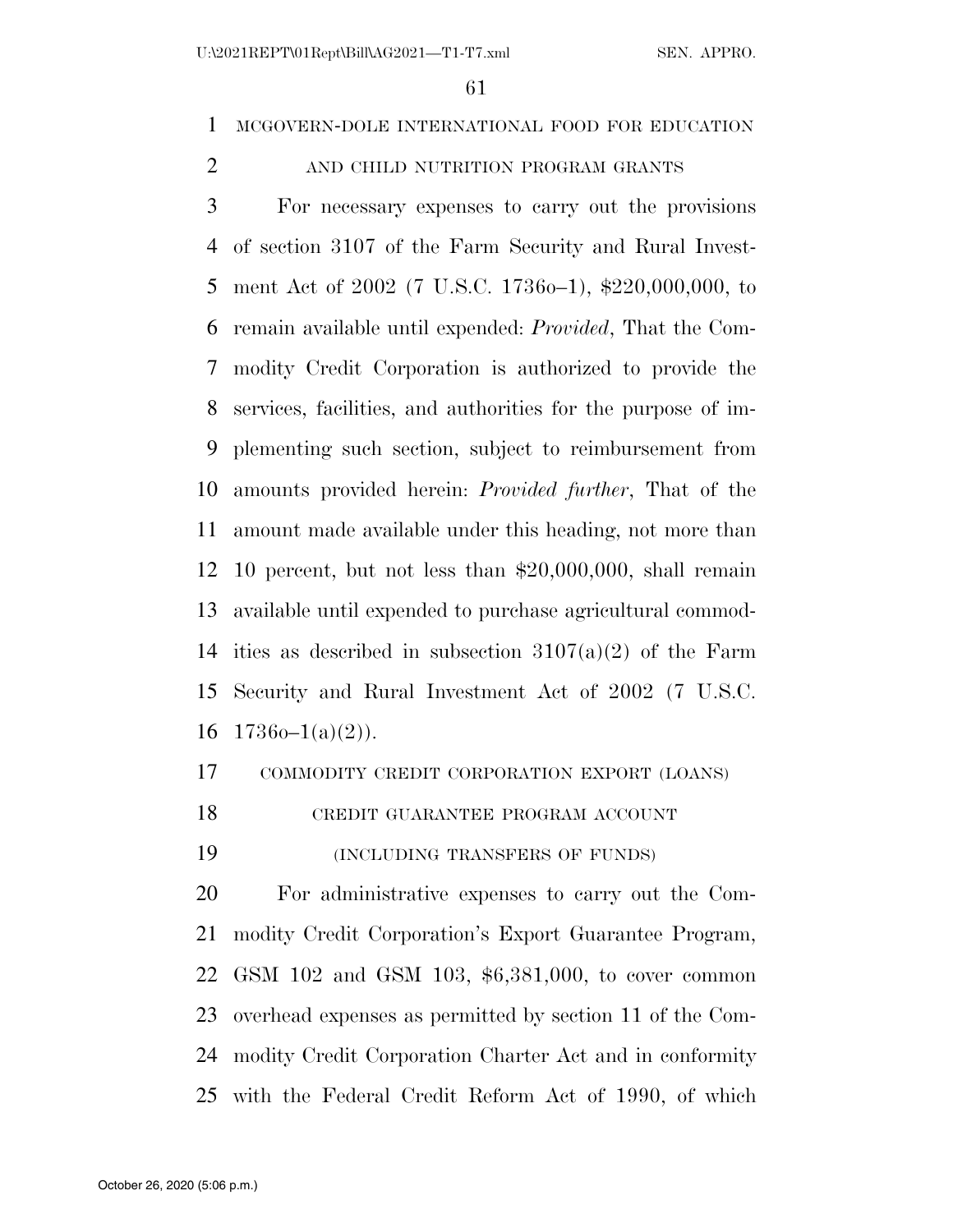MCGOVERN-DOLE INTERNATIONAL FOOD FOR EDUCATION AND CHILD NUTRITION PROGRAM GRANTS

For necessary expenses to carry out the provisions of section 3107 of the Farm Security and Rural Investment Act of 2002 (7 U.S.C. 1736o–1), $220,000,000, to remain available until expended: *Provided*, That the Commodity Credit Corporation is authorized to provide the services, facilities, and authorities for the purpose of implementing such section, subject to reimbursement from amounts provided herein: *Provided further*, That of the amount made available under this heading, not more than 10 percent, but not less than $20,000,000, shall remain available until expended to purchase agricultural commodities as described in subsection 3107(a)(2) of the Farm Security and Rural Investment Act of 2002 (7 U.S.C. 1736o–1(a)(2)).

COMMODITY CREDIT CORPORATION EXPORT (LOANS) CREDIT GUARANTEE PROGRAM ACCOUNT

(INCLUDING TRANSFERS OF FUNDS)

For administrative expenses to carry out the Commodity Credit Corporation's Export Guarantee Program, GSM 102 and GSM 103, $6,381,000, to cover common overhead expenses as permitted by section 11 of the Commodity Credit Corporation Charter Act and in conformity with the Federal Credit Reform Act of 1990, of which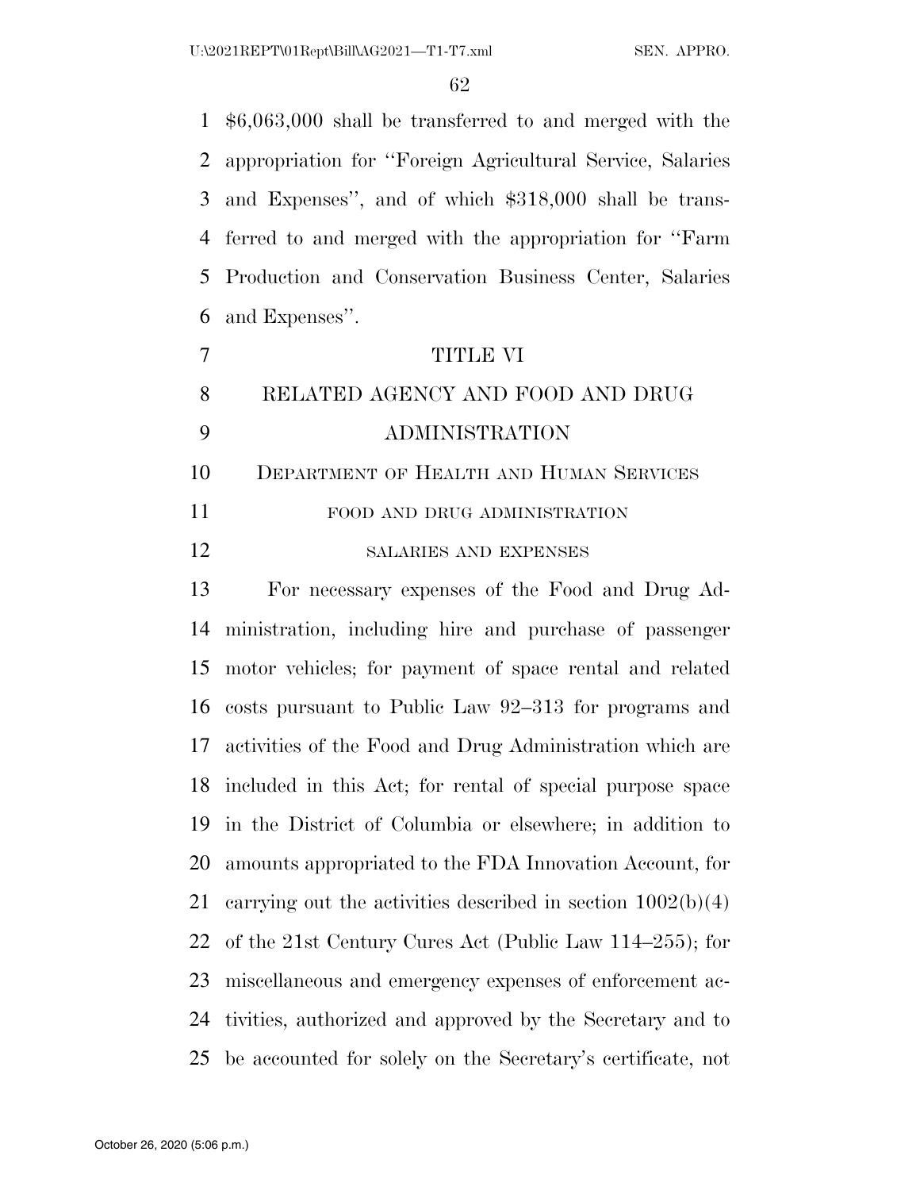$6,063,000 shall be transferred to and merged with the appropriation for ''Foreign Agricultural Service, Salaries and Expenses'', and of which $318,000 shall be transferred to and merged with the appropriation for ''Farm Production and Conservation Business Center, Salaries and Expenses''.

# TITLE VI

# RELATED AGENCY AND FOOD AND DRUG ADMINISTRATION

## DEPARTMENT OF HEALTH AND HUMAN SERVICES

### FOOD AND DRUG ADMINISTRATION

#### SALARIES AND EXPENSES

For necessary expenses of the Food and Drug Administration, including hire and purchase of passenger motor vehicles; for payment of space rental and related costs pursuant to Public Law 92–313 for programs and activities of the Food and Drug Administration which are included in this Act; for rental of special purpose space in the District of Columbia or elsewhere; in addition to amounts appropriated to the FDA Innovation Account, for carrying out the activities described in section 1002(b)(4) of the 21st Century Cures Act (Public Law 114–255); for miscellaneous and emergency expenses of enforcement activities, authorized and approved by the Secretary and to be accounted for solely on the Secretary's certificate, not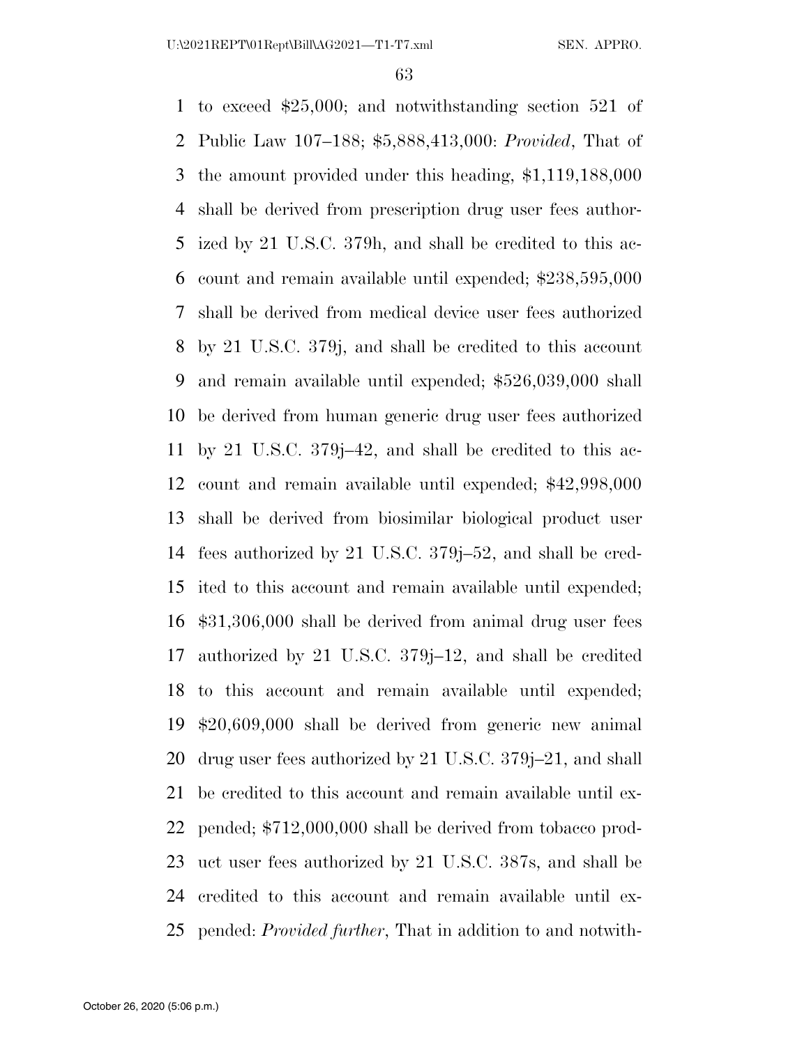to exceed $25,000; and notwithstanding section 521 of Public Law 107–188; $5,888,413,000: *Provided*, That of the amount provided under this heading, $1,119,188,000 shall be derived from prescription drug user fees authorized by 21 U.S.C. 379h, and shall be credited to this account and remain available until expended; $238,595,000 shall be derived from medical device user fees authorized by 21 U.S.C. 379j, and shall be credited to this account and remain available until expended; $526,039,000 shall be derived from human generic drug user fees authorized by 21 U.S.C. 379j–42, and shall be credited to this account and remain available until expended; $42,998,000 shall be derived from biosimilar biological product user fees authorized by 21 U.S.C. 379j–52, and shall be credited to this account and remain available until expended; $31,306,000 shall be derived from animal drug user fees authorized by 21 U.S.C. 379j–12, and shall be credited to this account and remain available until expended; $20,609,000 shall be derived from generic new animal drug user fees authorized by 21 U.S.C. 379j–21, and shall be credited to this account and remain available until expended; $712,000,000 shall be derived from tobacco product user fees authorized by 21 U.S.C. 387s, and shall be credited to this account and remain available until expended: *Provided further*, That in addition to and notwith-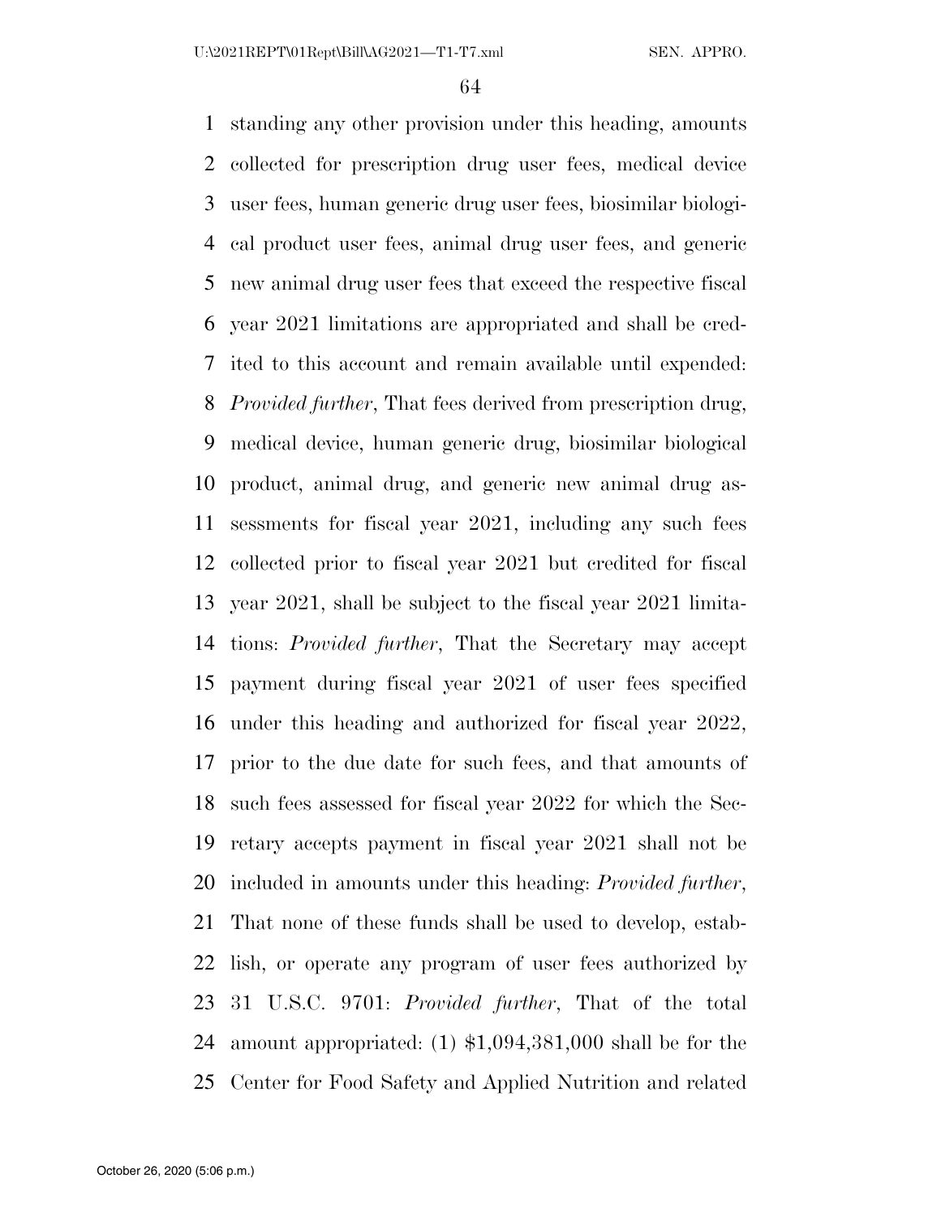standing any other provision under this heading, amounts collected for prescription drug user fees, medical device user fees, human generic drug user fees, biosimilar biological product user fees, animal drug user fees, and generic new animal drug user fees that exceed the respective fiscal year 2021 limitations are appropriated and shall be credited to this account and remain available until expended: *Provided further*, That fees derived from prescription drug, medical device, human generic drug, biosimilar biological product, animal drug, and generic new animal drug assessments for fiscal year 2021, including any such fees collected prior to fiscal year 2021 but credited for fiscal year 2021, shall be subject to the fiscal year 2021 limitations: *Provided further*, That the Secretary may accept payment during fiscal year 2021 of user fees specified under this heading and authorized for fiscal year 2022, prior to the due date for such fees, and that amounts of such fees assessed for fiscal year 2022 for which the Secretary accepts payment in fiscal year 2021 shall not be included in amounts under this heading: *Provided further*, That none of these funds shall be used to develop, establish, or operate any program of user fees authorized by 31 U.S.C. 9701: *Provided further*, That of the total amount appropriated: (1) $1,094,381,000 shall be for the Center for Food Safety and Applied Nutrition and related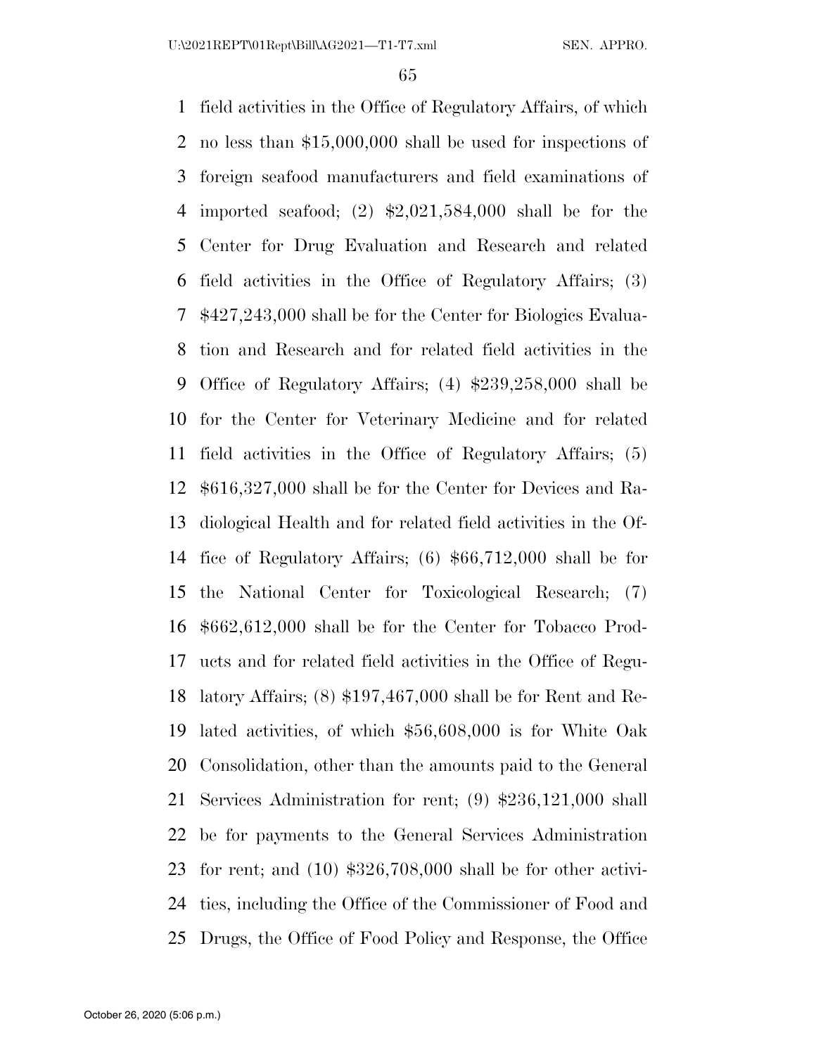field activities in the Office of Regulatory Affairs, of which no less than $15,000,000 shall be used for inspections of foreign seafood manufacturers and field examinations of imported seafood; (2) $2,021,584,000 shall be for the Center for Drug Evaluation and Research and related field activities in the Office of Regulatory Affairs; (3) $427,243,000 shall be for the Center for Biologics Evaluation and Research and for related field activities in the Office of Regulatory Affairs; (4) $239,258,000 shall be for the Center for Veterinary Medicine and for related field activities in the Office of Regulatory Affairs; (5) $616,327,000 shall be for the Center for Devices and Radiological Health and for related field activities in the Office of Regulatory Affairs; (6) $66,712,000 shall be for the National Center for Toxicological Research; (7) $662,612,000 shall be for the Center for Tobacco Products and for related field activities in the Office of Regulatory Affairs; (8) $197,467,000 shall be for Rent and Related activities, of which $56,608,000 is for White Oak Consolidation, other than the amounts paid to the General Services Administration for rent; (9) $236,121,000 shall be for payments to the General Services Administration for rent; and (10) $326,708,000 shall be for other activities, including the Office of the Commissioner of Food and Drugs, the Office of Food Policy and Response, the Office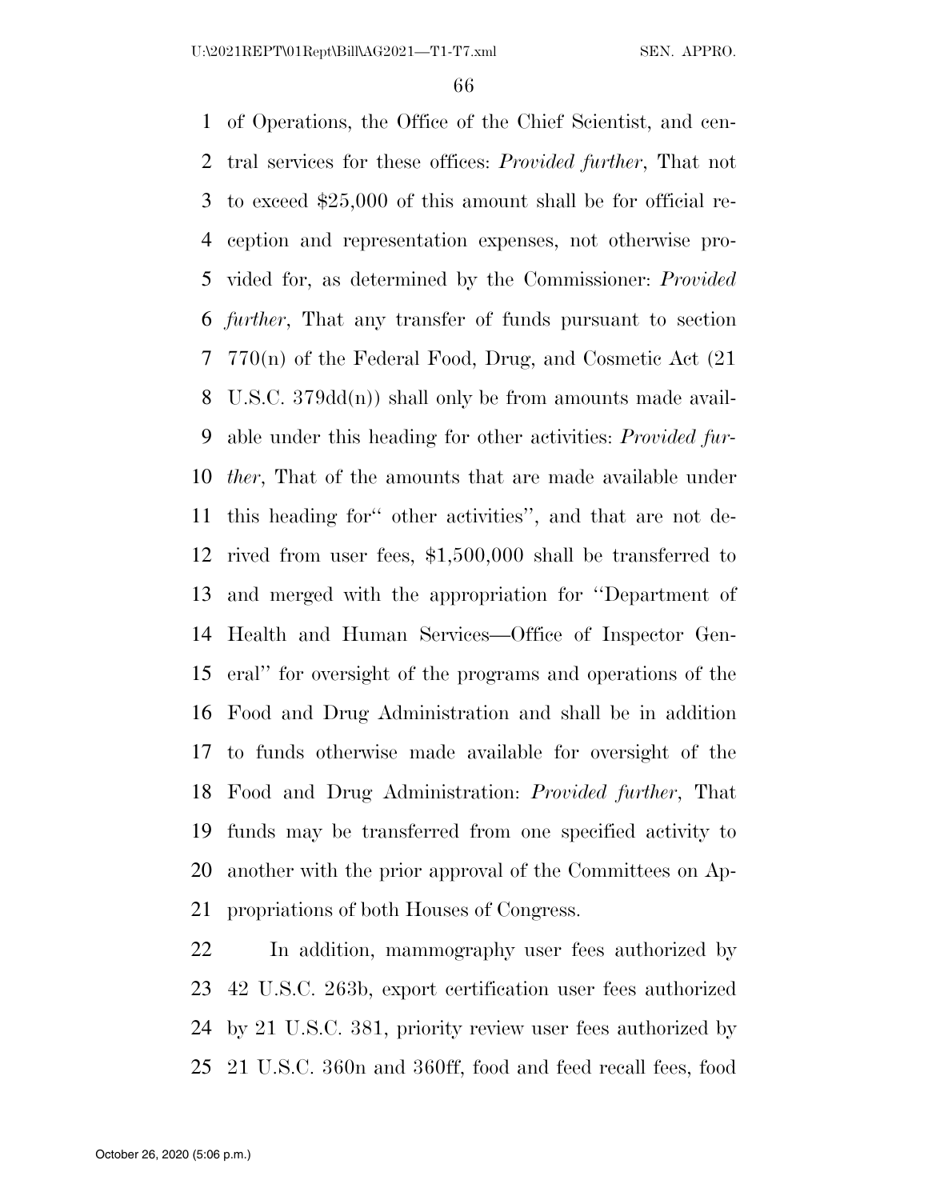of Operations, the Office of the Chief Scientist, and central services for these offices: *Provided further*, That not to exceed $25,000 of this amount shall be for official reception and representation expenses, not otherwise provided for, as determined by the Commissioner: *Provided further*, That any transfer of funds pursuant to section 770(n) of the Federal Food, Drug, and Cosmetic Act (21 U.S.C. 379dd(n)) shall only be from amounts made available under this heading for other activities: *Provided further*, That of the amounts that are made available under this heading for'' other activities'', and that are not derived from user fees, $1,500,000 shall be transferred to and merged with the appropriation for ''Department of Health and Human Services—Office of Inspector General'' for oversight of the programs and operations of the Food and Drug Administration and shall be in addition to funds otherwise made available for oversight of the Food and Drug Administration: *Provided further*, That funds may be transferred from one specified activity to another with the prior approval of the Committees on Appropriations of both Houses of Congress.

In addition, mammography user fees authorized by 42 U.S.C. 263b, export certification user fees authorized by 21 U.S.C. 381, priority review user fees authorized by 21 U.S.C. 360n and 360ff, food and feed recall fees, food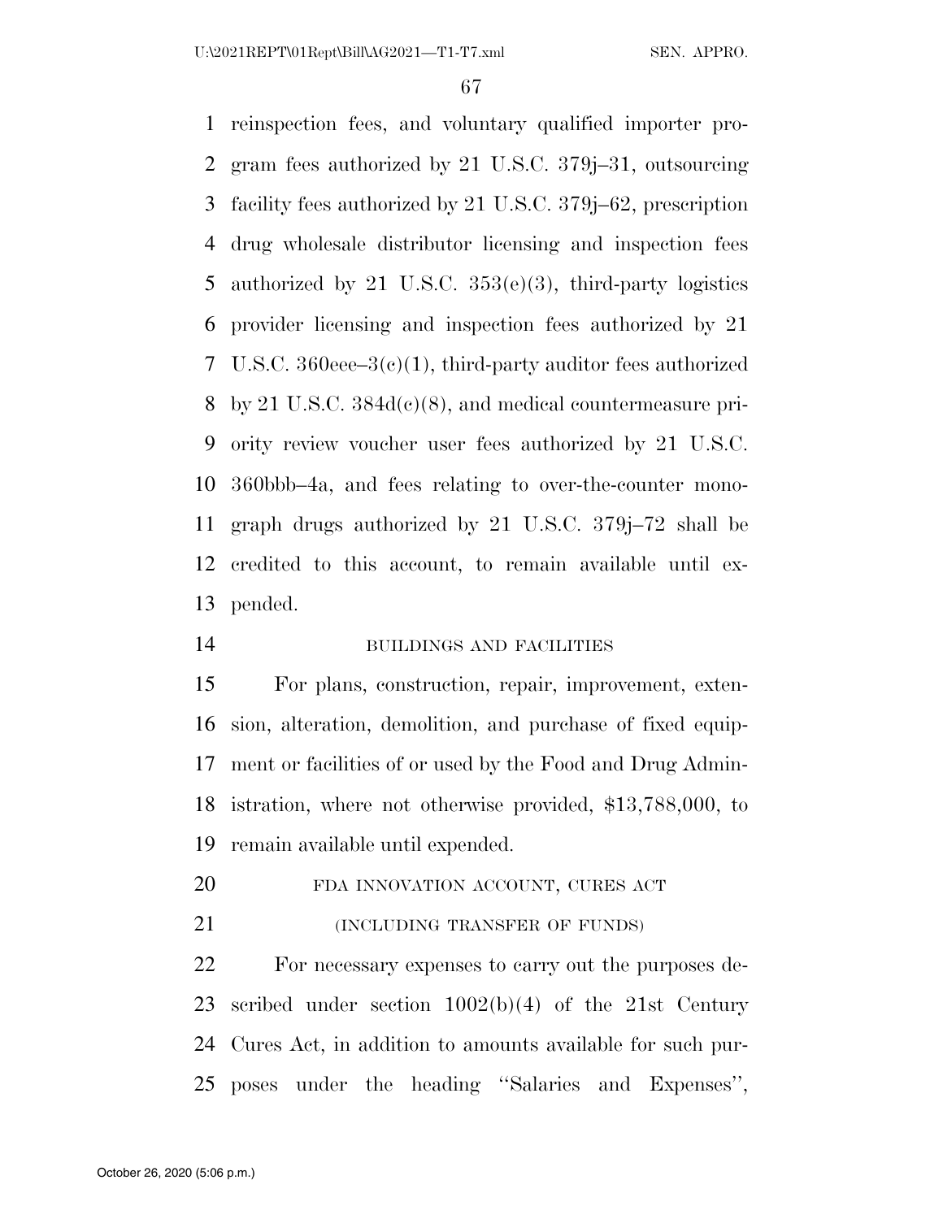reinspection fees, and voluntary qualified importer program fees authorized by 21 U.S.C. 379j–31, outsourcing facility fees authorized by 21 U.S.C. 379j–62, prescription drug wholesale distributor licensing and inspection fees authorized by 21 U.S.C. 353(e)(3), third-party logistics provider licensing and inspection fees authorized by 21 U.S.C. 360eee–3(c)(1), third-party auditor fees authorized by 21 U.S.C. 384d(c)(8), and medical countermeasure priority review voucher user fees authorized by 21 U.S.C. 360bbb–4a, and fees relating to over-the-counter monograph drugs authorized by 21 U.S.C. 379j–72 shall be credited to this account, to remain available until expended.

BUILDINGS AND FACILITIES

For plans, construction, repair, improvement, extension, alteration, demolition, and purchase of fixed equipment or facilities of or used by the Food and Drug Administration, where not otherwise provided, $13,788,000, to remain available until expended.

FDA INNOVATION ACCOUNT, CURES ACT

(INCLUDING TRANSFER OF FUNDS)

For necessary expenses to carry out the purposes described under section 1002(b)(4) of the 21st Century Cures Act, in addition to amounts available for such purposes under the heading ''Salaries and Expenses'',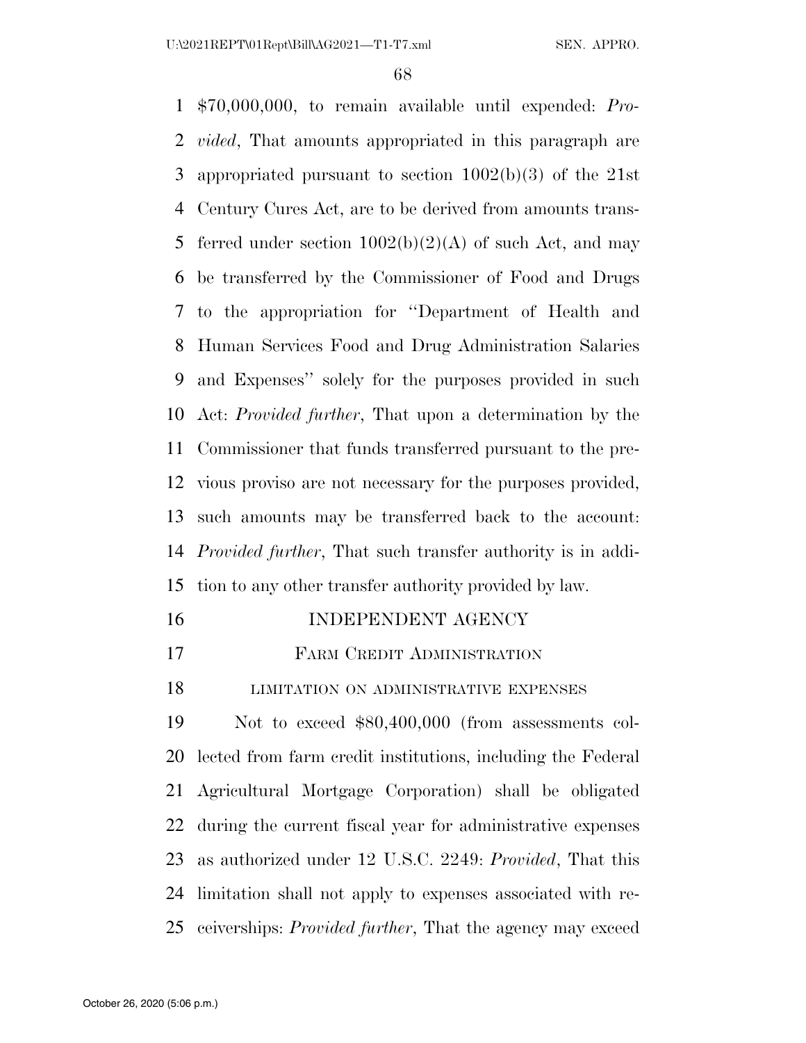$70,000,000, to remain available until expended: *Provided*, That amounts appropriated in this paragraph are appropriated pursuant to section 1002(b)(3) of the 21st Century Cures Act, are to be derived from amounts transferred under section 1002(b)(2)(A) of such Act, and may be transferred by the Commissioner of Food and Drugs to the appropriation for "Department of Health and Human Services Food and Drug Administration Salaries and Expenses" solely for the purposes provided in such Act: *Provided further*, That upon a determination by the Commissioner that funds transferred pursuant to the previous proviso are not necessary for the purposes provided, such amounts may be transferred back to the account: *Provided further*, That such transfer authority is in addition to any other transfer authority provided by law.

## INDEPENDENT AGENCY

### FARM CREDIT ADMINISTRATION

#### LIMITATION ON ADMINISTRATIVE EXPENSES

Not to exceed $80,400,000 (from assessments collected from farm credit institutions, including the Federal Agricultural Mortgage Corporation) shall be obligated during the current fiscal year for administrative expenses as authorized under 12 U.S.C. 2249: *Provided*, That this limitation shall not apply to expenses associated with receiverships: *Provided further*, That the agency may exceed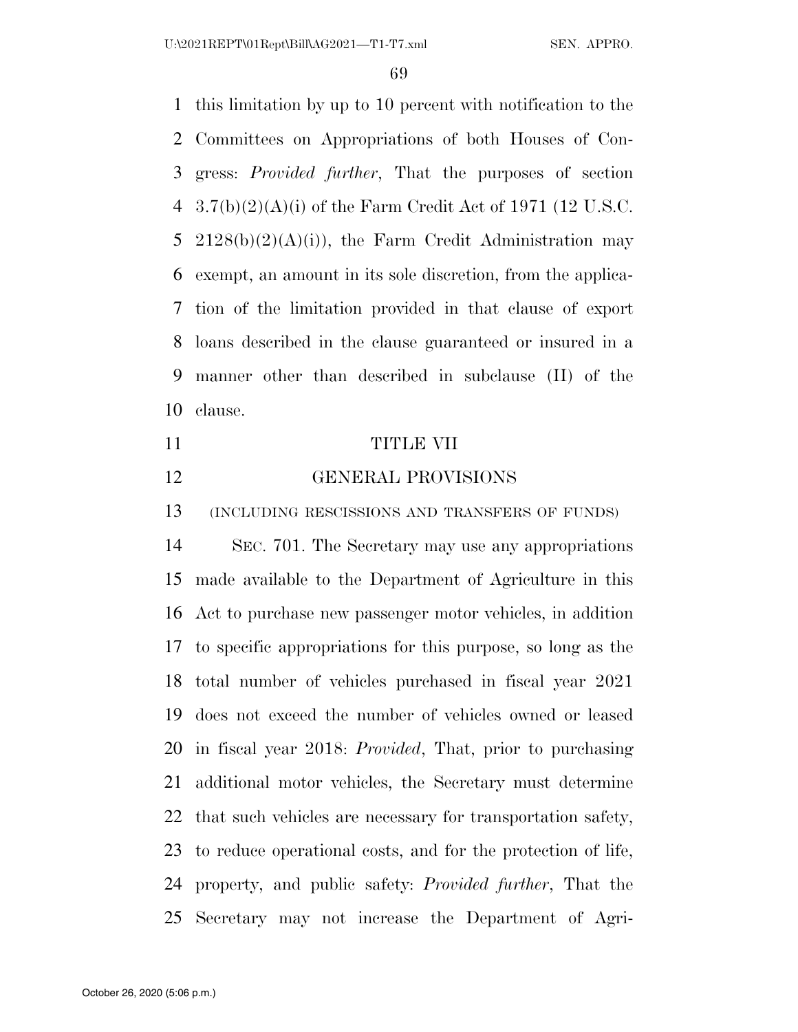this limitation by up to 10 percent with notification to the Committees on Appropriations of both Houses of Congress: *Provided further*, That the purposes of section 3.7(b)(2)(A)(i) of the Farm Credit Act of 1971 (12 U.S.C. 2128(b)(2)(A)(i)), the Farm Credit Administration may exempt, an amount in its sole discretion, from the application of the limitation provided in that clause of export loans described in the clause guaranteed or insured in a manner other than described in subclause (II) of the clause.

# TITLE VII

## GENERAL PROVISIONS

(INCLUDING RESCISSIONS AND TRANSFERS OF FUNDS)

SEC. 701. The Secretary may use any appropriations made available to the Department of Agriculture in this Act to purchase new passenger motor vehicles, in addition to specific appropriations for this purpose, so long as the total number of vehicles purchased in fiscal year 2021 does not exceed the number of vehicles owned or leased in fiscal year 2018: *Provided*, That, prior to purchasing additional motor vehicles, the Secretary must determine that such vehicles are necessary for transportation safety, to reduce operational costs, and for the protection of life, property, and public safety: *Provided further*, That the Secretary may not increase the Department of Agri-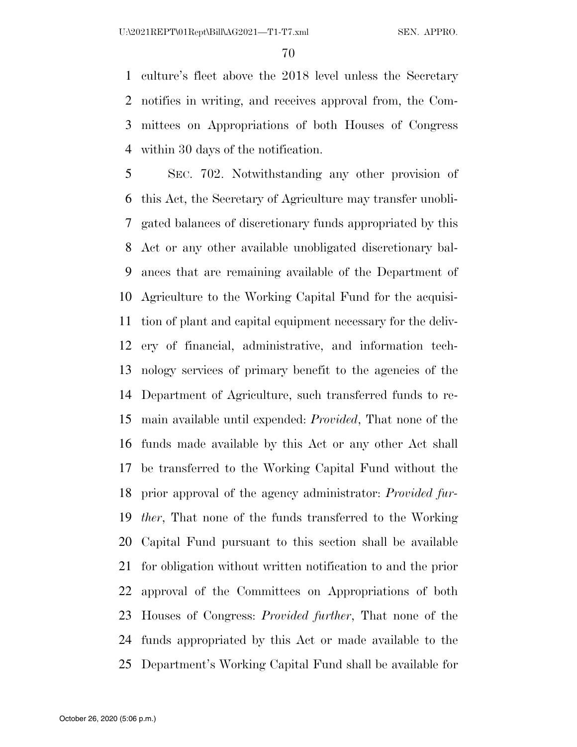culture's fleet above the 2018 level unless the Secretary notifies in writing, and receives approval from, the Committees on Appropriations of both Houses of Congress within 30 days of the notification.

SEC. 702. Notwithstanding any other provision of this Act, the Secretary of Agriculture may transfer unobligated balances of discretionary funds appropriated by this Act or any other available unobligated discretionary balances that are remaining available of the Department of Agriculture to the Working Capital Fund for the acquisition of plant and capital equipment necessary for the delivery of financial, administrative, and information technology services of primary benefit to the agencies of the Department of Agriculture, such transferred funds to remain available until expended: *Provided*, That none of the funds made available by this Act or any other Act shall be transferred to the Working Capital Fund without the prior approval of the agency administrator: *Provided further*, That none of the funds transferred to the Working Capital Fund pursuant to this section shall be available for obligation without written notification to and the prior approval of the Committees on Appropriations of both Houses of Congress: *Provided further*, That none of the funds appropriated by this Act or made available to the Department's Working Capital Fund shall be available for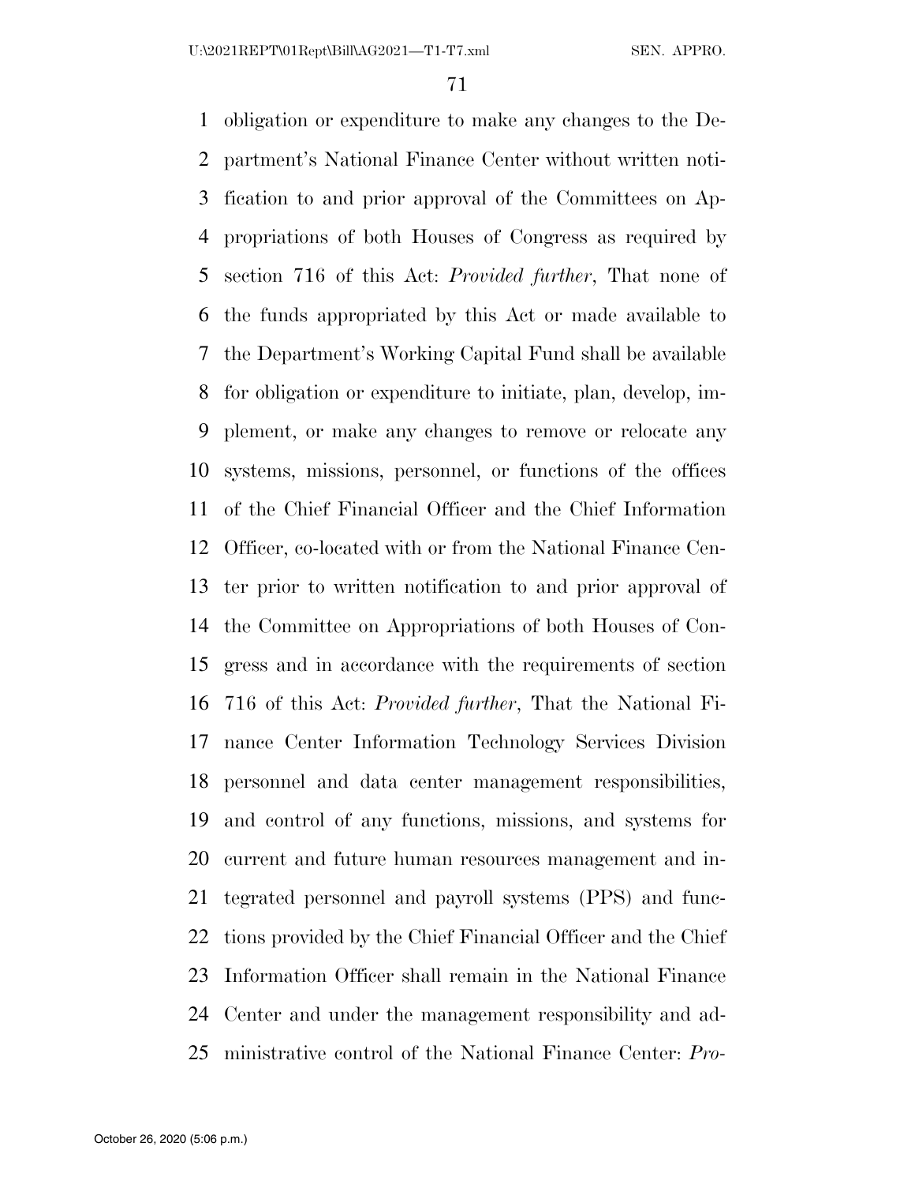obligation or expenditure to make any changes to the Department's National Finance Center without written notification to and prior approval of the Committees on Appropriations of both Houses of Congress as required by section 716 of this Act: *Provided further*, That none of the funds appropriated by this Act or made available to the Department's Working Capital Fund shall be available for obligation or expenditure to initiate, plan, develop, implement, or make any changes to remove or relocate any systems, missions, personnel, or functions of the offices of the Chief Financial Officer and the Chief Information Officer, co-located with or from the National Finance Center prior to written notification to and prior approval of the Committee on Appropriations of both Houses of Congress and in accordance with the requirements of section 716 of this Act: *Provided further*, That the National Finance Center Information Technology Services Division personnel and data center management responsibilities, and control of any functions, missions, and systems for current and future human resources management and integrated personnel and payroll systems (PPS) and functions provided by the Chief Financial Officer and the Chief Information Officer shall remain in the National Finance Center and under the management responsibility and administrative control of the National Finance Center: *Pro-*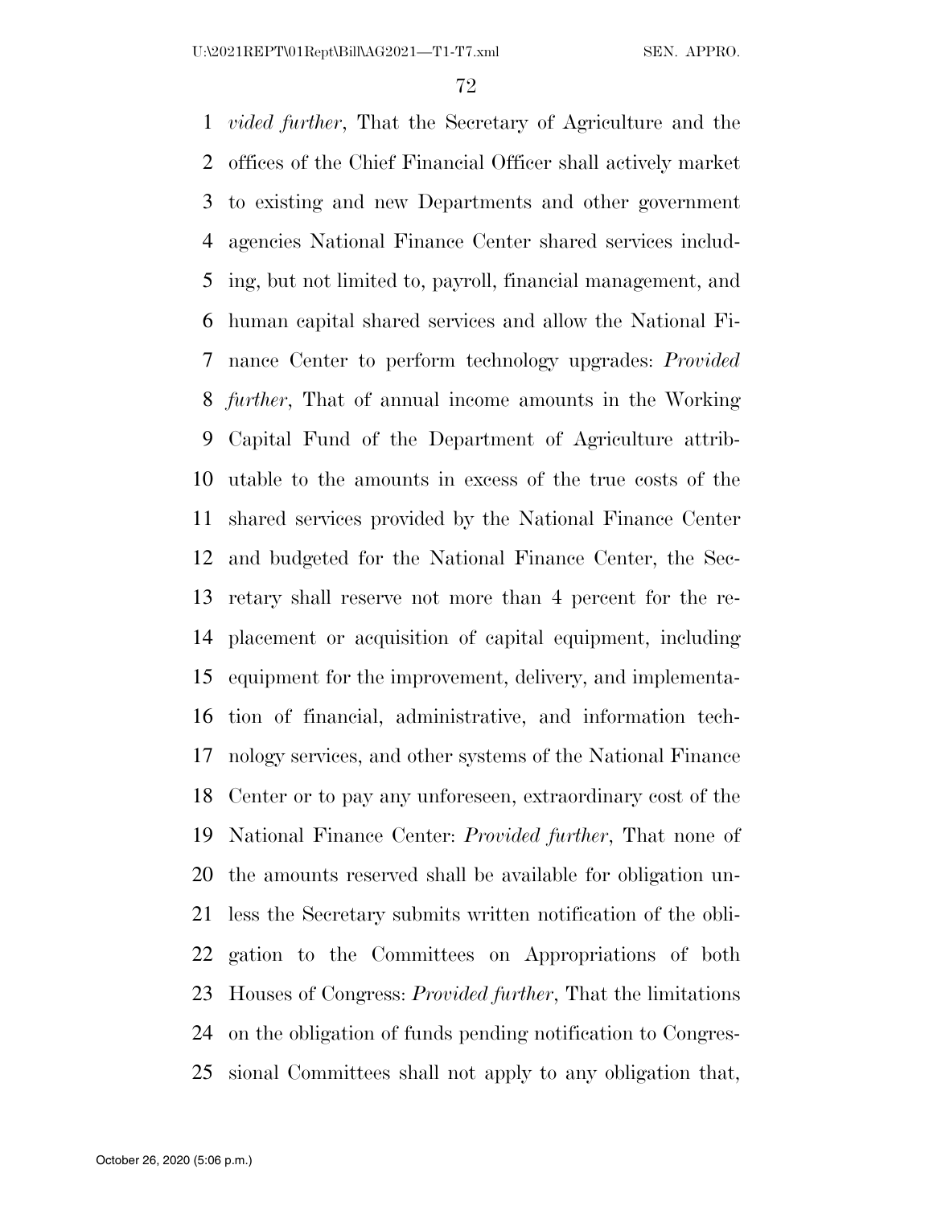*vided further*, That the Secretary of Agriculture and the offices of the Chief Financial Officer shall actively market to existing and new Departments and other government agencies National Finance Center shared services including, but not limited to, payroll, financial management, and human capital shared services and allow the National Finance Center to perform technology upgrades: *Provided further*, That of annual income amounts in the Working Capital Fund of the Department of Agriculture attributable to the amounts in excess of the true costs of the shared services provided by the National Finance Center and budgeted for the National Finance Center, the Secretary shall reserve not more than 4 percent for the replacement or acquisition of capital equipment, including equipment for the improvement, delivery, and implementation of financial, administrative, and information technology services, and other systems of the National Finance Center or to pay any unforeseen, extraordinary cost of the National Finance Center: *Provided further*, That none of the amounts reserved shall be available for obligation unless the Secretary submits written notification of the obligation to the Committees on Appropriations of both Houses of Congress: *Provided further*, That the limitations on the obligation of funds pending notification to Congressional Committees shall not apply to any obligation that,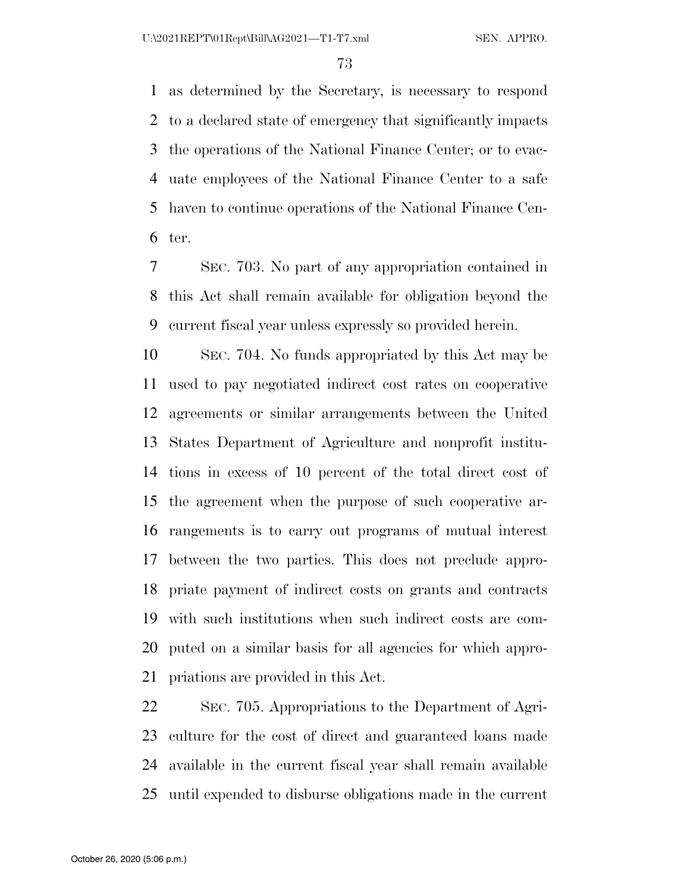as determined by the Secretary, is necessary to respond to a declared state of emergency that significantly impacts the operations of the National Finance Center; or to evacuate employees of the National Finance Center to a safe haven to continue operations of the National Finance Center.

SEC. 703. No part of any appropriation contained in this Act shall remain available for obligation beyond the current fiscal year unless expressly so provided herein.

SEC. 704. No funds appropriated by this Act may be used to pay negotiated indirect cost rates on cooperative agreements or similar arrangements between the United States Department of Agriculture and nonprofit institutions in excess of 10 percent of the total direct cost of the agreement when the purpose of such cooperative arrangements is to carry out programs of mutual interest between the two parties. This does not preclude appropriate payment of indirect costs on grants and contracts with such institutions when such indirect costs are computed on a similar basis for all agencies for which appropriations are provided in this Act.

SEC. 705. Appropriations to the Department of Agriculture for the cost of direct and guaranteed loans made available in the current fiscal year shall remain available until expended to disburse obligations made in the current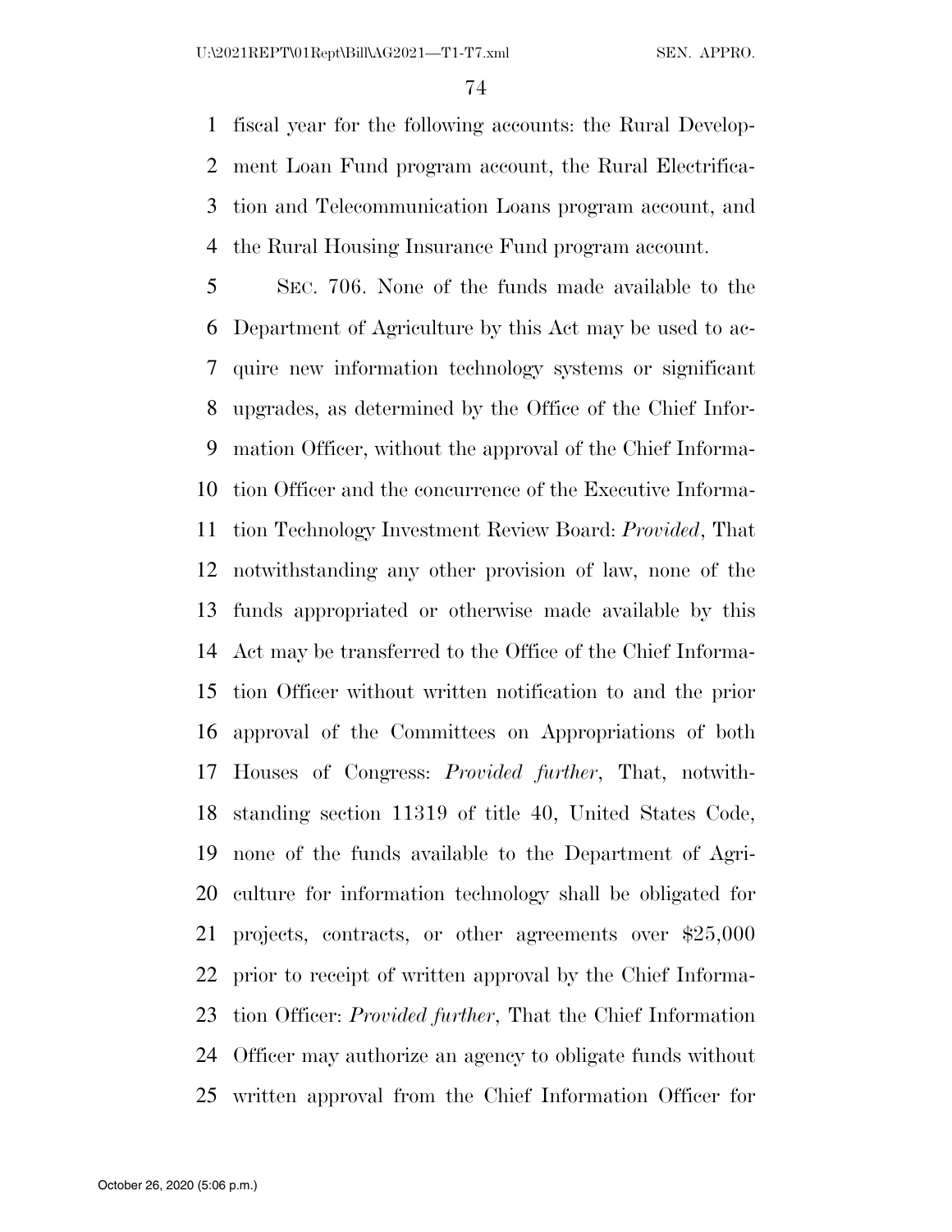fiscal year for the following accounts: the Rural Development Loan Fund program account, the Rural Electrification and Telecommunication Loans program account, and the Rural Housing Insurance Fund program account.

SEC. 706. None of the funds made available to the Department of Agriculture by this Act may be used to acquire new information technology systems or significant upgrades, as determined by the Office of the Chief Information Officer, without the approval of the Chief Information Officer and the concurrence of the Executive Information Technology Investment Review Board: *Provided*, That notwithstanding any other provision of law, none of the funds appropriated or otherwise made available by this Act may be transferred to the Office of the Chief Information Officer without written notification to and the prior approval of the Committees on Appropriations of both Houses of Congress: *Provided further*, That, notwithstanding section 11319 of title 40, United States Code, none of the funds available to the Department of Agriculture for information technology shall be obligated for projects, contracts, or other agreements over $25,000 prior to receipt of written approval by the Chief Information Officer: *Provided further*, That the Chief Information Officer may authorize an agency to obligate funds without written approval from the Chief Information Officer for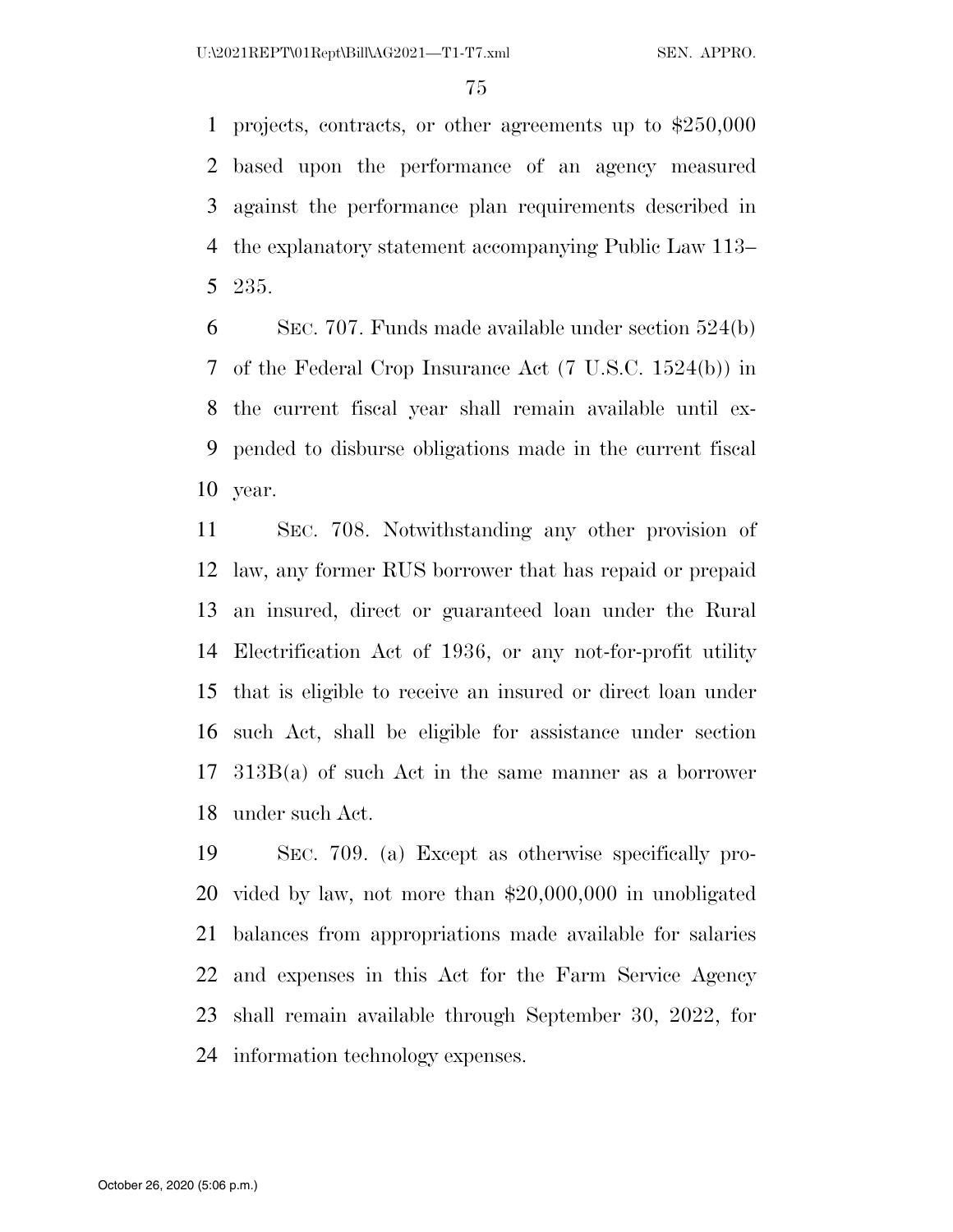projects, contracts, or other agreements up to $250,000 based upon the performance of an agency measured against the performance plan requirements described in the explanatory statement accompanying Public Law 113–235.

SEC. 707. Funds made available under section 524(b) of the Federal Crop Insurance Act (7 U.S.C. 1524(b)) in the current fiscal year shall remain available until expended to disburse obligations made in the current fiscal year.

SEC. 708. Notwithstanding any other provision of law, any former RUS borrower that has repaid or prepaid an insured, direct or guaranteed loan under the Rural Electrification Act of 1936, or any not-for-profit utility that is eligible to receive an insured or direct loan under such Act, shall be eligible for assistance under section 313B(a) of such Act in the same manner as a borrower under such Act.

SEC. 709. (a) Except as otherwise specifically provided by law, not more than $20,000,000 in unobligated balances from appropriations made available for salaries and expenses in this Act for the Farm Service Agency shall remain available through September 30, 2022, for information technology expenses.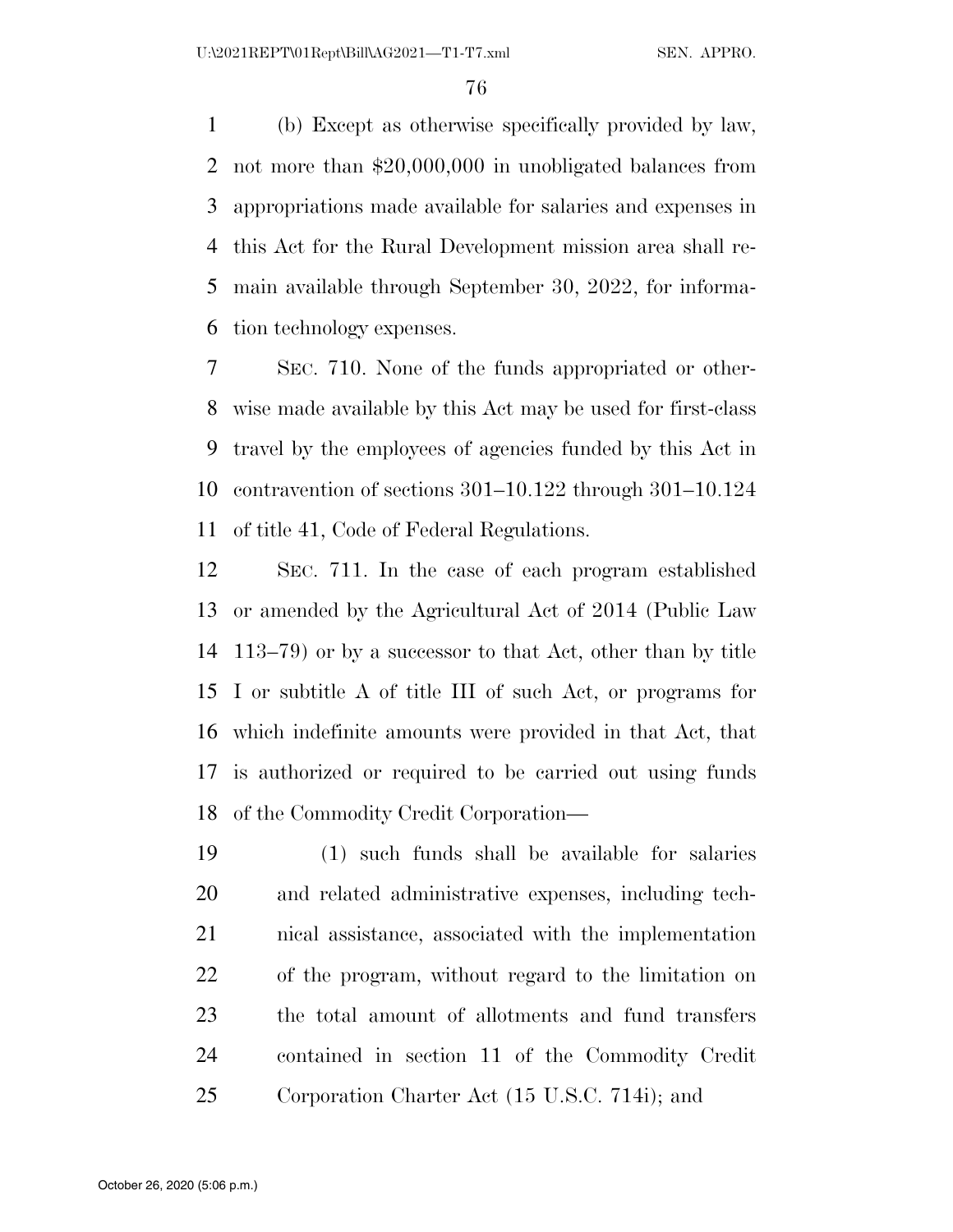(b) Except as otherwise specifically provided by law, not more than $20,000,000 in unobligated balances from appropriations made available for salaries and expenses in this Act for the Rural Development mission area shall remain available through September 30, 2022, for information technology expenses.

SEC. 710. None of the funds appropriated or otherwise made available by this Act may be used for first-class travel by the employees of agencies funded by this Act in contravention of sections 301–10.122 through 301–10.124 of title 41, Code of Federal Regulations.

SEC. 711. In the case of each program established or amended by the Agricultural Act of 2014 (Public Law 113–79) or by a successor to that Act, other than by title I or subtitle A of title III of such Act, or programs for which indefinite amounts were provided in that Act, that is authorized or required to be carried out using funds of the Commodity Credit Corporation—

(1) such funds shall be available for salaries and related administrative expenses, including technical assistance, associated with the implementation of the program, without regard to the limitation on the total amount of allotments and fund transfers contained in section 11 of the Commodity Credit Corporation Charter Act (15 U.S.C. 714i); and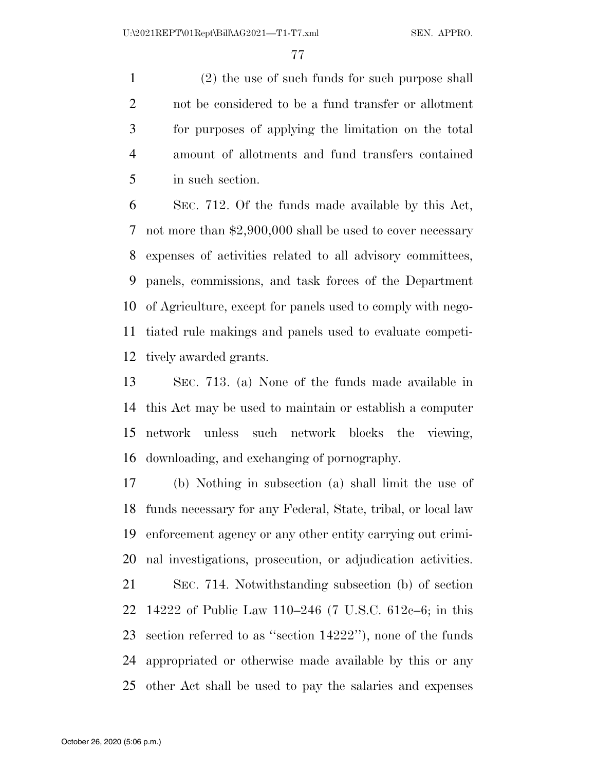(2) the use of such funds for such purpose shall not be considered to be a fund transfer or allotment for purposes of applying the limitation on the total amount of allotments and fund transfers contained in such section.

SEC. 712. Of the funds made available by this Act, not more than $2,900,000 shall be used to cover necessary expenses of activities related to all advisory committees, panels, commissions, and task forces of the Department of Agriculture, except for panels used to comply with negotiated rule makings and panels used to evaluate competitively awarded grants.

SEC. 713. (a) None of the funds made available in this Act may be used to maintain or establish a computer network unless such network blocks the viewing, downloading, and exchanging of pornography.

(b) Nothing in subsection (a) shall limit the use of funds necessary for any Federal, State, tribal, or local law enforcement agency or any other entity carrying out criminal investigations, prosecution, or adjudication activities.

SEC. 714. Notwithstanding subsection (b) of section 14222 of Public Law 110–246 (7 U.S.C. 612c–6; in this section referred to as ''section 14222''), none of the funds appropriated or otherwise made available by this or any other Act shall be used to pay the salaries and expenses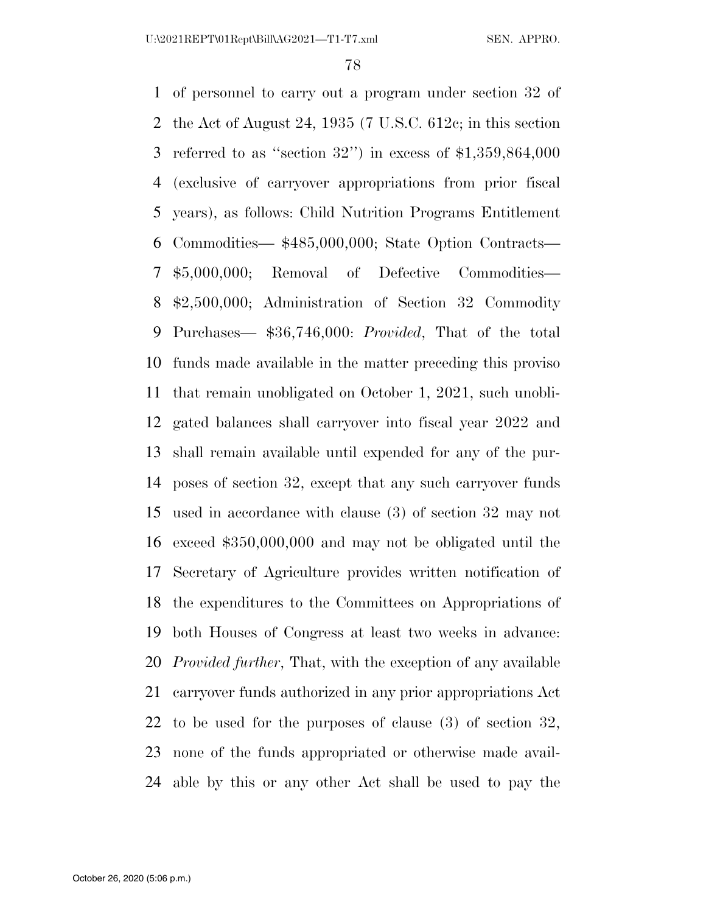of personnel to carry out a program under section 32 of the Act of August 24, 1935 (7 U.S.C. 612c; in this section referred to as ''section 32'') in excess of $1,359,864,000 (exclusive of carryover appropriations from prior fiscal years), as follows: Child Nutrition Programs Entitlement Commodities— $485,000,000; State Option Contracts— $5,000,000; Removal of Defective Commodities— $2,500,000; Administration of Section 32 Commodity Purchases— $36,746,000: *Provided*, That of the total funds made available in the matter preceding this proviso that remain unobligated on October 1, 2021, such unobligated balances shall carryover into fiscal year 2022 and shall remain available until expended for any of the purposes of section 32, except that any such carryover funds used in accordance with clause (3) of section 32 may not exceed $350,000,000 and may not be obligated until the Secretary of Agriculture provides written notification of the expenditures to the Committees on Appropriations of both Houses of Congress at least two weeks in advance: *Provided further*, That, with the exception of any available carryover funds authorized in any prior appropriations Act to be used for the purposes of clause (3) of section 32, none of the funds appropriated or otherwise made available by this or any other Act shall be used to pay the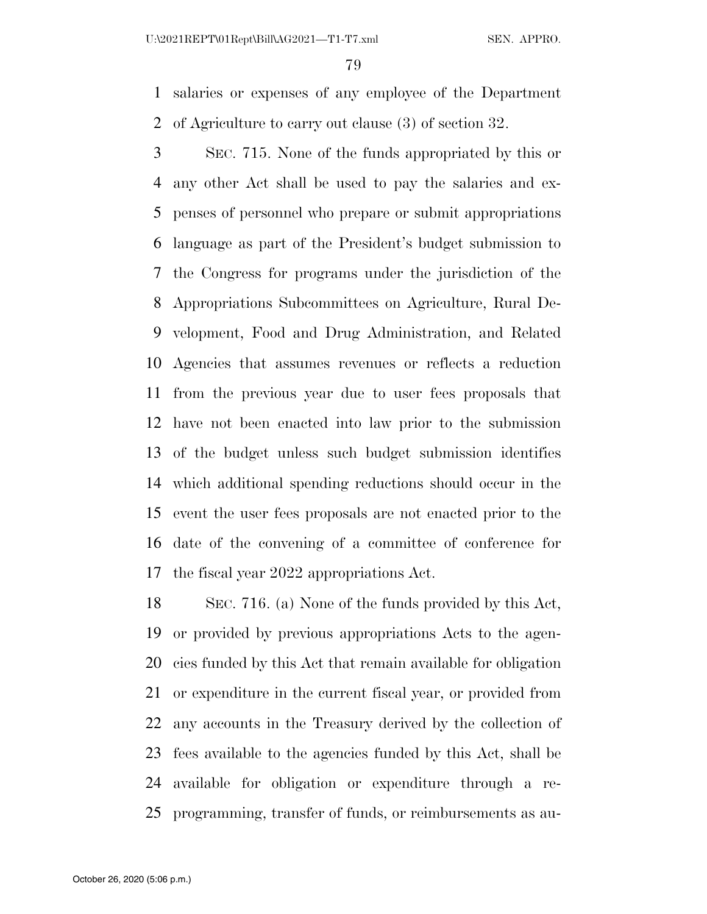salaries or expenses of any employee of the Department of Agriculture to carry out clause (3) of section 32.

SEC. 715. None of the funds appropriated by this or any other Act shall be used to pay the salaries and expenses of personnel who prepare or submit appropriations language as part of the President's budget submission to the Congress for programs under the jurisdiction of the Appropriations Subcommittees on Agriculture, Rural Development, Food and Drug Administration, and Related Agencies that assumes revenues or reflects a reduction from the previous year due to user fees proposals that have not been enacted into law prior to the submission of the budget unless such budget submission identifies which additional spending reductions should occur in the event the user fees proposals are not enacted prior to the date of the convening of a committee of conference for the fiscal year 2022 appropriations Act.

SEC. 716. (a) None of the funds provided by this Act, or provided by previous appropriations Acts to the agencies funded by this Act that remain available for obligation or expenditure in the current fiscal year, or provided from any accounts in the Treasury derived by the collection of fees available to the agencies funded by this Act, shall be available for obligation or expenditure through a reprogramming, transfer of funds, or reimbursements as au-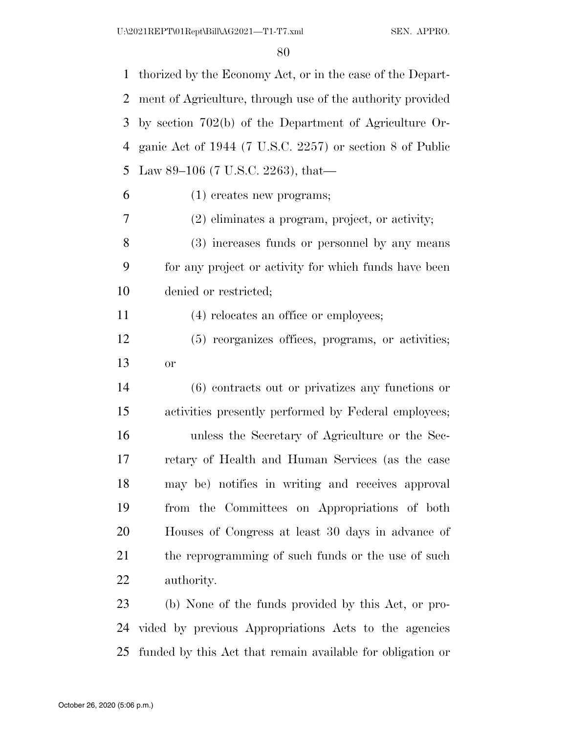thorized by the Economy Act, or in the case of the Department of Agriculture, through use of the authority provided by section 702(b) of the Department of Agriculture Organic Act of 1944 (7 U.S.C. 2257) or section 8 of Public Law 89–106 (7 U.S.C. 2263), that—

(1) creates new programs;

(2) eliminates a program, project, or activity;

(3) increases funds or personnel by any means for any project or activity for which funds have been denied or restricted;

(4) relocates an office or employees;

(5) reorganizes offices, programs, or activities; or

(6) contracts out or privatizes any functions or activities presently performed by Federal employees;

unless the Secretary of Agriculture or the Secretary of Health and Human Services (as the case may be) notifies in writing and receives approval from the Committees on Appropriations of both Houses of Congress at least 30 days in advance of the reprogramming of such funds or the use of such authority.

(b) None of the funds provided by this Act, or provided by previous Appropriations Acts to the agencies funded by this Act that remain available for obligation or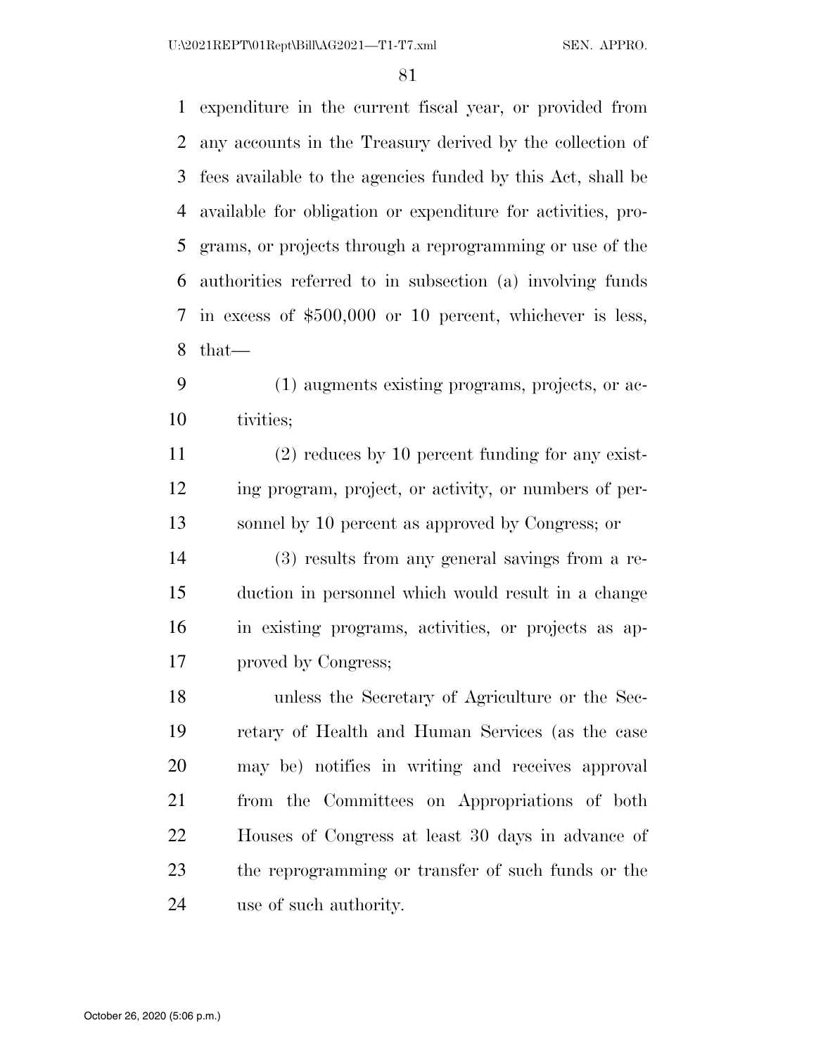expenditure in the current fiscal year, or provided from any accounts in the Treasury derived by the collection of fees available to the agencies funded by this Act, shall be available for obligation or expenditure for activities, programs, or projects through a reprogramming or use of the authorities referred to in subsection (a) involving funds in excess of $500,000 or 10 percent, whichever is less, that—

(1) augments existing programs, projects, or activities;

(2) reduces by 10 percent funding for any existing program, project, or activity, or numbers of personnel by 10 percent as approved by Congress; or

(3) results from any general savings from a reduction in personnel which would result in a change in existing programs, activities, or projects as approved by Congress;

unless the Secretary of Agriculture or the Secretary of Health and Human Services (as the case may be) notifies in writing and receives approval from the Committees on Appropriations of both Houses of Congress at least 30 days in advance of the reprogramming or transfer of such funds or the use of such authority.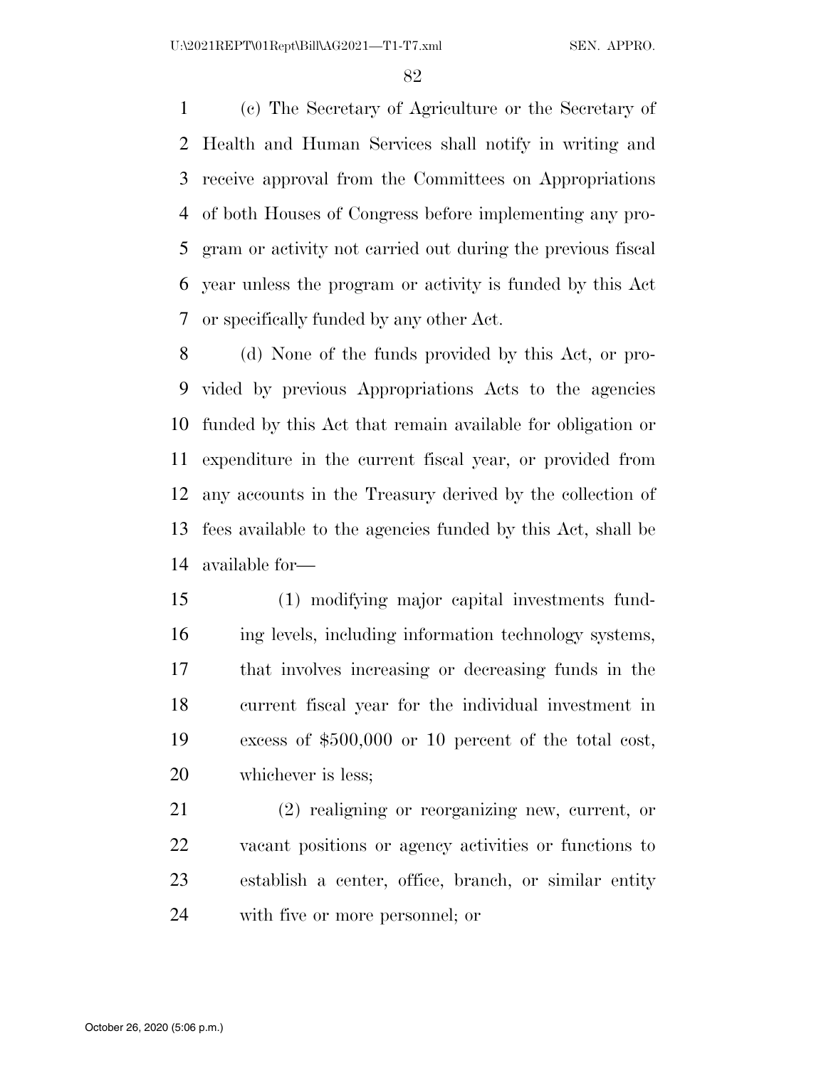(c) The Secretary of Agriculture or the Secretary of Health and Human Services shall notify in writing and receive approval from the Committees on Appropriations of both Houses of Congress before implementing any program or activity not carried out during the previous fiscal year unless the program or activity is funded by this Act or specifically funded by any other Act.

(d) None of the funds provided by this Act, or provided by previous Appropriations Acts to the agencies funded by this Act that remain available for obligation or expenditure in the current fiscal year, or provided from any accounts in the Treasury derived by the collection of fees available to the agencies funded by this Act, shall be available for—

(1) modifying major capital investments funding levels, including information technology systems, that involves increasing or decreasing funds in the current fiscal year for the individual investment in excess of $500,000 or 10 percent of the total cost, whichever is less;

(2) realigning or reorganizing new, current, or vacant positions or agency activities or functions to establish a center, office, branch, or similar entity with five or more personnel; or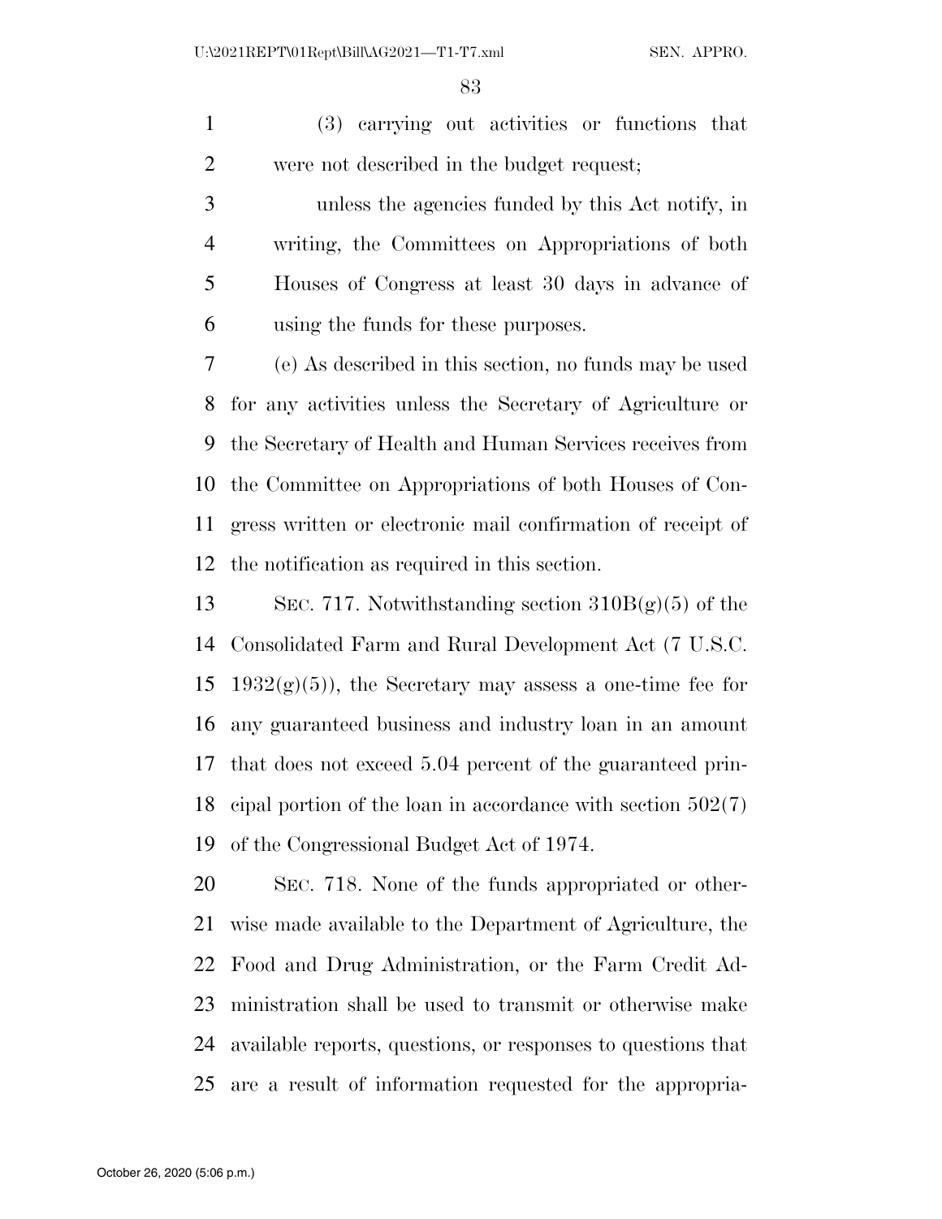(3) carrying out activities or functions that were not described in the budget request;

unless the agencies funded by this Act notify, in writing, the Committees on Appropriations of both Houses of Congress at least 30 days in advance of using the funds for these purposes.

(e) As described in this section, no funds may be used for any activities unless the Secretary of Agriculture or the Secretary of Health and Human Services receives from the Committee on Appropriations of both Houses of Congress written or electronic mail confirmation of receipt of the notification as required in this section.

SEC. 717. Notwithstanding section 310B(g)(5) of the Consolidated Farm and Rural Development Act (7 U.S.C. 1932(g)(5)), the Secretary may assess a one-time fee for any guaranteed business and industry loan in an amount that does not exceed 5.04 percent of the guaranteed principal portion of the loan in accordance with section 502(7) of the Congressional Budget Act of 1974.

SEC. 718. None of the funds appropriated or otherwise made available to the Department of Agriculture, the Food and Drug Administration, or the Farm Credit Administration shall be used to transmit or otherwise make available reports, questions, or responses to questions that are a result of information requested for the appropria-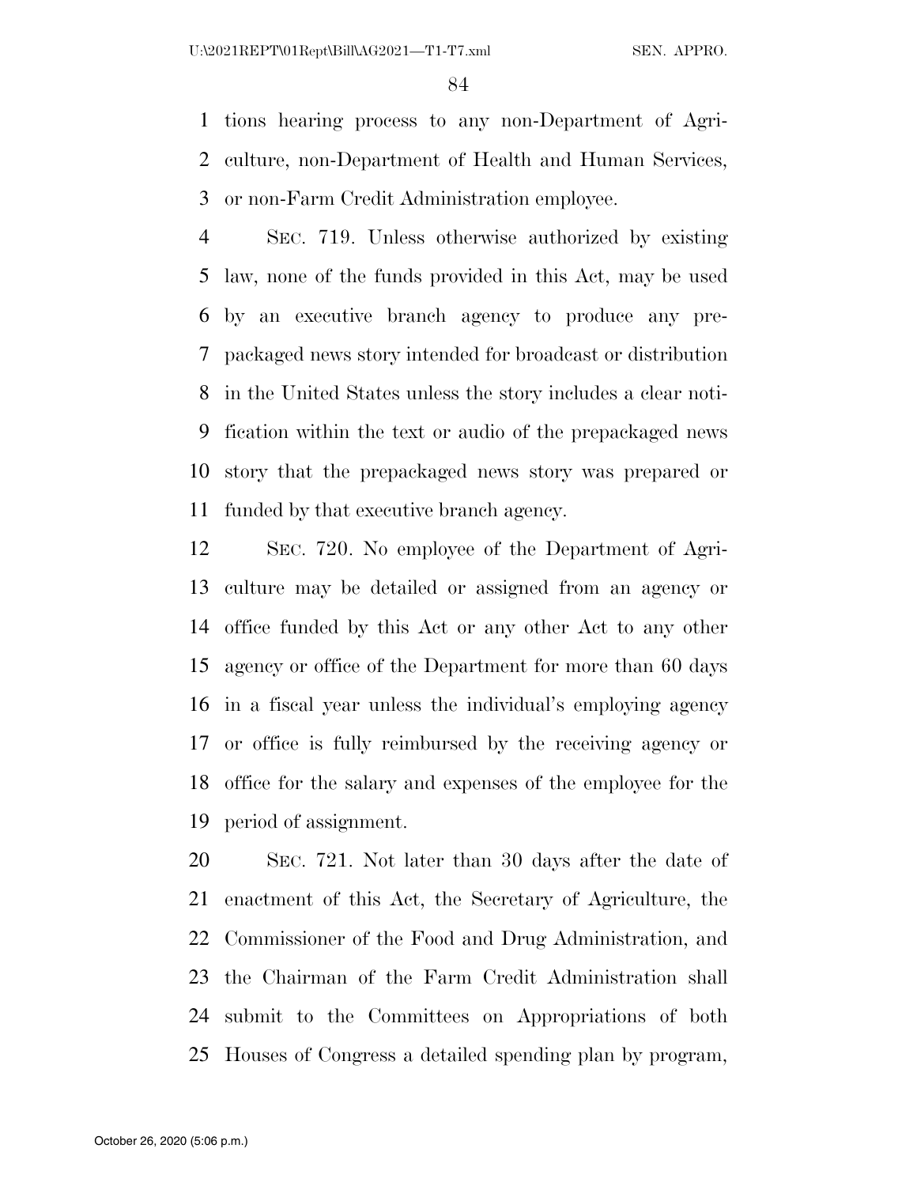tions hearing process to any non-Department of Agriculture, non-Department of Health and Human Services, or non-Farm Credit Administration employee.

SEC. 719. Unless otherwise authorized by existing law, none of the funds provided in this Act, may be used by an executive branch agency to produce any prepackaged news story intended for broadcast or distribution in the United States unless the story includes a clear notification within the text or audio of the prepackaged news story that the prepackaged news story was prepared or funded by that executive branch agency.

SEC. 720. No employee of the Department of Agriculture may be detailed or assigned from an agency or office funded by this Act or any other Act to any other agency or office of the Department for more than 60 days in a fiscal year unless the individual's employing agency or office is fully reimbursed by the receiving agency or office for the salary and expenses of the employee for the period of assignment.

SEC. 721. Not later than 30 days after the date of enactment of this Act, the Secretary of Agriculture, the Commissioner of the Food and Drug Administration, and the Chairman of the Farm Credit Administration shall submit to the Committees on Appropriations of both Houses of Congress a detailed spending plan by program,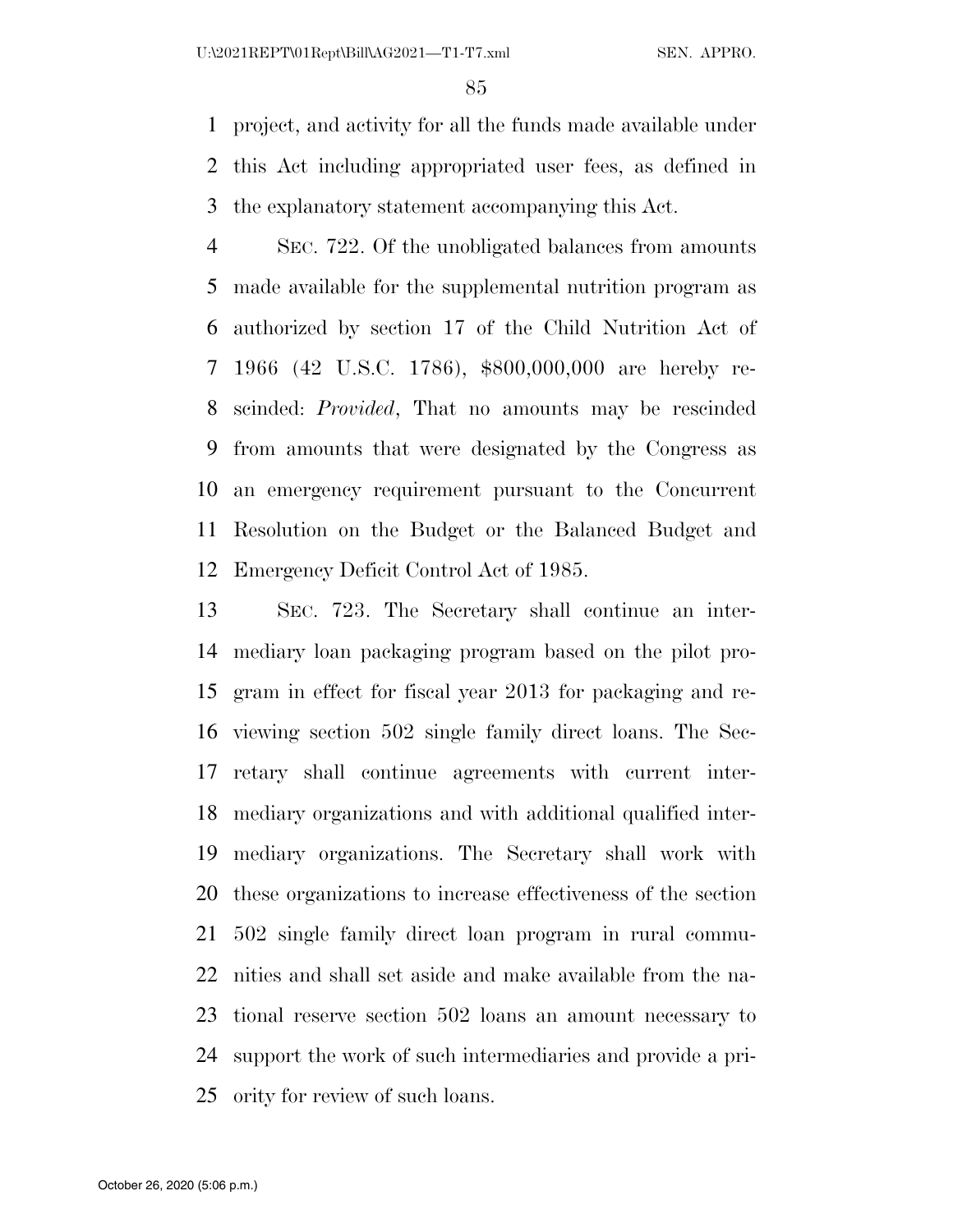project, and activity for all the funds made available under this Act including appropriated user fees, as defined in the explanatory statement accompanying this Act.

SEC. 722. Of the unobligated balances from amounts made available for the supplemental nutrition program as authorized by section 17 of the Child Nutrition Act of 1966 (42 U.S.C. 1786), $800,000,000 are hereby rescinded: *Provided*, That no amounts may be rescinded from amounts that were designated by the Congress as an emergency requirement pursuant to the Concurrent Resolution on the Budget or the Balanced Budget and Emergency Deficit Control Act of 1985.

SEC. 723. The Secretary shall continue an intermediary loan packaging program based on the pilot program in effect for fiscal year 2013 for packaging and reviewing section 502 single family direct loans. The Secretary shall continue agreements with current intermediary organizations and with additional qualified intermediary organizations. The Secretary shall work with these organizations to increase effectiveness of the section 502 single family direct loan program in rural communities and shall set aside and make available from the national reserve section 502 loans an amount necessary to support the work of such intermediaries and provide a priority for review of such loans.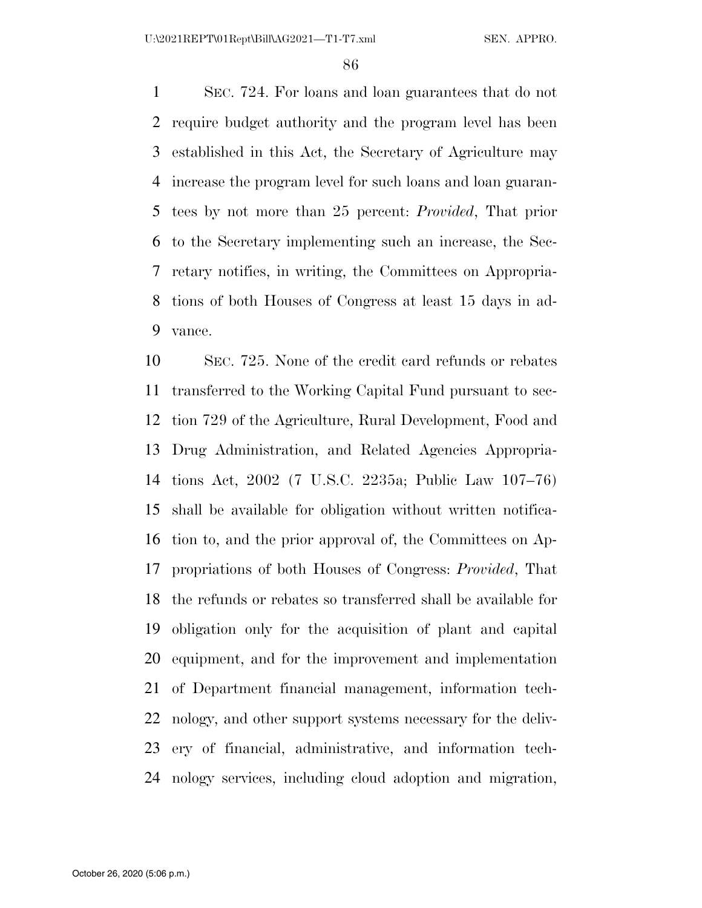SEC. 724. For loans and loan guarantees that do not require budget authority and the program level has been established in this Act, the Secretary of Agriculture may increase the program level for such loans and loan guarantees by not more than 25 percent: *Provided*, That prior to the Secretary implementing such an increase, the Secretary notifies, in writing, the Committees on Appropriations of both Houses of Congress at least 15 days in advance.

SEC. 725. None of the credit card refunds or rebates transferred to the Working Capital Fund pursuant to section 729 of the Agriculture, Rural Development, Food and Drug Administration, and Related Agencies Appropriations Act, 2002 (7 U.S.C. 2235a; Public Law 107–76) shall be available for obligation without written notification to, and the prior approval of, the Committees on Appropriations of both Houses of Congress: *Provided*, That the refunds or rebates so transferred shall be available for obligation only for the acquisition of plant and capital equipment, and for the improvement and implementation of Department financial management, information technology, and other support systems necessary for the delivery of financial, administrative, and information technology services, including cloud adoption and migration,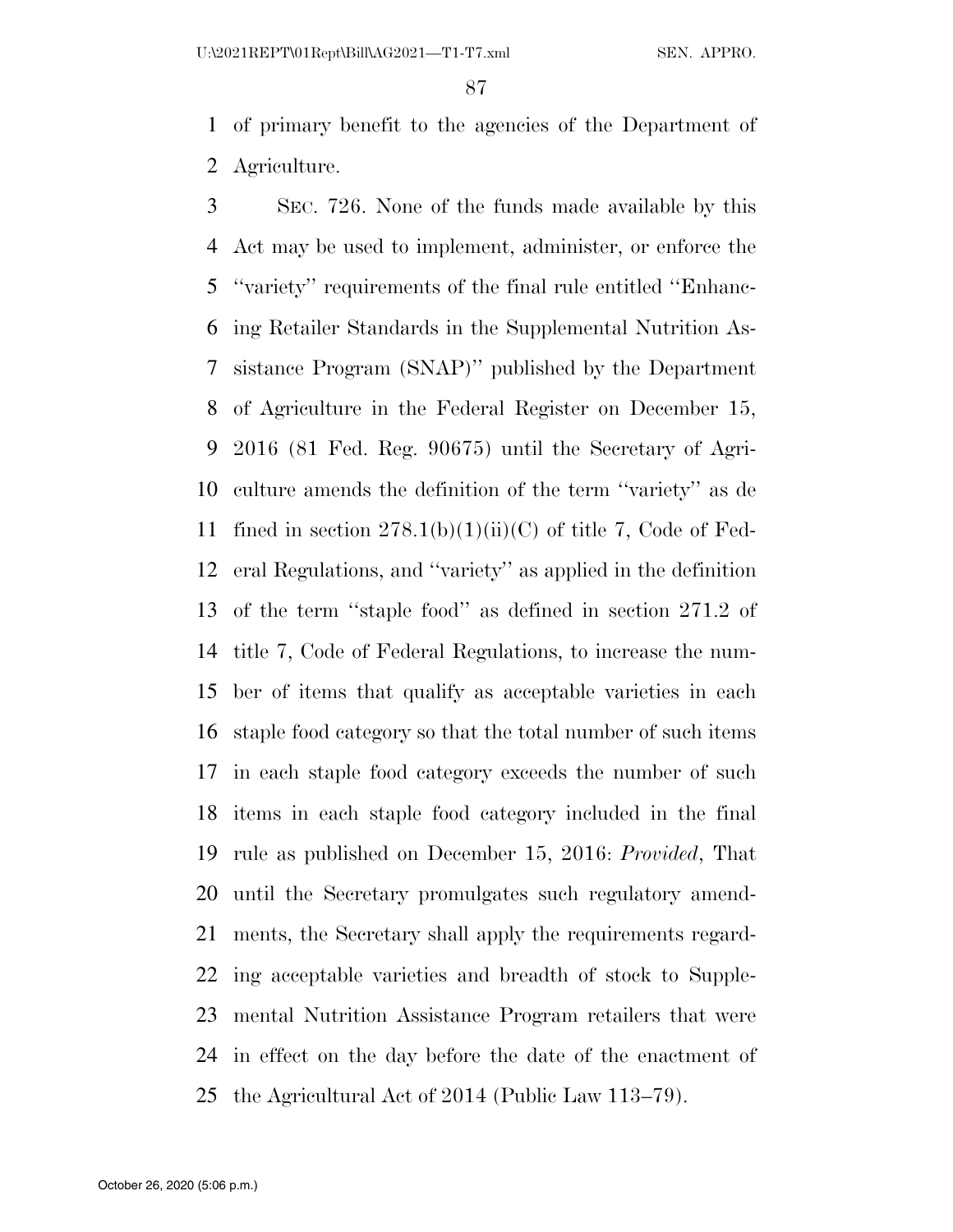of primary benefit to the agencies of the Department of Agriculture.

SEC. 726. None of the funds made available by this Act may be used to implement, administer, or enforce the ''variety'' requirements of the final rule entitled ''Enhancing Retailer Standards in the Supplemental Nutrition Assistance Program (SNAP)'' published by the Department of Agriculture in the Federal Register on December 15, 2016 (81 Fed. Reg. 90675) until the Secretary of Agriculture amends the definition of the term ''variety'' as de fined in section 278.1(b)(1)(ii)(C) of title 7, Code of Federal Regulations, and ''variety'' as applied in the definition of the term ''staple food'' as defined in section 271.2 of title 7, Code of Federal Regulations, to increase the number of items that qualify as acceptable varieties in each staple food category so that the total number of such items in each staple food category exceeds the number of such items in each staple food category included in the final rule as published on December 15, 2016: *Provided*, That until the Secretary promulgates such regulatory amendments, the Secretary shall apply the requirements regarding acceptable varieties and breadth of stock to Supplemental Nutrition Assistance Program retailers that were in effect on the day before the date of the enactment of the Agricultural Act of 2014 (Public Law 113–79).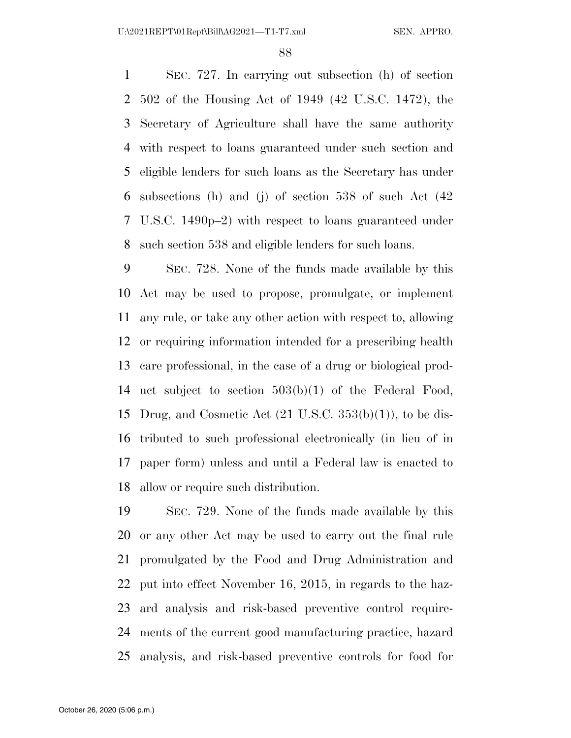SEC. 727. In carrying out subsection (h) of section 502 of the Housing Act of 1949 (42 U.S.C. 1472), the Secretary of Agriculture shall have the same authority with respect to loans guaranteed under such section and eligible lenders for such loans as the Secretary has under subsections (h) and (j) of section 538 of such Act (42 U.S.C. 1490p–2) with respect to loans guaranteed under such section 538 and eligible lenders for such loans.

SEC. 728. None of the funds made available by this Act may be used to propose, promulgate, or implement any rule, or take any other action with respect to, allowing or requiring information intended for a prescribing health care professional, in the case of a drug or biological product subject to section 503(b)(1) of the Federal Food, Drug, and Cosmetic Act (21 U.S.C. 353(b)(1)), to be distributed to such professional electronically (in lieu of in paper form) unless and until a Federal law is enacted to allow or require such distribution.

SEC. 729. None of the funds made available by this or any other Act may be used to carry out the final rule promulgated by the Food and Drug Administration and put into effect November 16, 2015, in regards to the hazard analysis and risk-based preventive control requirements of the current good manufacturing practice, hazard analysis, and risk-based preventive controls for food for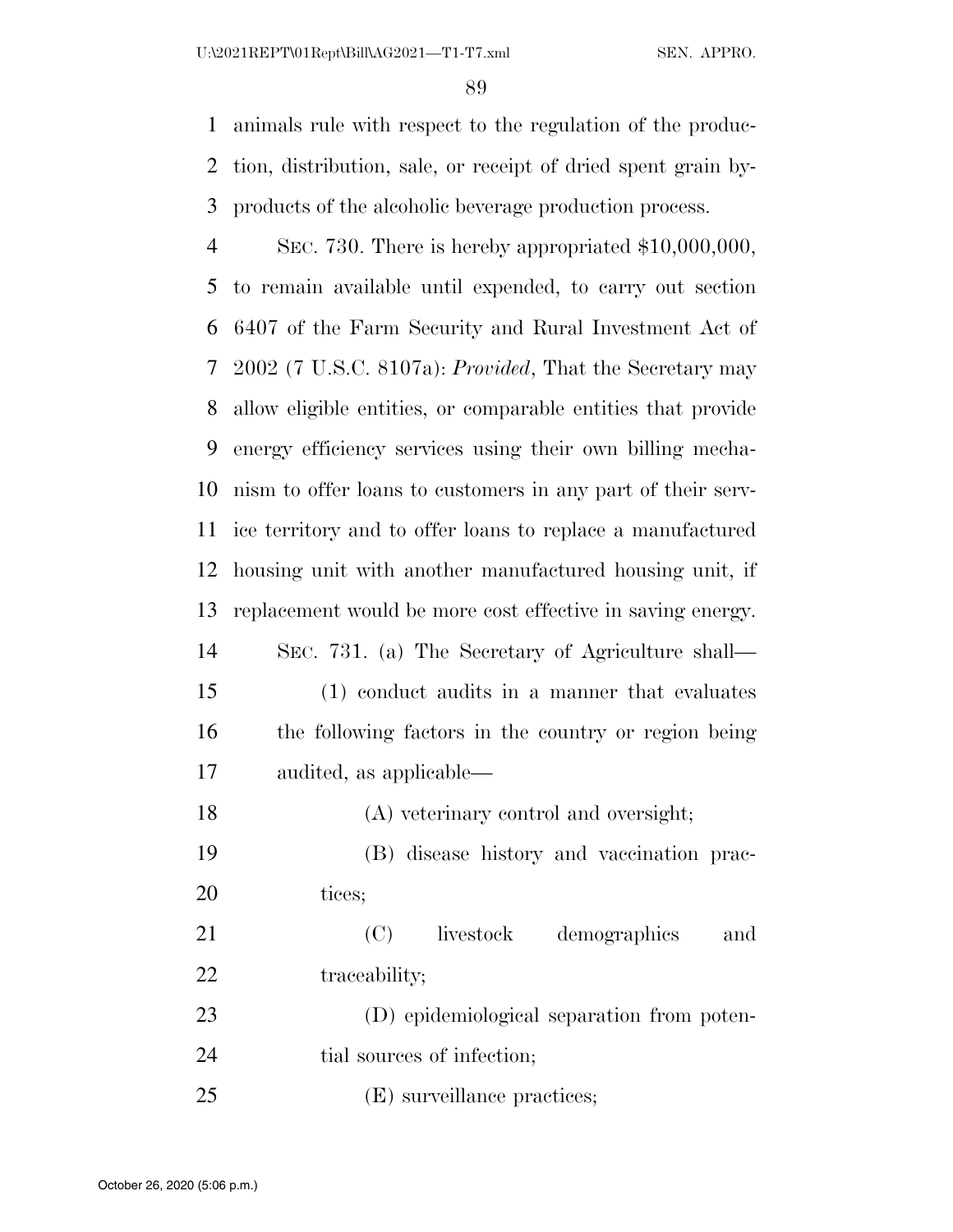animals rule with respect to the regulation of the production, distribution, sale, or receipt of dried spent grain byproducts of the alcoholic beverage production process.

SEC. 730. There is hereby appropriated $10,000,000, to remain available until expended, to carry out section 6407 of the Farm Security and Rural Investment Act of 2002 (7 U.S.C. 8107a): *Provided*, That the Secretary may allow eligible entities, or comparable entities that provide energy efficiency services using their own billing mechanism to offer loans to customers in any part of their service territory and to offer loans to replace a manufactured housing unit with another manufactured housing unit, if replacement would be more cost effective in saving energy.

SEC. 731. (a) The Secretary of Agriculture shall—

(1) conduct audits in a manner that evaluates the following factors in the country or region being audited, as applicable—

(A) veterinary control and oversight;

(B) disease history and vaccination practices;

(C) livestock demographics and traceability;

(D) epidemiological separation from potential sources of infection;

(E) surveillance practices;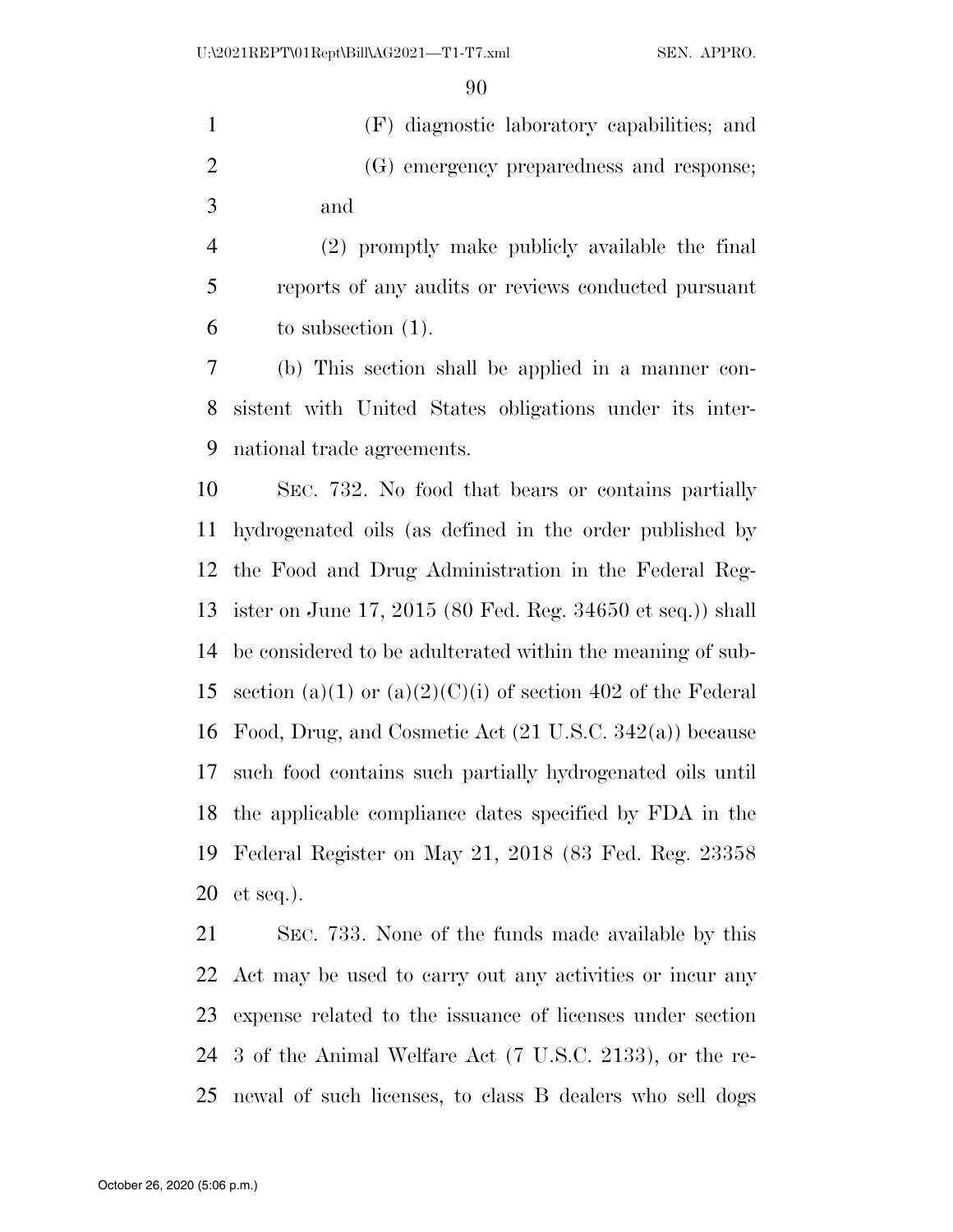(F) diagnostic laboratory capabilities; and

(G) emergency preparedness and response; and

(2) promptly make publicly available the final reports of any audits or reviews conducted pursuant to subsection (1).

(b) This section shall be applied in a manner consistent with United States obligations under its international trade agreements.

SEC. 732. No food that bears or contains partially hydrogenated oils (as defined in the order published by the Food and Drug Administration in the Federal Register on June 17, 2015 (80 Fed. Reg. 34650 et seq.)) shall be considered to be adulterated within the meaning of subsection (a)(1) or (a)(2)(C)(i) of section 402 of the Federal Food, Drug, and Cosmetic Act (21 U.S.C. 342(a)) because such food contains such partially hydrogenated oils until the applicable compliance dates specified by FDA in the Federal Register on May 21, 2018 (83 Fed. Reg. 23358 et seq.).

SEC. 733. None of the funds made available by this Act may be used to carry out any activities or incur any expense related to the issuance of licenses under section 3 of the Animal Welfare Act (7 U.S.C. 2133), or the renewal of such licenses, to class B dealers who sell dogs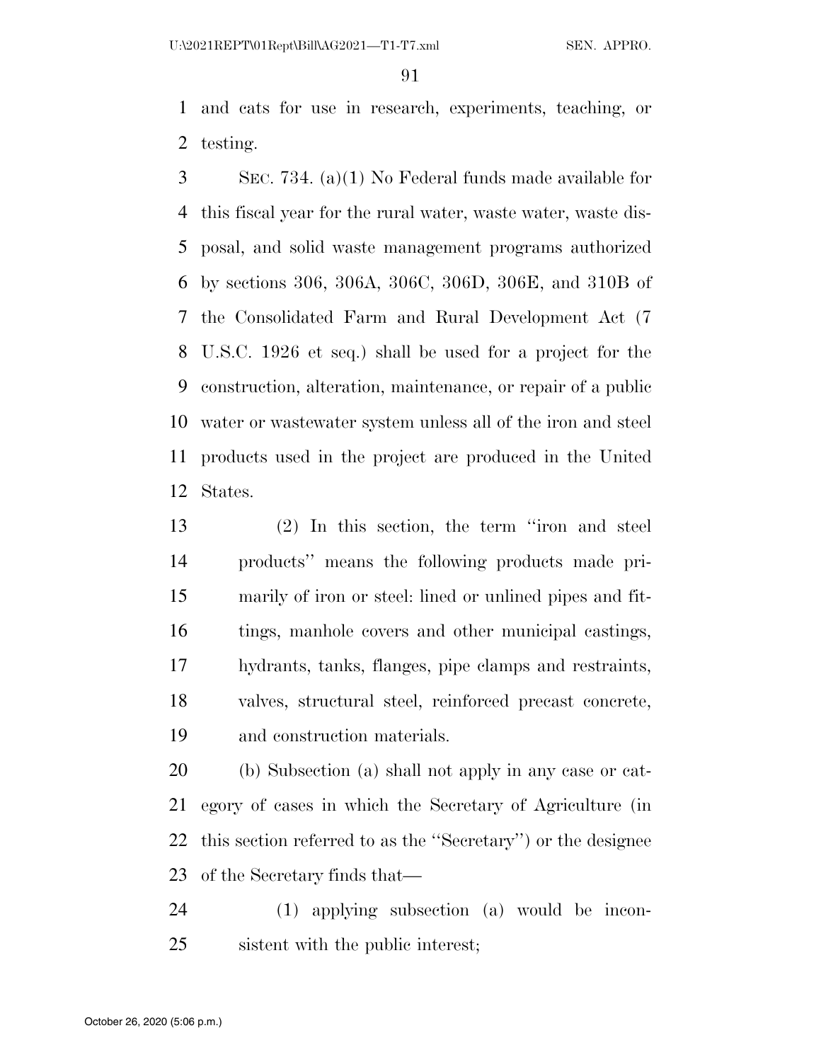and cats for use in research, experiments, teaching, or testing.

SEC. 734. (a)(1) No Federal funds made available for this fiscal year for the rural water, waste water, waste disposal, and solid waste management programs authorized by sections 306, 306A, 306C, 306D, 306E, and 310B of the Consolidated Farm and Rural Development Act (7 U.S.C. 1926 et seq.) shall be used for a project for the construction, alteration, maintenance, or repair of a public water or wastewater system unless all of the iron and steel products used in the project are produced in the United States.

(2) In this section, the term "iron and steel products" means the following products made primarily of iron or steel: lined or unlined pipes and fittings, manhole covers and other municipal castings, hydrants, tanks, flanges, pipe clamps and restraints, valves, structural steel, reinforced precast concrete, and construction materials.

(b) Subsection (a) shall not apply in any case or category of cases in which the Secretary of Agriculture (in this section referred to as the "Secretary") or the designee of the Secretary finds that—

(1) applying subsection (a) would be inconsistent with the public interest;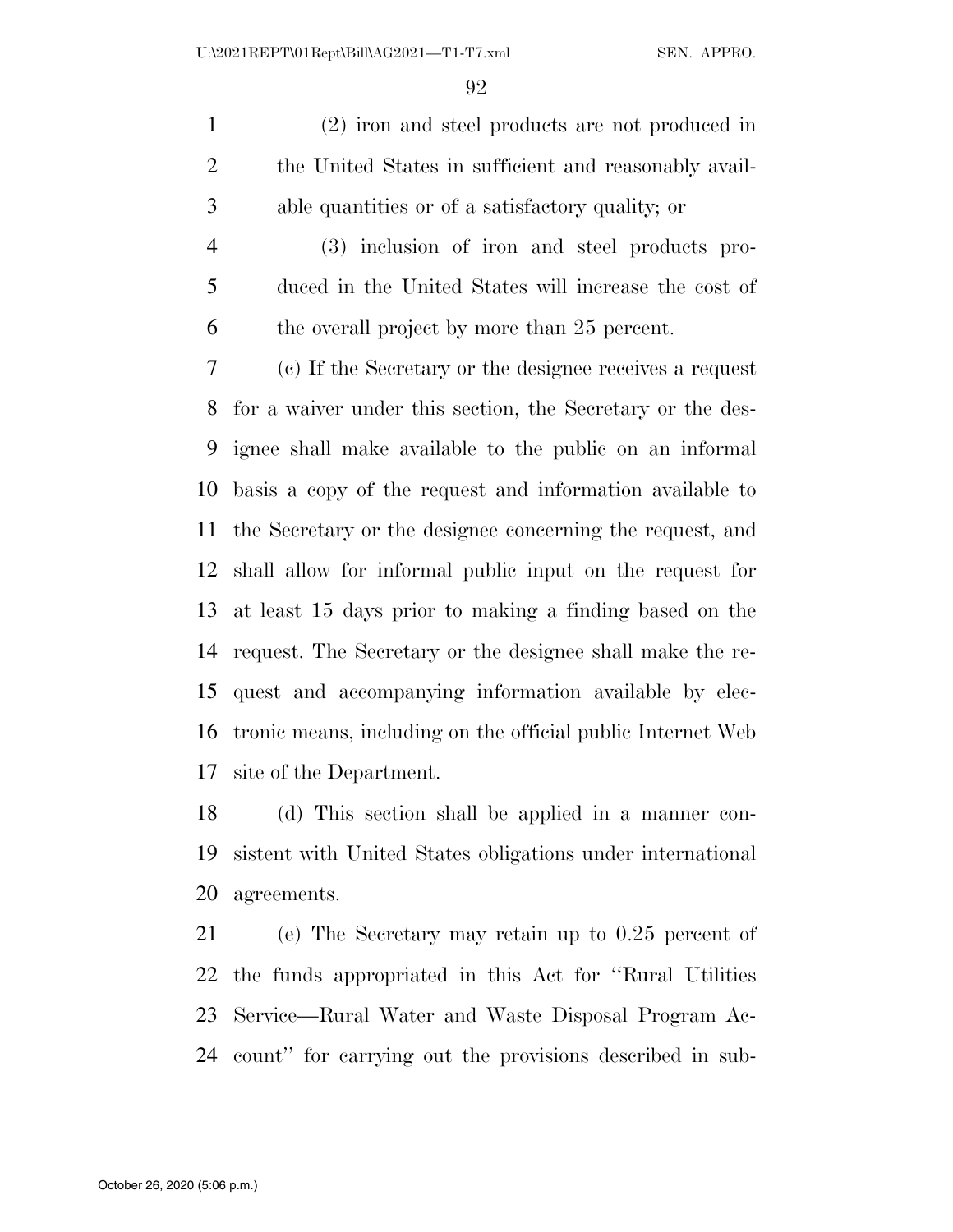(2) iron and steel products are not produced in the United States in sufficient and reasonably available quantities or of a satisfactory quality; or

(3) inclusion of iron and steel products produced in the United States will increase the cost of the overall project by more than 25 percent.

(c) If the Secretary or the designee receives a request for a waiver under this section, the Secretary or the designee shall make available to the public on an informal basis a copy of the request and information available to the Secretary or the designee concerning the request, and shall allow for informal public input on the request for at least 15 days prior to making a finding based on the request. The Secretary or the designee shall make the request and accompanying information available by electronic means, including on the official public Internet Web site of the Department.

(d) This section shall be applied in a manner consistent with United States obligations under international agreements.

(e) The Secretary may retain up to 0.25 percent of the funds appropriated in this Act for ''Rural Utilities Service—Rural Water and Waste Disposal Program Account'' for carrying out the provisions described in sub-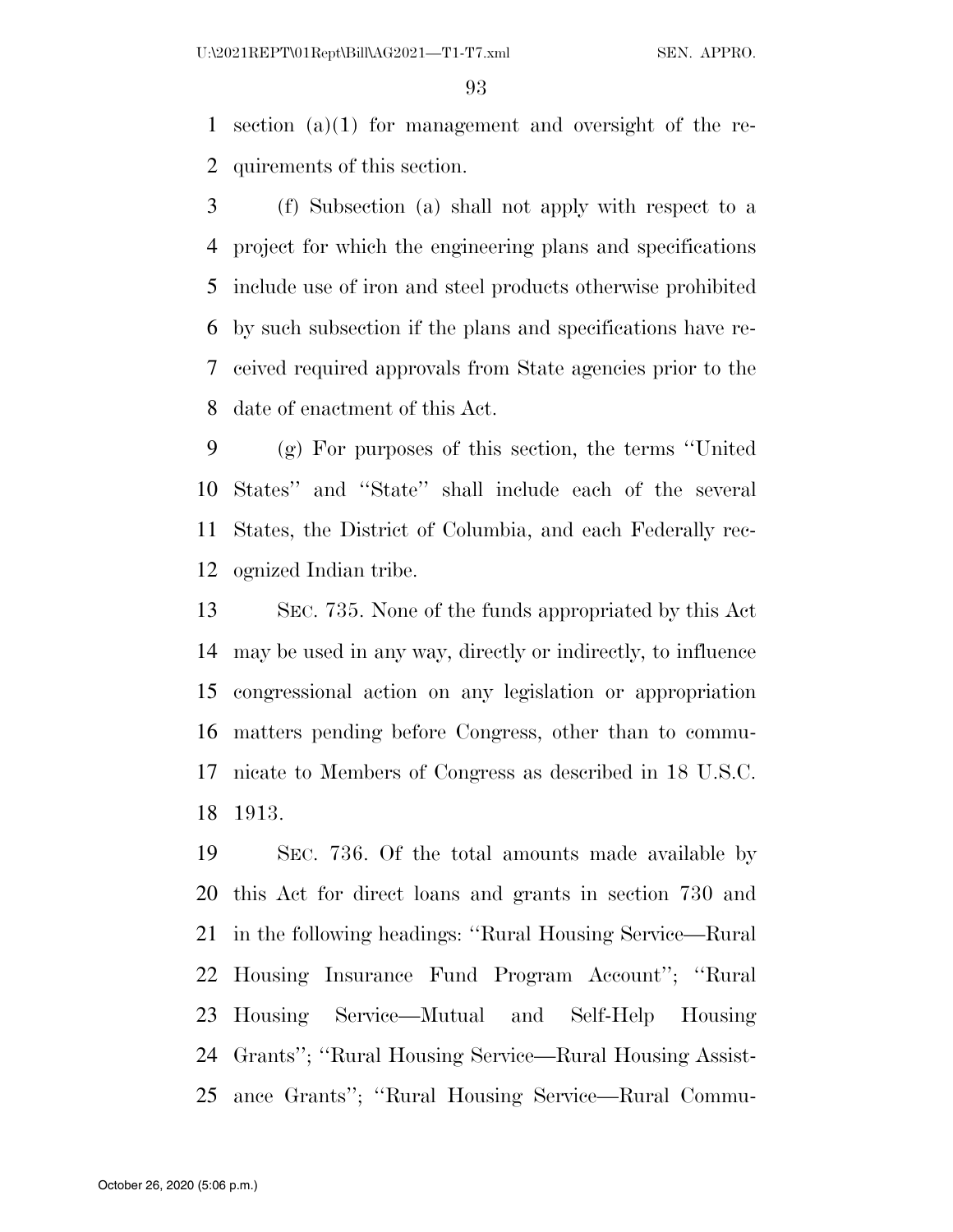section (a)(1) for management and oversight of the requirements of this section.

(f) Subsection (a) shall not apply with respect to a project for which the engineering plans and specifications include use of iron and steel products otherwise prohibited by such subsection if the plans and specifications have received required approvals from State agencies prior to the date of enactment of this Act.

(g) For purposes of this section, the terms ''United States'' and ''State'' shall include each of the several States, the District of Columbia, and each Federally recognized Indian tribe.

SEC. 735. None of the funds appropriated by this Act may be used in any way, directly or indirectly, to influence congressional action on any legislation or appropriation matters pending before Congress, other than to communicate to Members of Congress as described in 18 U.S.C. 1913.

SEC. 736. Of the total amounts made available by this Act for direct loans and grants in section 730 and in the following headings: ''Rural Housing Service—Rural Housing Insurance Fund Program Account''; ''Rural Housing Service—Mutual and Self-Help Housing Grants''; ''Rural Housing Service—Rural Housing Assistance Grants''; ''Rural Housing Service—Rural Commu-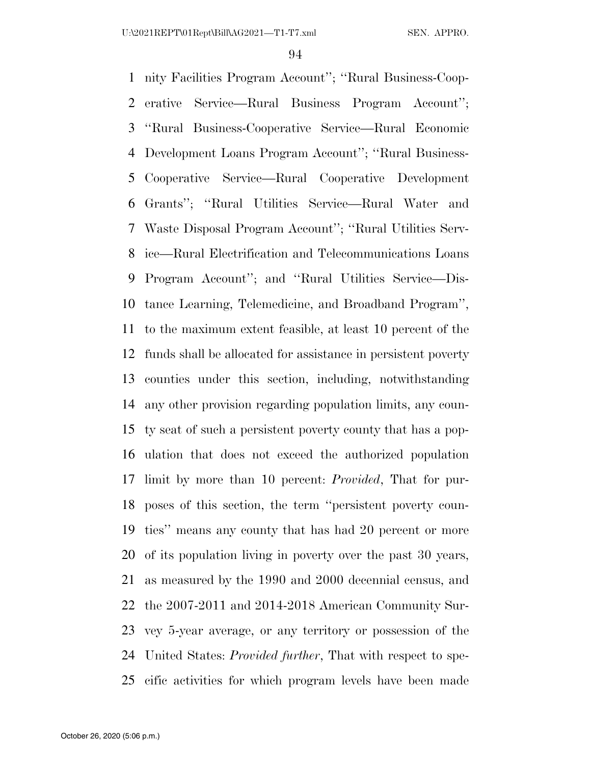nity Facilities Program Account''; ''Rural Business-Cooperative Service—Rural Business Program Account''; ''Rural Business-Cooperative Service—Rural Economic Development Loans Program Account''; ''Rural Business-Cooperative Service—Rural Cooperative Development Grants''; ''Rural Utilities Service—Rural Water and Waste Disposal Program Account''; ''Rural Utilities Service—Rural Electrification and Telecommunications Loans Program Account''; and ''Rural Utilities Service—Distance Learning, Telemedicine, and Broadband Program'', to the maximum extent feasible, at least 10 percent of the funds shall be allocated for assistance in persistent poverty counties under this section, including, notwithstanding any other provision regarding population limits, any county seat of such a persistent poverty county that has a population that does not exceed the authorized population limit by more than 10 percent: *Provided*, That for purposes of this section, the term ''persistent poverty counties'' means any county that has had 20 percent or more of its population living in poverty over the past 30 years, as measured by the 1990 and 2000 decennial census, and the 2007-2011 and 2014-2018 American Community Survey 5-year average, or any territory or possession of the United States: *Provided further*, That with respect to specific activities for which program levels have been made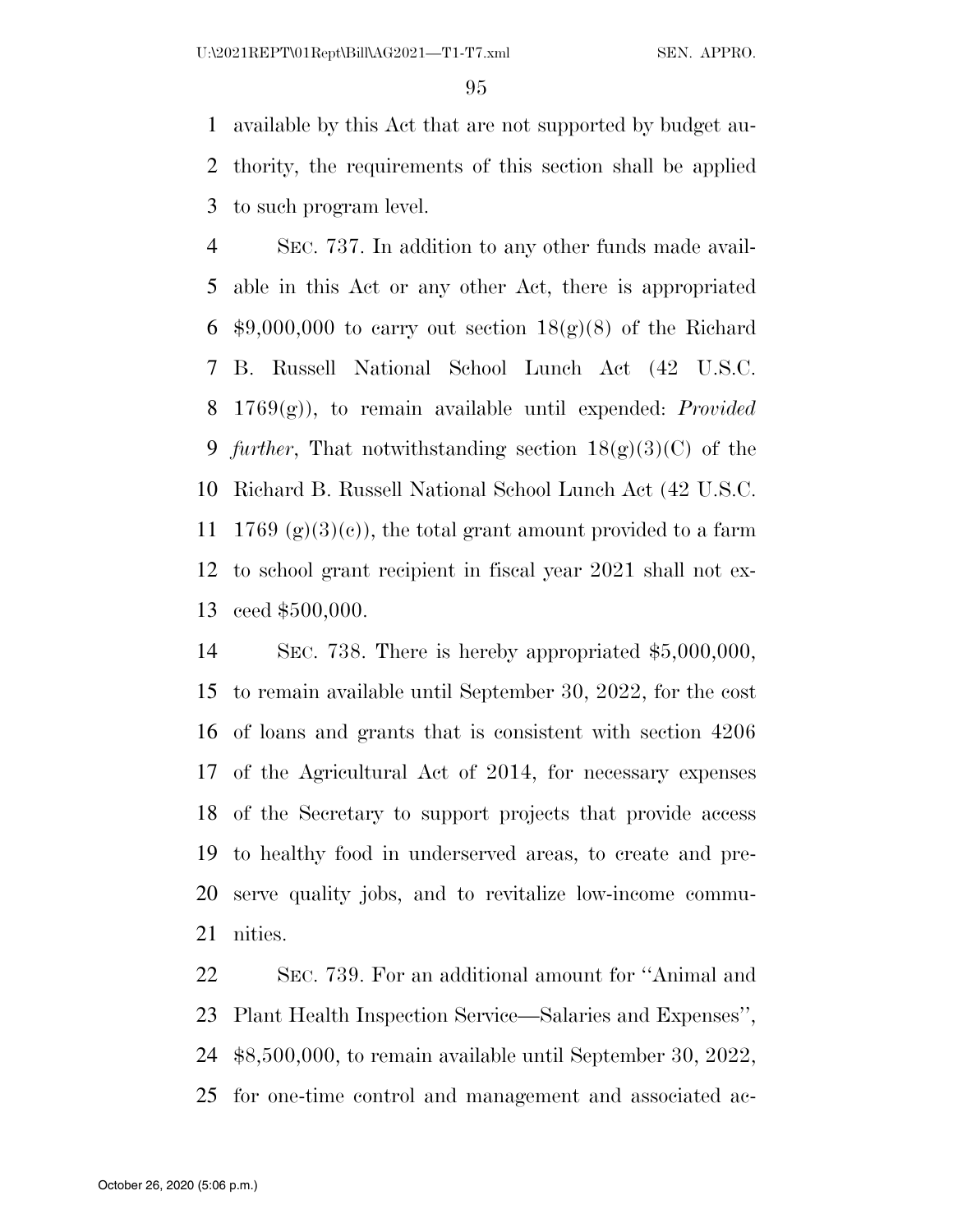available by this Act that are not supported by budget authority, the requirements of this section shall be applied to such program level.

SEC. 737. In addition to any other funds made available in this Act or any other Act, there is appropriated $9,000,000 to carry out section 18(g)(8) of the Richard B. Russell National School Lunch Act (42 U.S.C. 1769(g)), to remain available until expended: *Provided further*, That notwithstanding section 18(g)(3)(C) of the Richard B. Russell National School Lunch Act (42 U.S.C. 1769 (g)(3)(c)), the total grant amount provided to a farm to school grant recipient in fiscal year 2021 shall not exceed $500,000.

SEC. 738. There is hereby appropriated $5,000,000, to remain available until September 30, 2022, for the cost of loans and grants that is consistent with section 4206 of the Agricultural Act of 2014, for necessary expenses of the Secretary to support projects that provide access to healthy food in underserved areas, to create and preserve quality jobs, and to revitalize low-income communities.

SEC. 739. For an additional amount for ''Animal and Plant Health Inspection Service—Salaries and Expenses'', $8,500,000, to remain available until September 30, 2022, for one-time control and management and associated ac-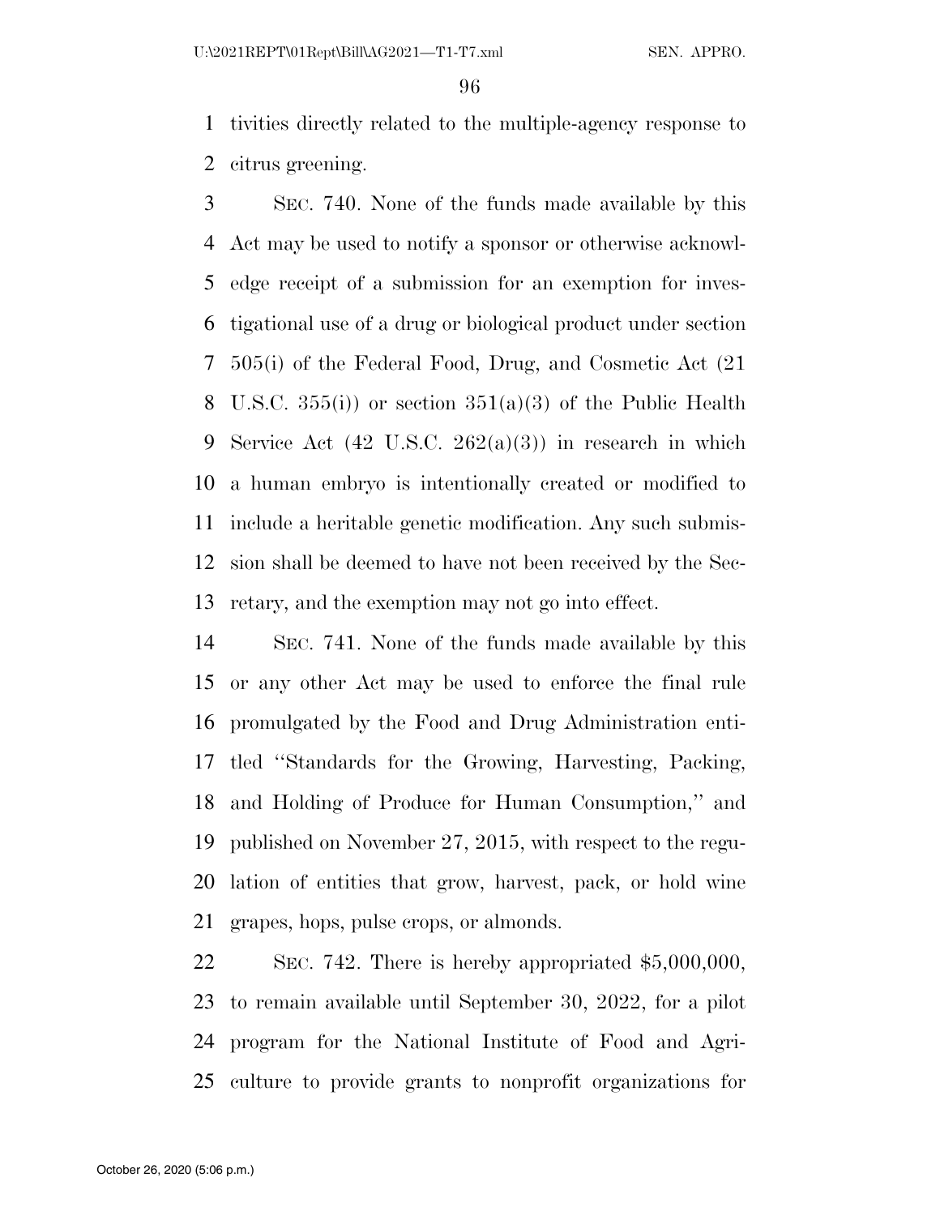tivities directly related to the multiple-agency response to citrus greening.

SEC. 740. None of the funds made available by this Act may be used to notify a sponsor or otherwise acknowledge receipt of a submission for an exemption for investigational use of a drug or biological product under section 505(i) of the Federal Food, Drug, and Cosmetic Act (21 U.S.C. 355(i)) or section 351(a)(3) of the Public Health Service Act (42 U.S.C. 262(a)(3)) in research in which a human embryo is intentionally created or modified to include a heritable genetic modification. Any such submission shall be deemed to have not been received by the Secretary, and the exemption may not go into effect.

SEC. 741. None of the funds made available by this or any other Act may be used to enforce the final rule promulgated by the Food and Drug Administration entitled ''Standards for the Growing, Harvesting, Packing, and Holding of Produce for Human Consumption,'' and published on November 27, 2015, with respect to the regulation of entities that grow, harvest, pack, or hold wine grapes, hops, pulse crops, or almonds.

SEC. 742. There is hereby appropriated $5,000,000, to remain available until September 30, 2022, for a pilot program for the National Institute of Food and Agriculture to provide grants to nonprofit organizations for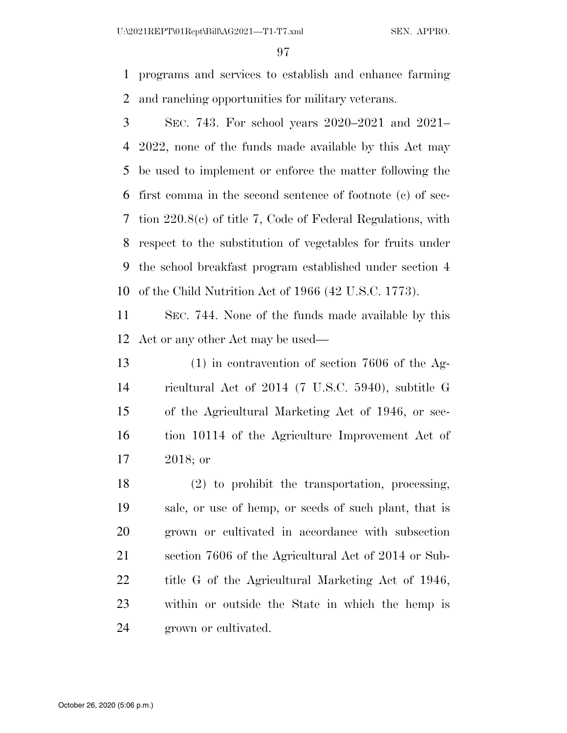programs and services to establish and enhance farming and ranching opportunities for military veterans.

SEC. 743. For school years 2020–2021 and 2021–2022, none of the funds made available by this Act may be used to implement or enforce the matter following the first comma in the second sentence of footnote (c) of section 220.8(c) of title 7, Code of Federal Regulations, with respect to the substitution of vegetables for fruits under the school breakfast program established under section 4 of the Child Nutrition Act of 1966 (42 U.S.C. 1773).

SEC. 744. None of the funds made available by this Act or any other Act may be used—

(1) in contravention of section 7606 of the Agricultural Act of 2014 (7 U.S.C. 5940), subtitle G of the Agricultural Marketing Act of 1946, or section 10114 of the Agriculture Improvement Act of 2018; or

(2) to prohibit the transportation, processing, sale, or use of hemp, or seeds of such plant, that is grown or cultivated in accordance with subsection section 7606 of the Agricultural Act of 2014 or Subtitle G of the Agricultural Marketing Act of 1946, within or outside the State in which the hemp is grown or cultivated.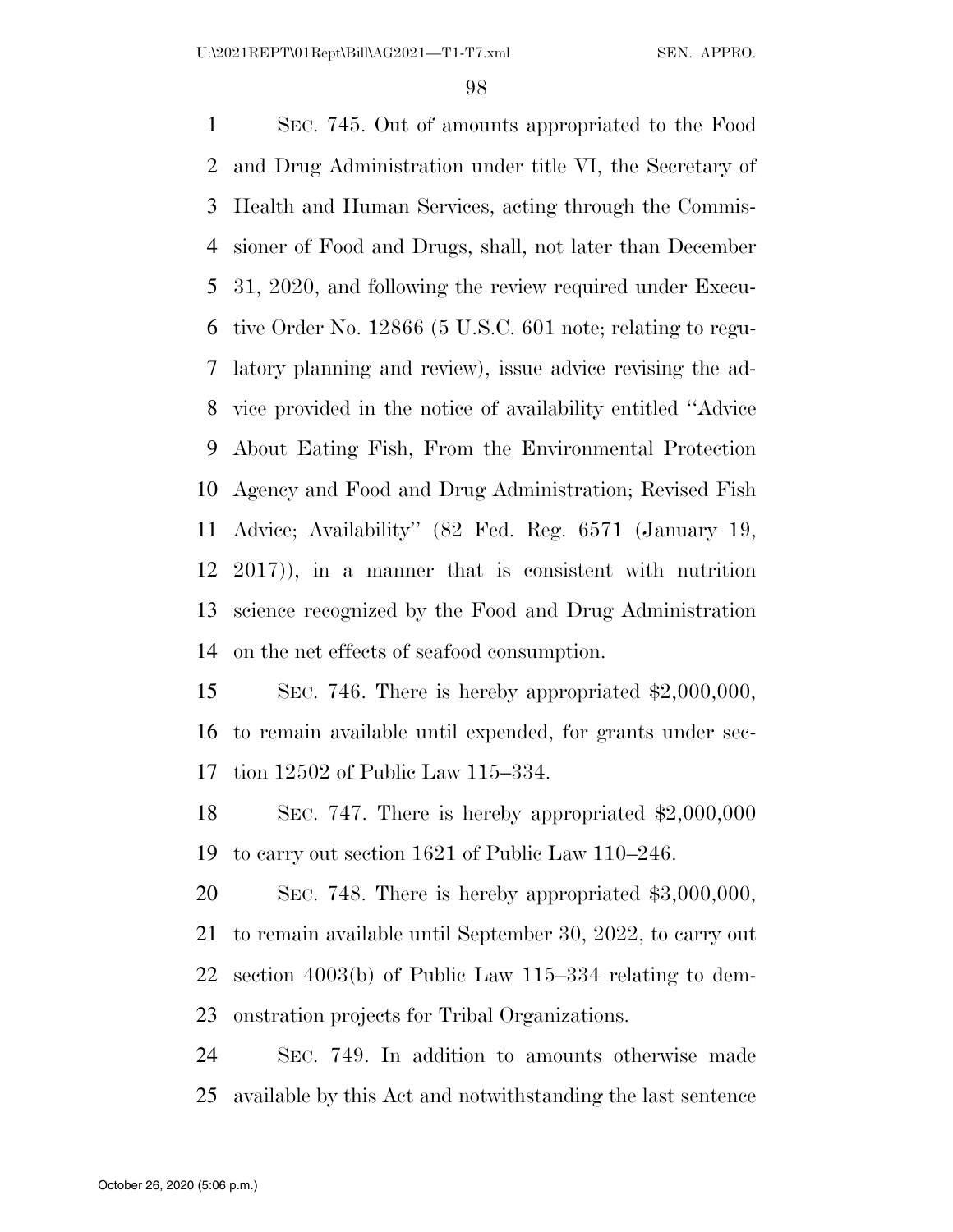SEC. 745. Out of amounts appropriated to the Food and Drug Administration under title VI, the Secretary of Health and Human Services, acting through the Commissioner of Food and Drugs, shall, not later than December 31, 2020, and following the review required under Executive Order No. 12866 (5 U.S.C. 601 note; relating to regulatory planning and review), issue advice revising the advice provided in the notice of availability entitled ''Advice About Eating Fish, From the Environmental Protection Agency and Food and Drug Administration; Revised Fish Advice; Availability'' (82 Fed. Reg. 6571 (January 19, 2017)), in a manner that is consistent with nutrition science recognized by the Food and Drug Administration on the net effects of seafood consumption.

SEC. 746. There is hereby appropriated $2,000,000, to remain available until expended, for grants under section 12502 of Public Law 115–334.

SEC. 747. There is hereby appropriated $2,000,000 to carry out section 1621 of Public Law 110–246.

SEC. 748. There is hereby appropriated $3,000,000, to remain available until September 30, 2022, to carry out section 4003(b) of Public Law 115–334 relating to demonstration projects for Tribal Organizations.

SEC. 749. In addition to amounts otherwise made available by this Act and notwithstanding the last sentence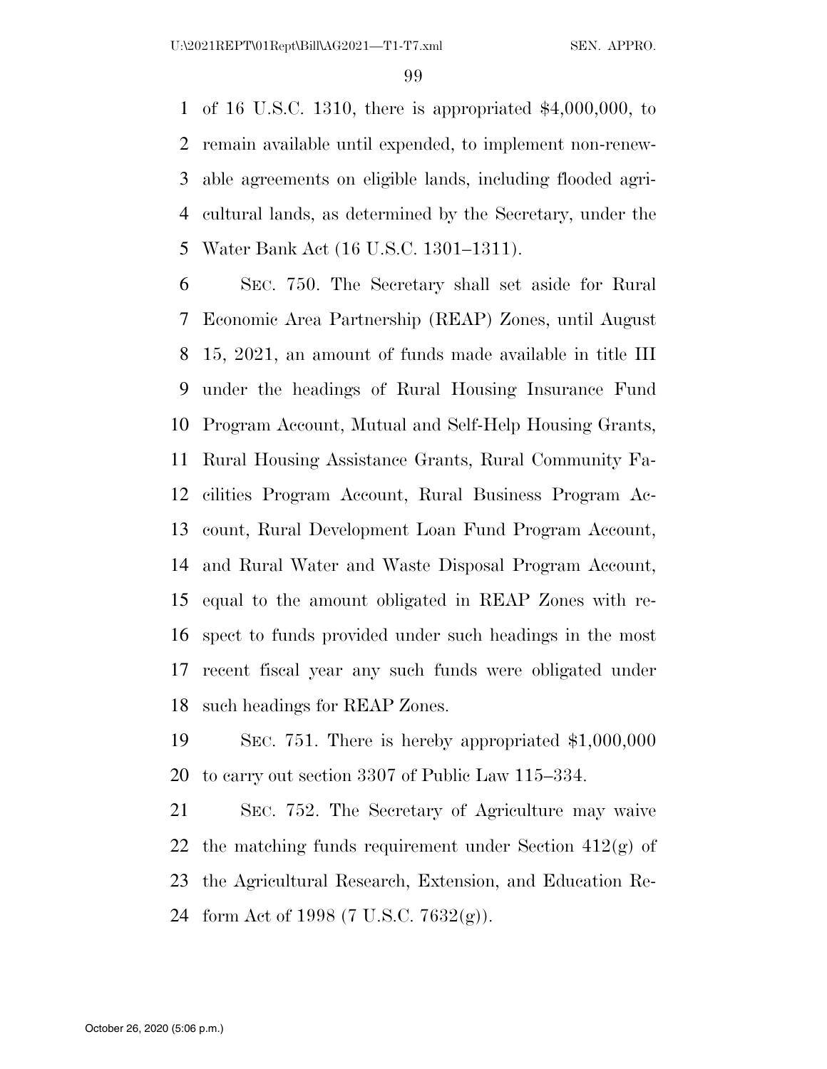of 16 U.S.C. 1310, there is appropriated $4,000,000, to remain available until expended, to implement non-renewable agreements on eligible lands, including flooded agricultural lands, as determined by the Secretary, under the Water Bank Act (16 U.S.C. 1301–1311).

SEC. 750. The Secretary shall set aside for Rural Economic Area Partnership (REAP) Zones, until August 15, 2021, an amount of funds made available in title III under the headings of Rural Housing Insurance Fund Program Account, Mutual and Self-Help Housing Grants, Rural Housing Assistance Grants, Rural Community Facilities Program Account, Rural Business Program Account, Rural Development Loan Fund Program Account, and Rural Water and Waste Disposal Program Account, equal to the amount obligated in REAP Zones with respect to funds provided under such headings in the most recent fiscal year any such funds were obligated under such headings for REAP Zones.

SEC. 751. There is hereby appropriated $1,000,000 to carry out section 3307 of Public Law 115–334.

SEC. 752. The Secretary of Agriculture may waive the matching funds requirement under Section 412(g) of the Agricultural Research, Extension, and Education Reform Act of 1998 (7 U.S.C. 7632(g)).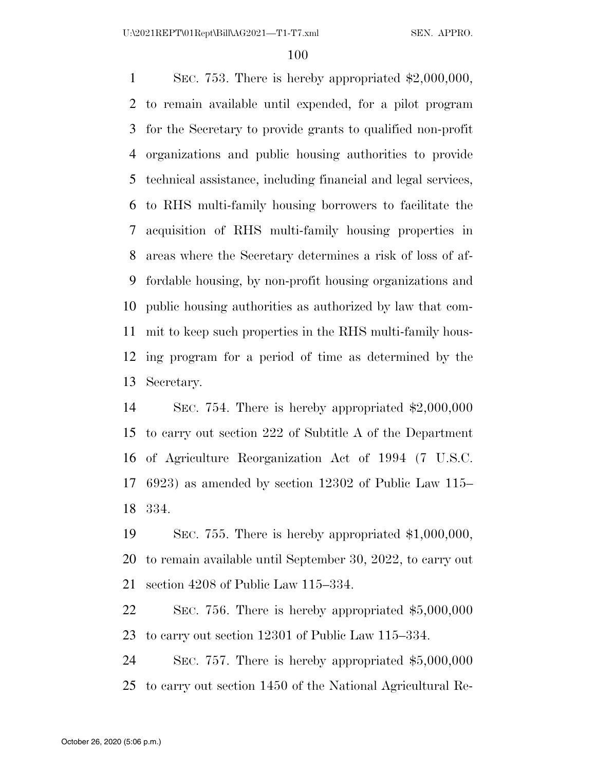SEC. 753. There is hereby appropriated $2,000,000, to remain available until expended, for a pilot program for the Secretary to provide grants to qualified non-profit organizations and public housing authorities to provide technical assistance, including financial and legal services, to RHS multi-family housing borrowers to facilitate the acquisition of RHS multi-family housing properties in areas where the Secretary determines a risk of loss of affordable housing, by non-profit housing organizations and public housing authorities as authorized by law that commit to keep such properties in the RHS multi-family housing program for a period of time as determined by the Secretary.

SEC. 754. There is hereby appropriated $2,000,000 to carry out section 222 of Subtitle A of the Department of Agriculture Reorganization Act of 1994 (7 U.S.C. 6923) as amended by section 12302 of Public Law 115–334.

SEC. 755. There is hereby appropriated $1,000,000, to remain available until September 30, 2022, to carry out section 4208 of Public Law 115–334.

SEC. 756. There is hereby appropriated $5,000,000 to carry out section 12301 of Public Law 115–334.

SEC. 757. There is hereby appropriated $5,000,000 to carry out section 1450 of the National Agricultural Re-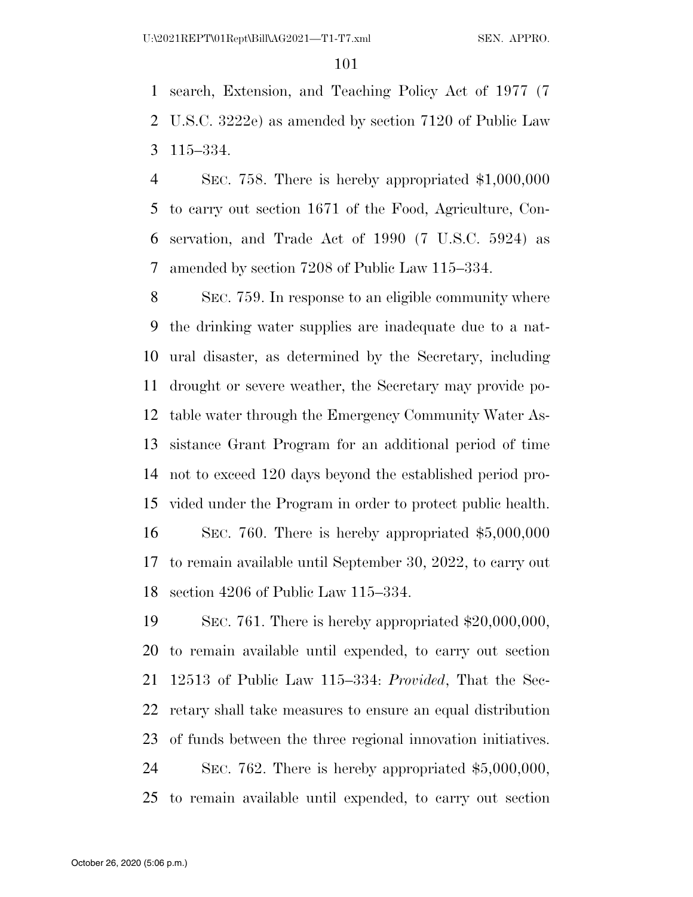search, Extension, and Teaching Policy Act of 1977 (7 U.S.C. 3222e) as amended by section 7120 of Public Law 115–334.

SEC. 758. There is hereby appropriated $1,000,000 to carry out section 1671 of the Food, Agriculture, Conservation, and Trade Act of 1990 (7 U.S.C. 5924) as amended by section 7208 of Public Law 115–334.

SEC. 759. In response to an eligible community where the drinking water supplies are inadequate due to a natural disaster, as determined by the Secretary, including drought or severe weather, the Secretary may provide potable water through the Emergency Community Water Assistance Grant Program for an additional period of time not to exceed 120 days beyond the established period provided under the Program in order to protect public health.

SEC. 760. There is hereby appropriated $5,000,000 to remain available until September 30, 2022, to carry out section 4206 of Public Law 115–334.

SEC. 761. There is hereby appropriated $20,000,000, to remain available until expended, to carry out section 12513 of Public Law 115–334: *Provided*, That the Secretary shall take measures to ensure an equal distribution of funds between the three regional innovation initiatives.

SEC. 762. There is hereby appropriated $5,000,000, to remain available until expended, to carry out section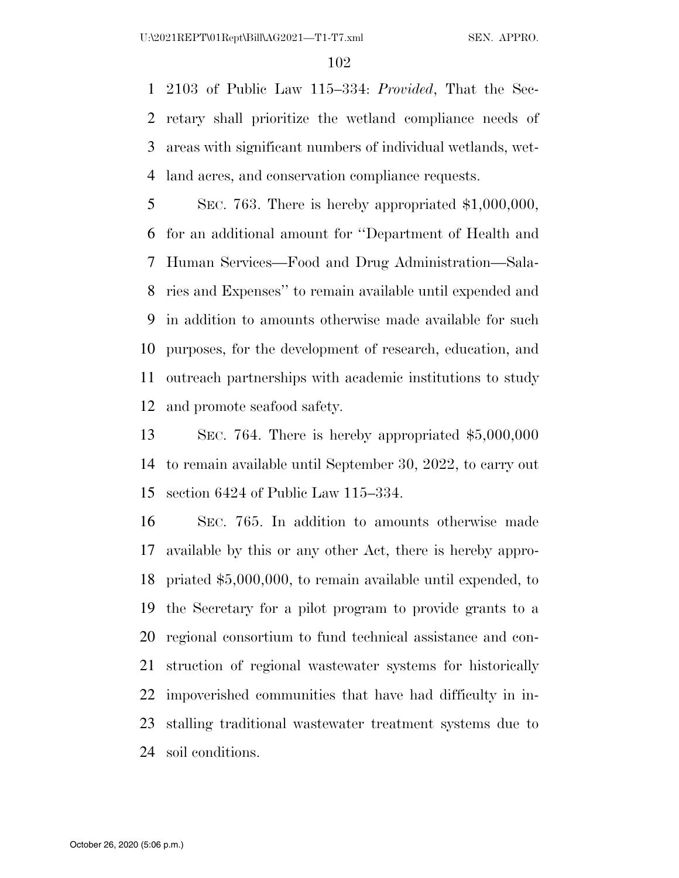2103 of Public Law 115–334: *Provided*, That the Secretary shall prioritize the wetland compliance needs of areas with significant numbers of individual wetlands, wetland acres, and conservation compliance requests.

SEC. 763. There is hereby appropriated $1,000,000, for an additional amount for ''Department of Health and Human Services—Food and Drug Administration—Salaries and Expenses'' to remain available until expended and in addition to amounts otherwise made available for such purposes, for the development of research, education, and outreach partnerships with academic institutions to study and promote seafood safety.

SEC. 764. There is hereby appropriated $5,000,000 to remain available until September 30, 2022, to carry out section 6424 of Public Law 115–334.

SEC. 765. In addition to amounts otherwise made available by this or any other Act, there is hereby appropriated $5,000,000, to remain available until expended, to the Secretary for a pilot program to provide grants to a regional consortium to fund technical assistance and construction of regional wastewater systems for historically impoverished communities that have had difficulty in installing traditional wastewater treatment systems due to soil conditions.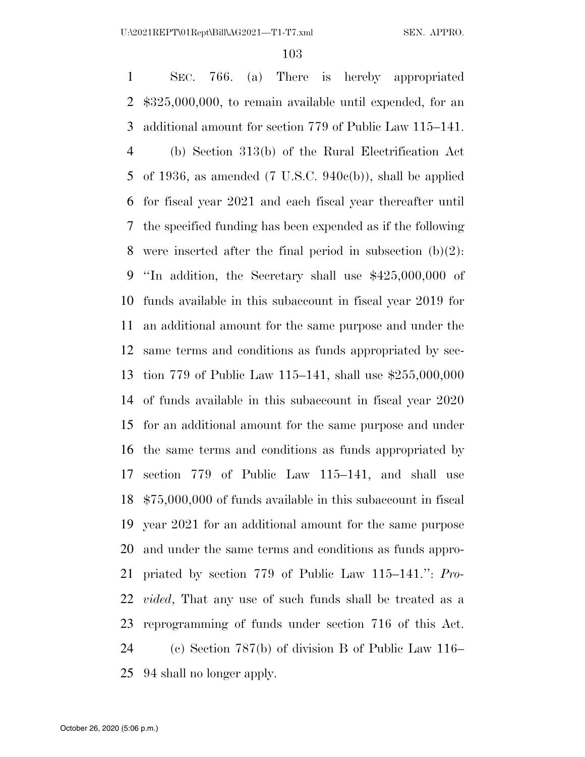SEC. 766. (a) There is hereby appropriated $325,000,000, to remain available until expended, for an additional amount for section 779 of Public Law 115–141.

(b) Section 313(b) of the Rural Electrification Act of 1936, as amended (7 U.S.C. 940c(b)), shall be applied for fiscal year 2021 and each fiscal year thereafter until the specified funding has been expended as if the following were inserted after the final period in subsection (b)(2): ''In addition, the Secretary shall use $425,000,000 of funds available in this subaccount in fiscal year 2019 for an additional amount for the same purpose and under the same terms and conditions as funds appropriated by section 779 of Public Law 115–141, shall use $255,000,000 of funds available in this subaccount in fiscal year 2020 for an additional amount for the same purpose and under the same terms and conditions as funds appropriated by section 779 of Public Law 115–141, and shall use $75,000,000 of funds available in this subaccount in fiscal year 2021 for an additional amount for the same purpose and under the same terms and conditions as funds appropriated by section 779 of Public Law 115–141.'': *Provided*, That any use of such funds shall be treated as a reprogramming of funds under section 716 of this Act.

(c) Section 787(b) of division B of Public Law 116–94 shall no longer apply.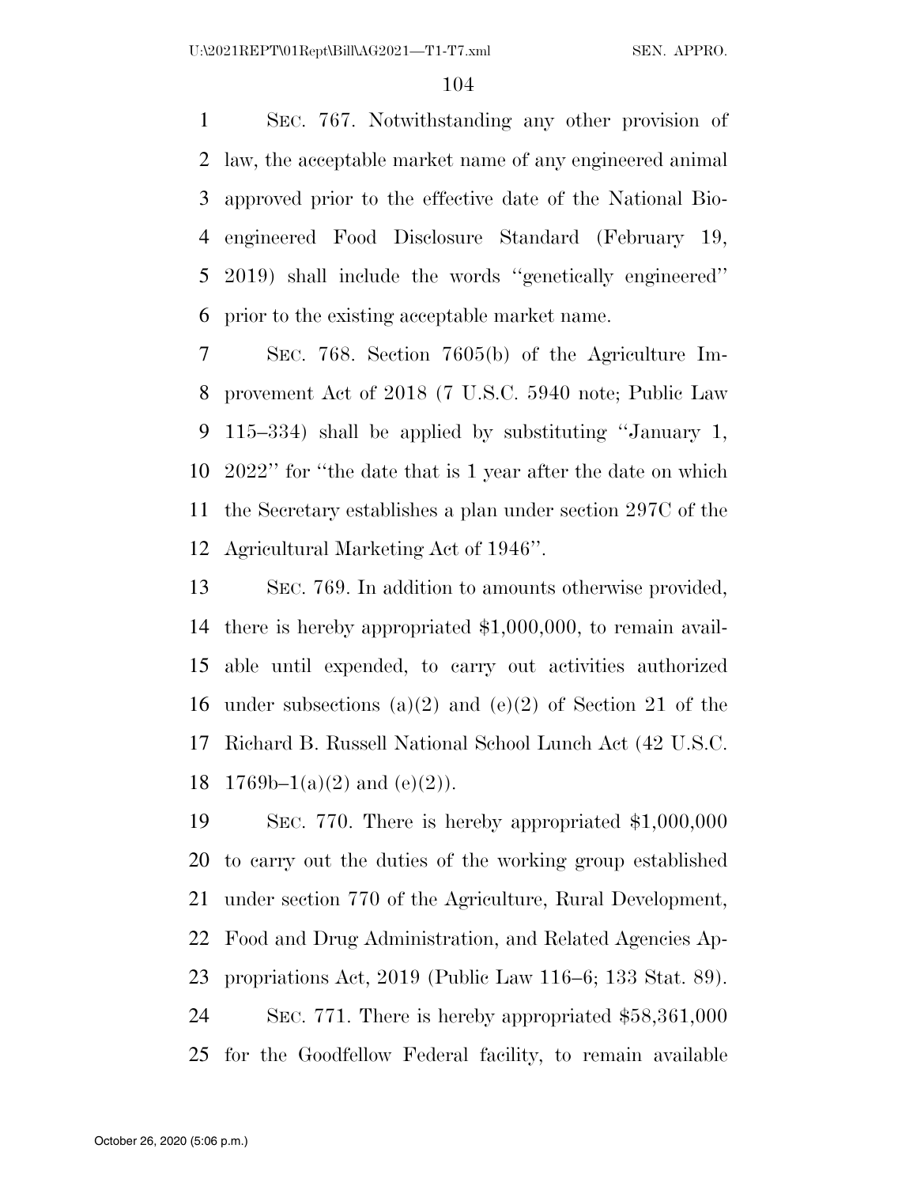SEC. 767. Notwithstanding any other provision of law, the acceptable market name of any engineered animal approved prior to the effective date of the National Bioengineered Food Disclosure Standard (February 19, 2019) shall include the words "genetically engineered" prior to the existing acceptable market name.

SEC. 768. Section 7605(b) of the Agriculture Improvement Act of 2018 (7 U.S.C. 5940 note; Public Law 115–334) shall be applied by substituting "January 1, 2022" for "the date that is 1 year after the date on which the Secretary establishes a plan under section 297C of the Agricultural Marketing Act of 1946".

SEC. 769. In addition to amounts otherwise provided, there is hereby appropriated $1,000,000, to remain available until expended, to carry out activities authorized under subsections (a)(2) and (e)(2) of Section 21 of the Richard B. Russell National School Lunch Act (42 U.S.C. 1769b–1(a)(2) and (e)(2)).

SEC. 770. There is hereby appropriated $1,000,000 to carry out the duties of the working group established under section 770 of the Agriculture, Rural Development, Food and Drug Administration, and Related Agencies Appropriations Act, 2019 (Public Law 116–6; 133 Stat. 89).

SEC. 771. There is hereby appropriated $58,361,000 for the Goodfellow Federal facility, to remain available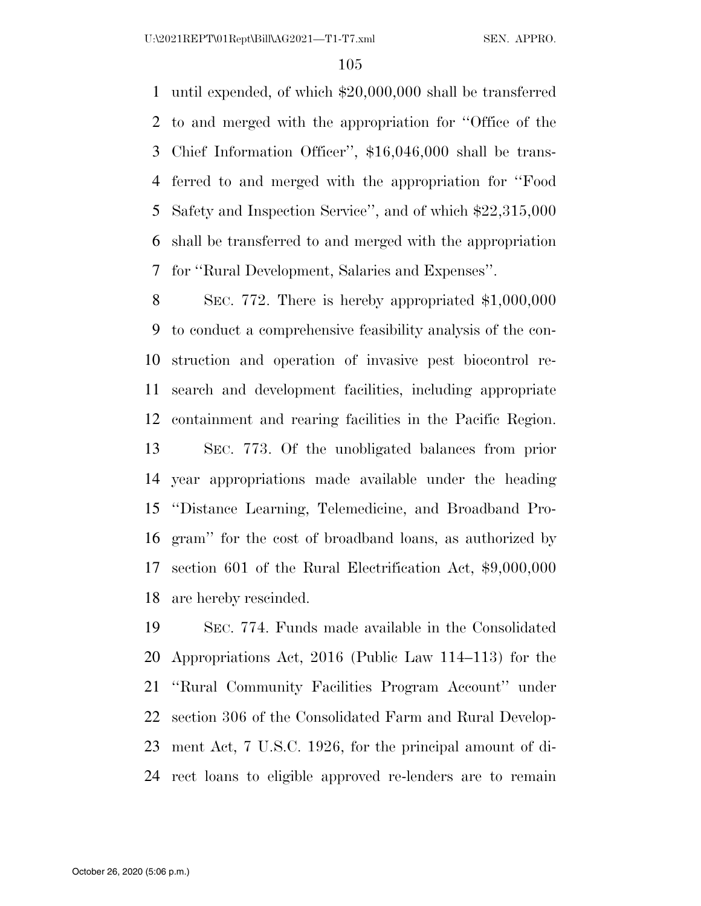until expended, of which $20,000,000 shall be transferred to and merged with the appropriation for ''Office of the Chief Information Officer'', $16,046,000 shall be transferred to and merged with the appropriation for ''Food Safety and Inspection Service'', and of which $22,315,000 shall be transferred to and merged with the appropriation for ''Rural Development, Salaries and Expenses''.

SEC. 772. There is hereby appropriated $1,000,000 to conduct a comprehensive feasibility analysis of the construction and operation of invasive pest biocontrol research and development facilities, including appropriate containment and rearing facilities in the Pacific Region.

SEC. 773. Of the unobligated balances from prior year appropriations made available under the heading ''Distance Learning, Telemedicine, and Broadband Program'' for the cost of broadband loans, as authorized by section 601 of the Rural Electrification Act, $9,000,000 are hereby rescinded.

SEC. 774. Funds made available in the Consolidated Appropriations Act, 2016 (Public Law 114–113) for the ''Rural Community Facilities Program Account'' under section 306 of the Consolidated Farm and Rural Development Act, 7 U.S.C. 1926, for the principal amount of direct loans to eligible approved re-lenders are to remain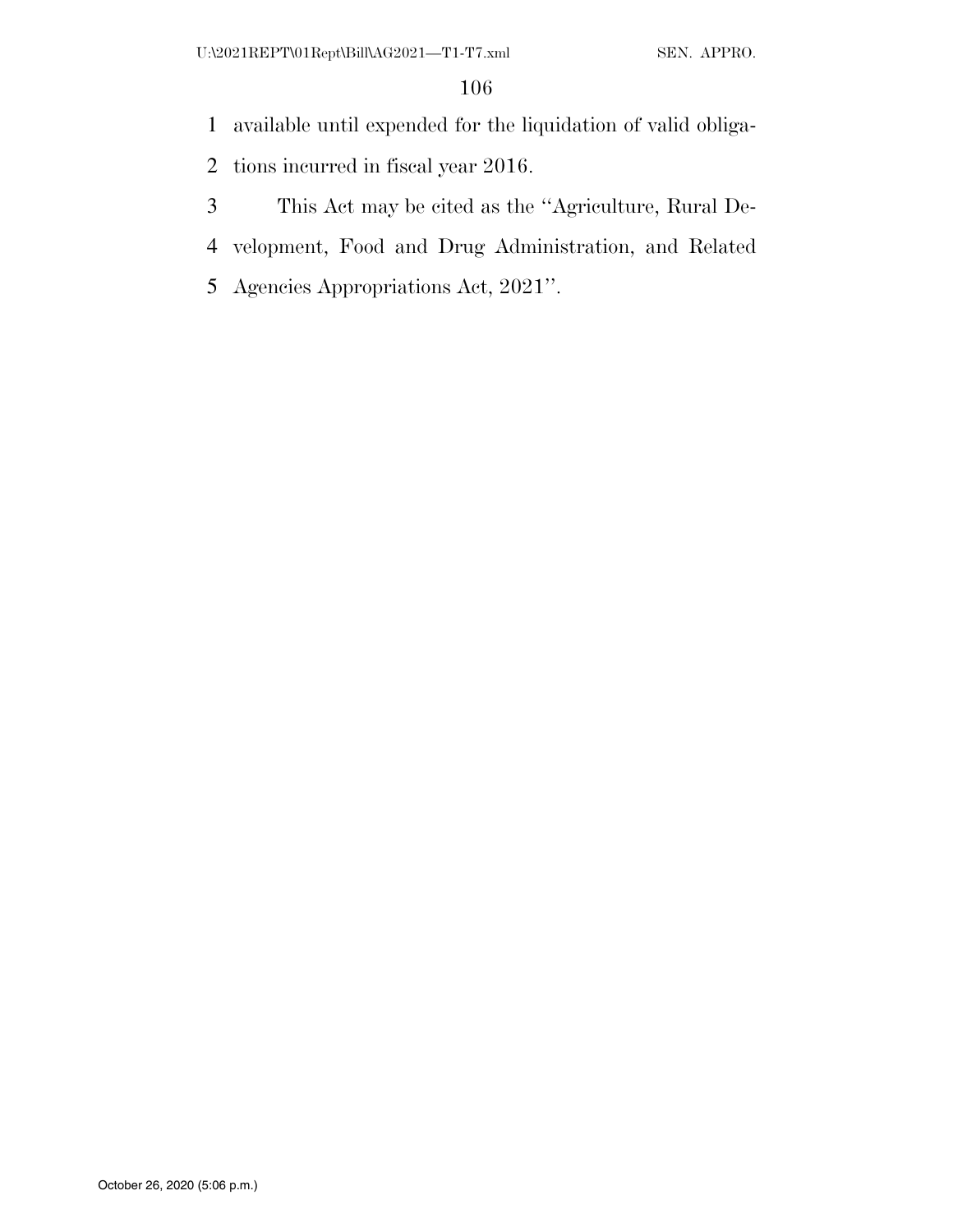available until expended for the liquidation of valid obligations incurred in fiscal year 2016.

This Act may be cited as the ''Agriculture, Rural Development, Food and Drug Administration, and Related Agencies Appropriations Act, 2021''.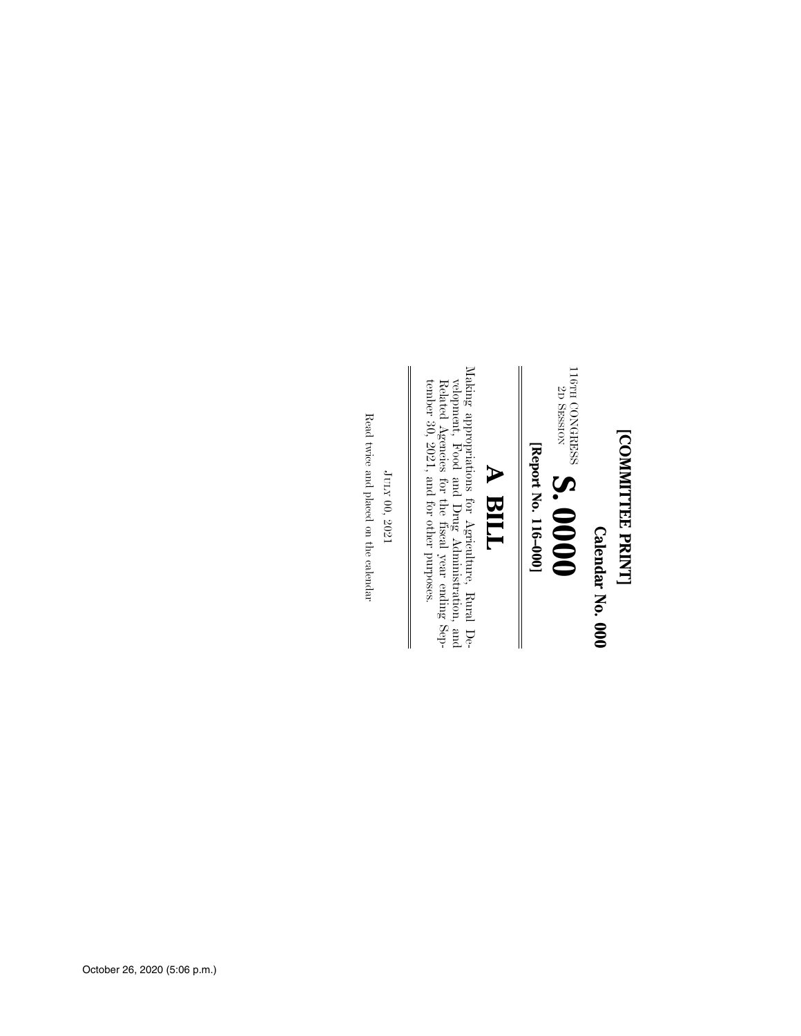**[COMMITTEE PRINT]**

**Calendar No. 000**

116TH CONGRESS
2D SESSION

# S. 0000

**[Report No. 116–000]**

# A BILL

Making appropriations for Agriculture, Rural Development, Food and Drug Administration, and Related Agencies for the fiscal year ending September 30, 2021, and for other purposes.

JULY 00, 2021

Read twice and placed on the calendar

October 26, 2020 (5:06 p.m.)